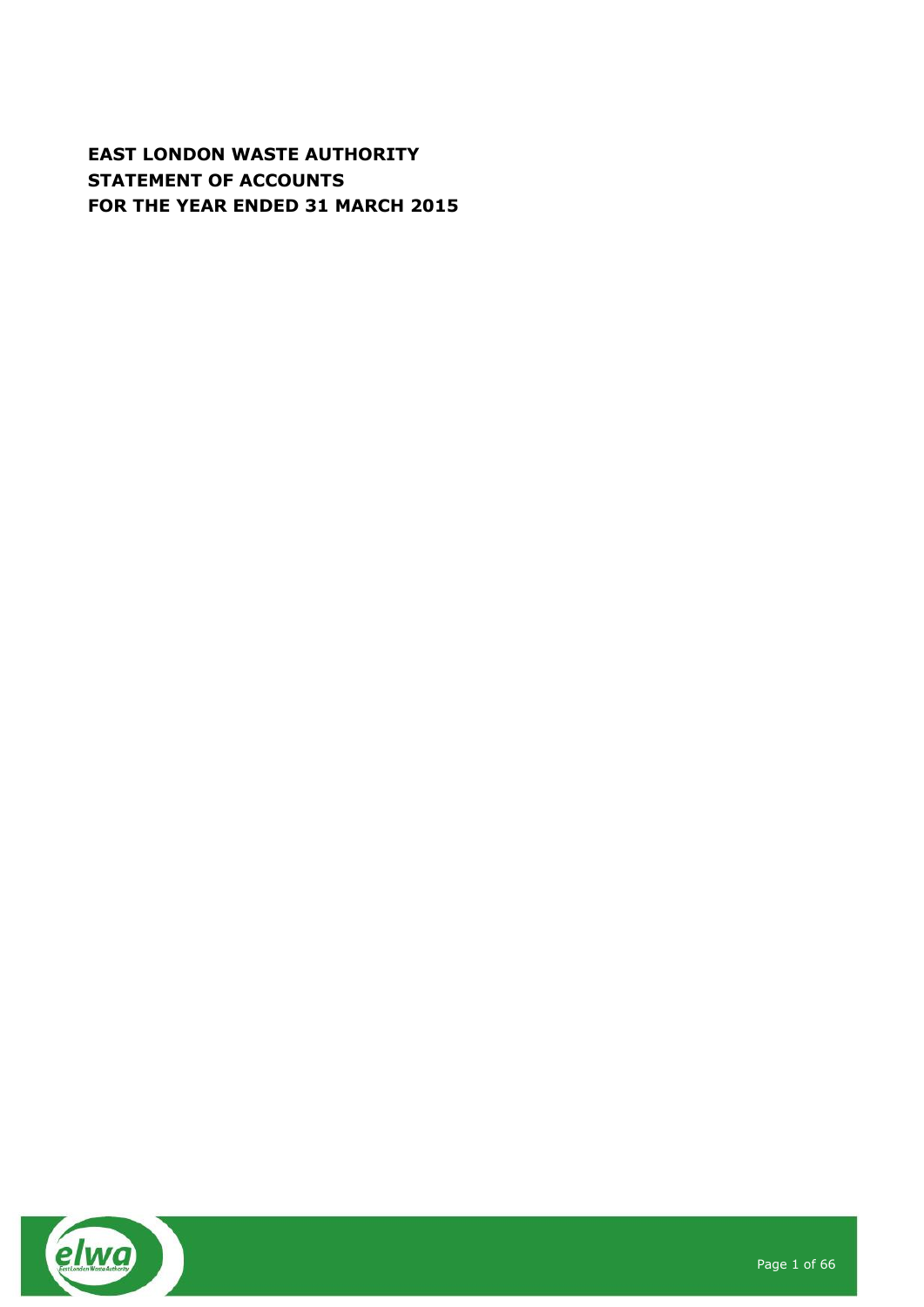# EAST LONDON WASTE AUTHORITY
# STATEMENT OF ACCOUNTS
# FOR THE YEAR ENDED 31 MARCH 2015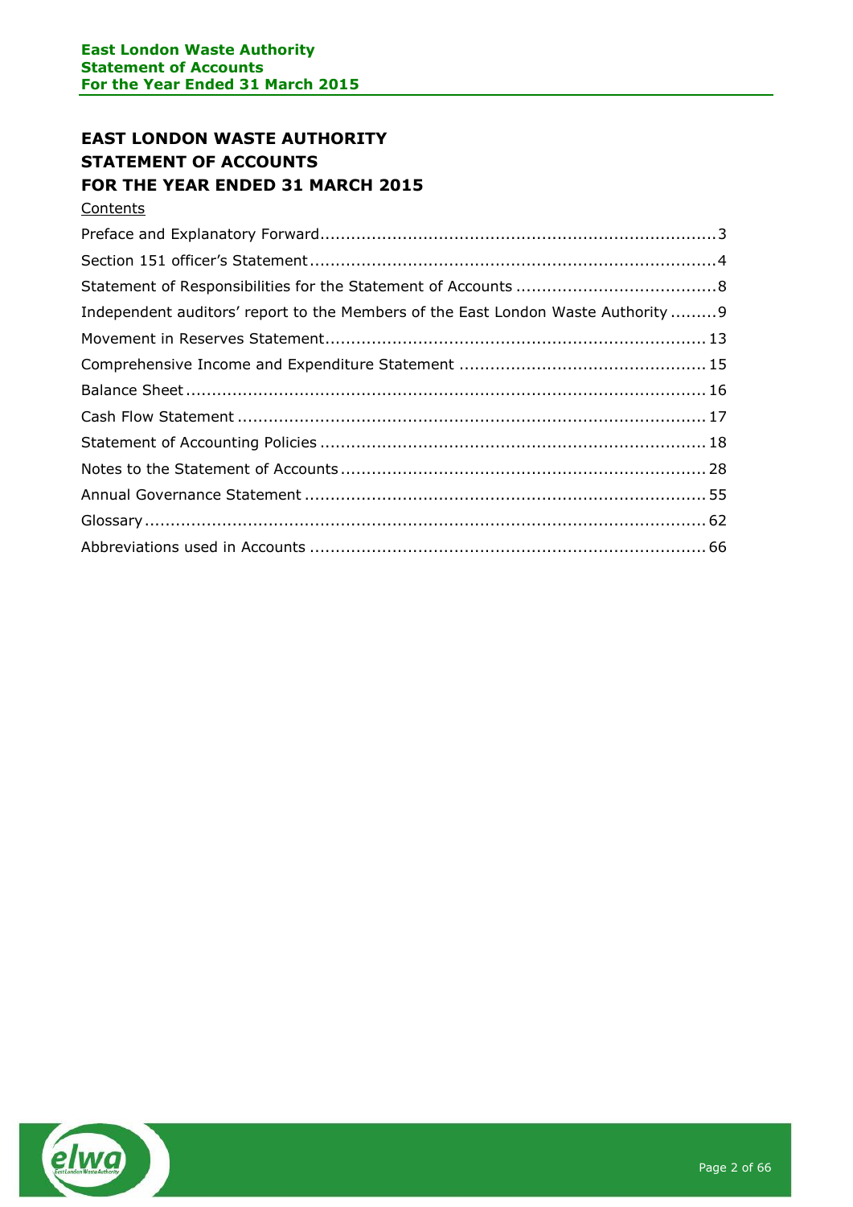# EAST LONDON WASTE AUTHORITY
# STATEMENT OF ACCOUNTS
# FOR THE YEAR ENDED 31 MARCH 2015

Contents

| | |
|---|---|
| Preface and Explanatory Forward | 3 |
| Section 151 officer's Statement | 4 |
| Statement of Responsibilities for the Statement of Accounts | 8 |
| Independent auditors' report to the Members of the East London Waste Authority | 9 |
| Movement in Reserves Statement | 13 |
| Comprehensive Income and Expenditure Statement | 15 |
| Balance Sheet | 16 |
| Cash Flow Statement | 17 |
| Statement of Accounting Policies | 18 |
| Notes to the Statement of Accounts | 28 |
| Annual Governance Statement | 55 |
| Glossary | 62 |
| Abbreviations used in Accounts | 66 |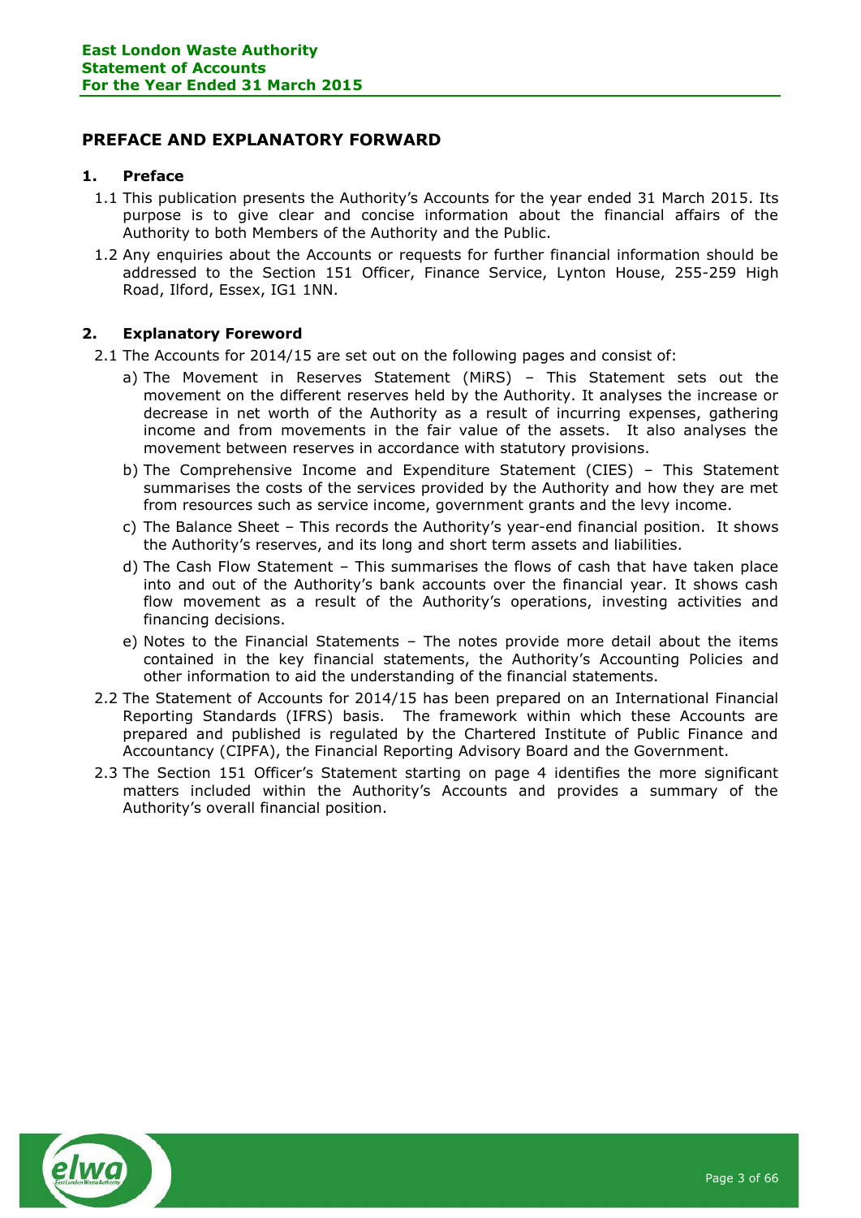## PREFACE AND EXPLANATORY FORWARD

### 1. Preface

1.1 This publication presents the Authority's Accounts for the year ended 31 March 2015. Its purpose is to give clear and concise information about the financial affairs of the Authority to both Members of the Authority and the Public.

1.2 Any enquiries about the Accounts or requests for further financial information should be addressed to the Section 151 Officer, Finance Service, Lynton House, 255-259 High Road, Ilford, Essex, IG1 1NN.

### 2. Explanatory Foreword

2.1 The Accounts for 2014/15 are set out on the following pages and consist of:

a) The Movement in Reserves Statement (MiRS) – This Statement sets out the movement on the different reserves held by the Authority. It analyses the increase or decrease in net worth of the Authority as a result of incurring expenses, gathering income and from movements in the fair value of the assets. It also analyses the movement between reserves in accordance with statutory provisions.

b) The Comprehensive Income and Expenditure Statement (CIES) – This Statement summarises the costs of the services provided by the Authority and how they are met from resources such as service income, government grants and the levy income.

c) The Balance Sheet – This records the Authority's year-end financial position. It shows the Authority's reserves, and its long and short term assets and liabilities.

d) The Cash Flow Statement – This summarises the flows of cash that have taken place into and out of the Authority's bank accounts over the financial year. It shows cash flow movement as a result of the Authority's operations, investing activities and financing decisions.

e) Notes to the Financial Statements – The notes provide more detail about the items contained in the key financial statements, the Authority's Accounting Policies and other information to aid the understanding of the financial statements.

2.2 The Statement of Accounts for 2014/15 has been prepared on an International Financial Reporting Standards (IFRS) basis. The framework within which these Accounts are prepared and published is regulated by the Chartered Institute of Public Finance and Accountancy (CIPFA), the Financial Reporting Advisory Board and the Government.

2.3 The Section 151 Officer's Statement starting on page 4 identifies the more significant matters included within the Authority's Accounts and provides a summary of the Authority's overall financial position.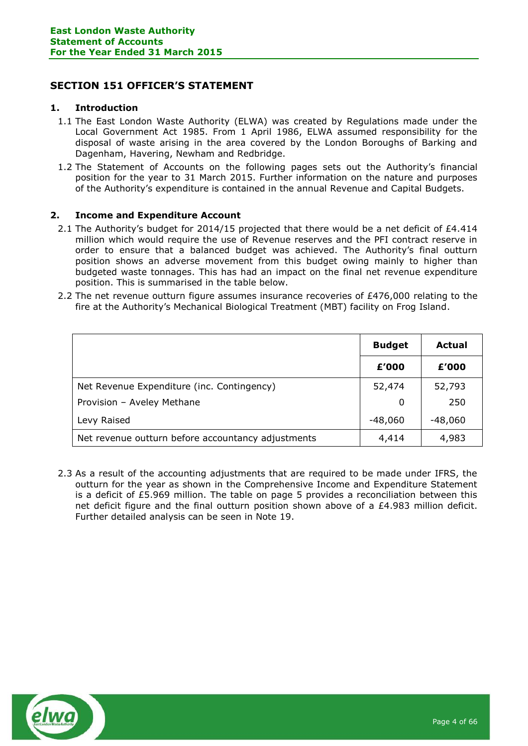## SECTION 151 OFFICER'S STATEMENT

### 1. Introduction

1.1 The East London Waste Authority (ELWA) was created by Regulations made under the Local Government Act 1985. From 1 April 1986, ELWA assumed responsibility for the disposal of waste arising in the area covered by the London Boroughs of Barking and Dagenham, Havering, Newham and Redbridge.

1.2 The Statement of Accounts on the following pages sets out the Authority's financial position for the year to 31 March 2015. Further information on the nature and purposes of the Authority's expenditure is contained in the annual Revenue and Capital Budgets.

### 2. Income and Expenditure Account

2.1 The Authority's budget for 2014/15 projected that there would be a net deficit of £4.414 million which would require the use of Revenue reserves and the PFI contract reserve in order to ensure that a balanced budget was achieved. The Authority's final outturn position shows an adverse movement from this budget owing mainly to higher than budgeted waste tonnages. This has had an impact on the final net revenue expenditure position. This is summarised in the table below.

2.2 The net revenue outturn figure assumes insurance recoveries of £476,000 relating to the fire at the Authority's Mechanical Biological Treatment (MBT) facility on Frog Island.

| | Budget | Actual |
|---|---|---|
| | **£'000** | **£'000** |
| Net Revenue Expenditure (inc. Contingency) | 52,474 | 52,793 |
| Provision – Aveley Methane | 0 | 250 |
| Levy Raised | -48,060 | -48,060 |
| Net revenue outturn before accountancy adjustments | 4,414 | 4,983 |

2.3 As a result of the accounting adjustments that are required to be made under IFRS, the outturn for the year as shown in the Comprehensive Income and Expenditure Statement is a deficit of £5.969 million. The table on page 5 provides a reconciliation between this net deficit figure and the final outturn position shown above of a £4.983 million deficit. Further detailed analysis can be seen in Note 19.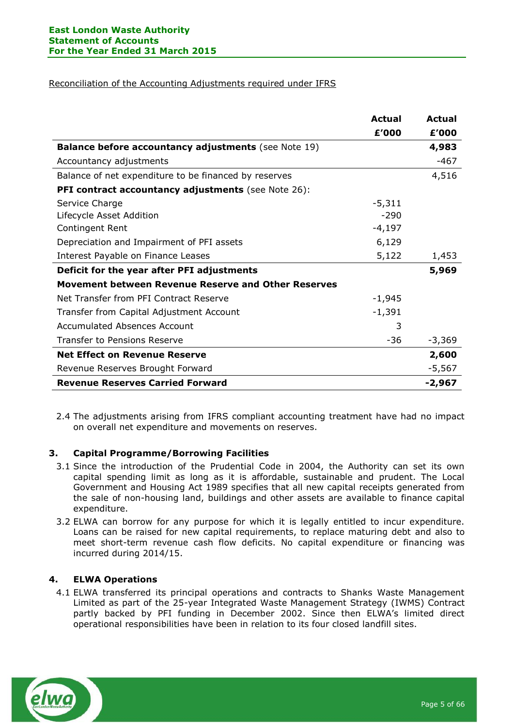Reconciliation of the Accounting Adjustments required under IFRS

| | Actual £'000 | Actual £'000 |
|---|---|---|
| **Balance before accountancy adjustments** (see Note 19) | | **4,983** |
| Accountancy adjustments | | -467 |
| Balance of net expenditure to be financed by reserves | | 4,516 |
| **PFI contract accountancy adjustments** (see Note 26): | | |
| Service Charge | -5,311 | |
| Lifecycle Asset Addition | -290 | |
| Contingent Rent | -4,197 | |
| Depreciation and Impairment of PFI assets | 6,129 | |
| Interest Payable on Finance Leases | 5,122 | 1,453 |
| **Deficit for the year after PFI adjustments** | | **5,969** |
| **Movement between Revenue Reserve and Other Reserves** | | |
| Net Transfer from PFI Contract Reserve | -1,945 | |
| Transfer from Capital Adjustment Account | -1,391 | |
| Accumulated Absences Account | 3 | |
| Transfer to Pensions Reserve | -36 | -3,369 |
| **Net Effect on Revenue Reserve** | | **2,600** |
| Revenue Reserves Brought Forward | | -5,567 |
| **Revenue Reserves Carried Forward** | | **-2,967** |

2.4 The adjustments arising from IFRS compliant accounting treatment have had no impact on overall net expenditure and movements on reserves.

## 3. Capital Programme/Borrowing Facilities

3.1 Since the introduction of the Prudential Code in 2004, the Authority can set its own capital spending limit as long as it is affordable, sustainable and prudent. The Local Government and Housing Act 1989 specifies that all new capital receipts generated from the sale of non-housing land, buildings and other assets are available to finance capital expenditure.

3.2 ELWA can borrow for any purpose for which it is legally entitled to incur expenditure. Loans can be raised for new capital requirements, to replace maturing debt and also to meet short-term revenue cash flow deficits. No capital expenditure or financing was incurred during 2014/15.

## 4. ELWA Operations

4.1 ELWA transferred its principal operations and contracts to Shanks Waste Management Limited as part of the 25-year Integrated Waste Management Strategy (IWMS) Contract partly backed by PFI funding in December 2002. Since then ELWA's limited direct operational responsibilities have been in relation to its four closed landfill sites.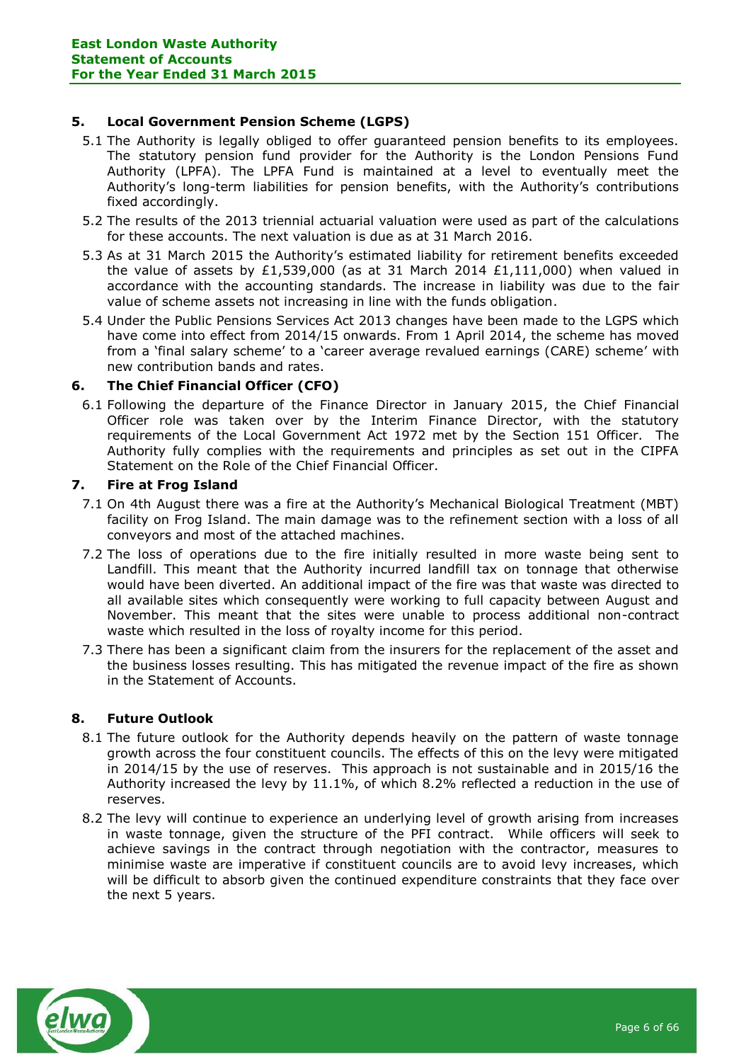## 5. Local Government Pension Scheme (LGPS)

5.1 The Authority is legally obliged to offer guaranteed pension benefits to its employees. The statutory pension fund provider for the Authority is the London Pensions Fund Authority (LPFA). The LPFA Fund is maintained at a level to eventually meet the Authority's long-term liabilities for pension benefits, with the Authority's contributions fixed accordingly.

5.2 The results of the 2013 triennial actuarial valuation were used as part of the calculations for these accounts. The next valuation is due as at 31 March 2016.

5.3 As at 31 March 2015 the Authority's estimated liability for retirement benefits exceeded the value of assets by £1,539,000 (as at 31 March 2014 £1,111,000) when valued in accordance with the accounting standards. The increase in liability was due to the fair value of scheme assets not increasing in line with the funds obligation.

5.4 Under the Public Pensions Services Act 2013 changes have been made to the LGPS which have come into effect from 2014/15 onwards. From 1 April 2014, the scheme has moved from a 'final salary scheme' to a 'career average revalued earnings (CARE) scheme' with new contribution bands and rates.

## 6. The Chief Financial Officer (CFO)

6.1 Following the departure of the Finance Director in January 2015, the Chief Financial Officer role was taken over by the Interim Finance Director, with the statutory requirements of the Local Government Act 1972 met by the Section 151 Officer. The Authority fully complies with the requirements and principles as set out in the CIPFA Statement on the Role of the Chief Financial Officer.

## 7. Fire at Frog Island

7.1 On 4th August there was a fire at the Authority's Mechanical Biological Treatment (MBT) facility on Frog Island. The main damage was to the refinement section with a loss of all conveyors and most of the attached machines.

7.2 The loss of operations due to the fire initially resulted in more waste being sent to Landfill. This meant that the Authority incurred landfill tax on tonnage that otherwise would have been diverted. An additional impact of the fire was that waste was directed to all available sites which consequently were working to full capacity between August and November. This meant that the sites were unable to process additional non-contract waste which resulted in the loss of royalty income for this period.

7.3 There has been a significant claim from the insurers for the replacement of the asset and the business losses resulting. This has mitigated the revenue impact of the fire as shown in the Statement of Accounts.

## 8. Future Outlook

8.1 The future outlook for the Authority depends heavily on the pattern of waste tonnage growth across the four constituent councils. The effects of this on the levy were mitigated in 2014/15 by the use of reserves. This approach is not sustainable and in 2015/16 the Authority increased the levy by 11.1%, of which 8.2% reflected a reduction in the use of reserves.

8.2 The levy will continue to experience an underlying level of growth arising from increases in waste tonnage, given the structure of the PFI contract. While officers will seek to achieve savings in the contract through negotiation with the contractor, measures to minimise waste are imperative if constituent councils are to avoid levy increases, which will be difficult to absorb given the continued expenditure constraints that they face over the next 5 years.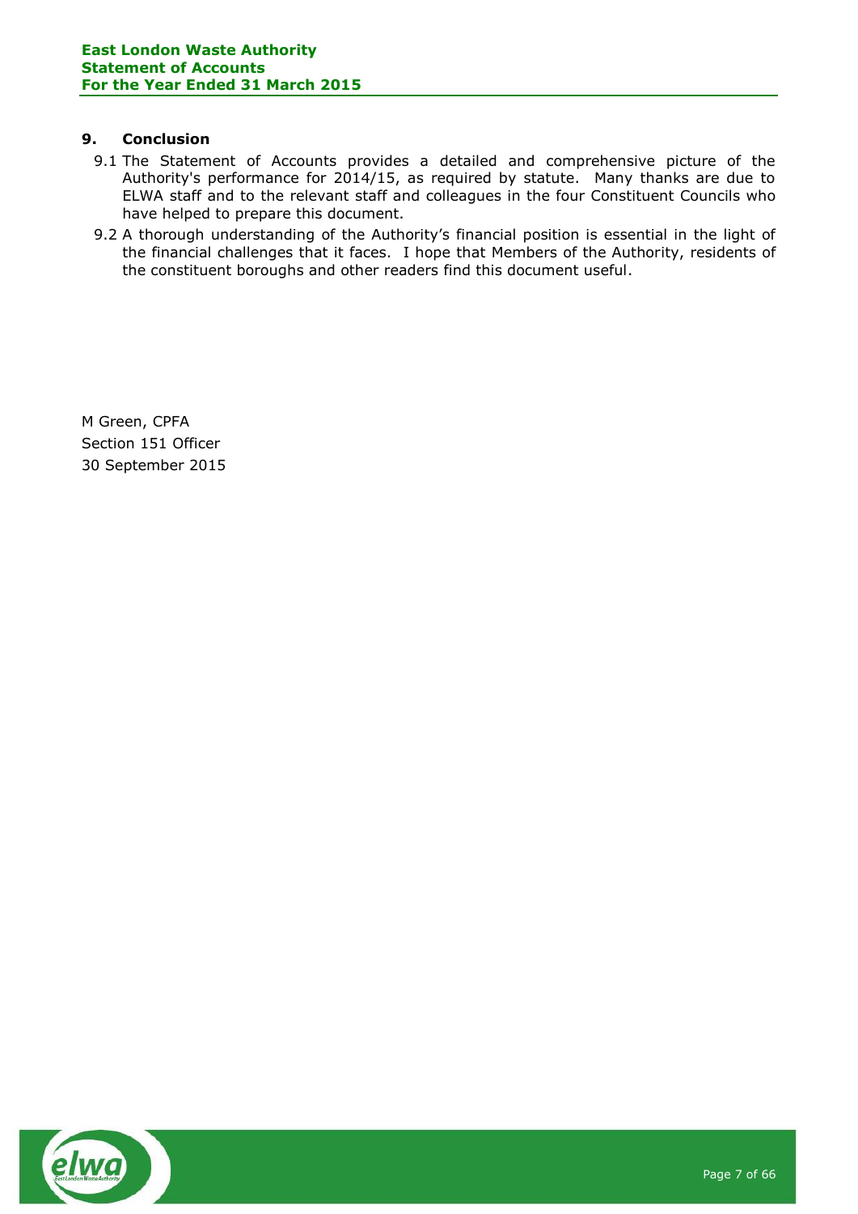## 9. Conclusion

9.1 The Statement of Accounts provides a detailed and comprehensive picture of the Authority's performance for 2014/15, as required by statute. Many thanks are due to ELWA staff and to the relevant staff and colleagues in the four Constituent Councils who have helped to prepare this document.

9.2 A thorough understanding of the Authority's financial position is essential in the light of the financial challenges that it faces. I hope that Members of the Authority, residents of the constituent boroughs and other readers find this document useful.

M Green, CPFA
Section 151 Officer
30 September 2015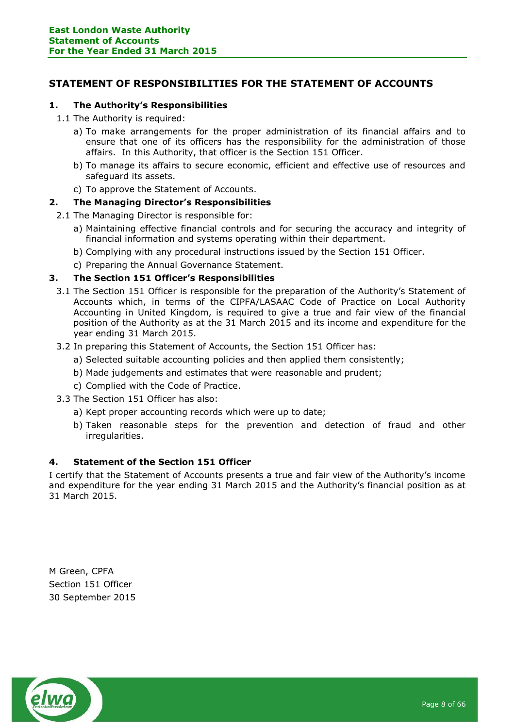## STATEMENT OF RESPONSIBILITIES FOR THE STATEMENT OF ACCOUNTS

### 1. The Authority's Responsibilities

1.1 The Authority is required:

a) To make arrangements for the proper administration of its financial affairs and to ensure that one of its officers has the responsibility for the administration of those affairs. In this Authority, that officer is the Section 151 Officer.

b) To manage its affairs to secure economic, efficient and effective use of resources and safeguard its assets.

c) To approve the Statement of Accounts.

### 2. The Managing Director's Responsibilities

2.1 The Managing Director is responsible for:

a) Maintaining effective financial controls and for securing the accuracy and integrity of financial information and systems operating within their department.

b) Complying with any procedural instructions issued by the Section 151 Officer.

c) Preparing the Annual Governance Statement.

### 3. The Section 151 Officer's Responsibilities

3.1 The Section 151 Officer is responsible for the preparation of the Authority's Statement of Accounts which, in terms of the CIPFA/LASAAC Code of Practice on Local Authority Accounting in United Kingdom, is required to give a true and fair view of the financial position of the Authority as at the 31 March 2015 and its income and expenditure for the year ending 31 March 2015.

3.2 In preparing this Statement of Accounts, the Section 151 Officer has:

a) Selected suitable accounting policies and then applied them consistently;

b) Made judgements and estimates that were reasonable and prudent;

c) Complied with the Code of Practice.

3.3 The Section 151 Officer has also:

a) Kept proper accounting records which were up to date;

b) Taken reasonable steps for the prevention and detection of fraud and other irregularities.

### 4. Statement of the Section 151 Officer

I certify that the Statement of Accounts presents a true and fair view of the Authority's income and expenditure for the year ending 31 March 2015 and the Authority's financial position as at 31 March 2015.

M Green, CPFA
Section 151 Officer
30 September 2015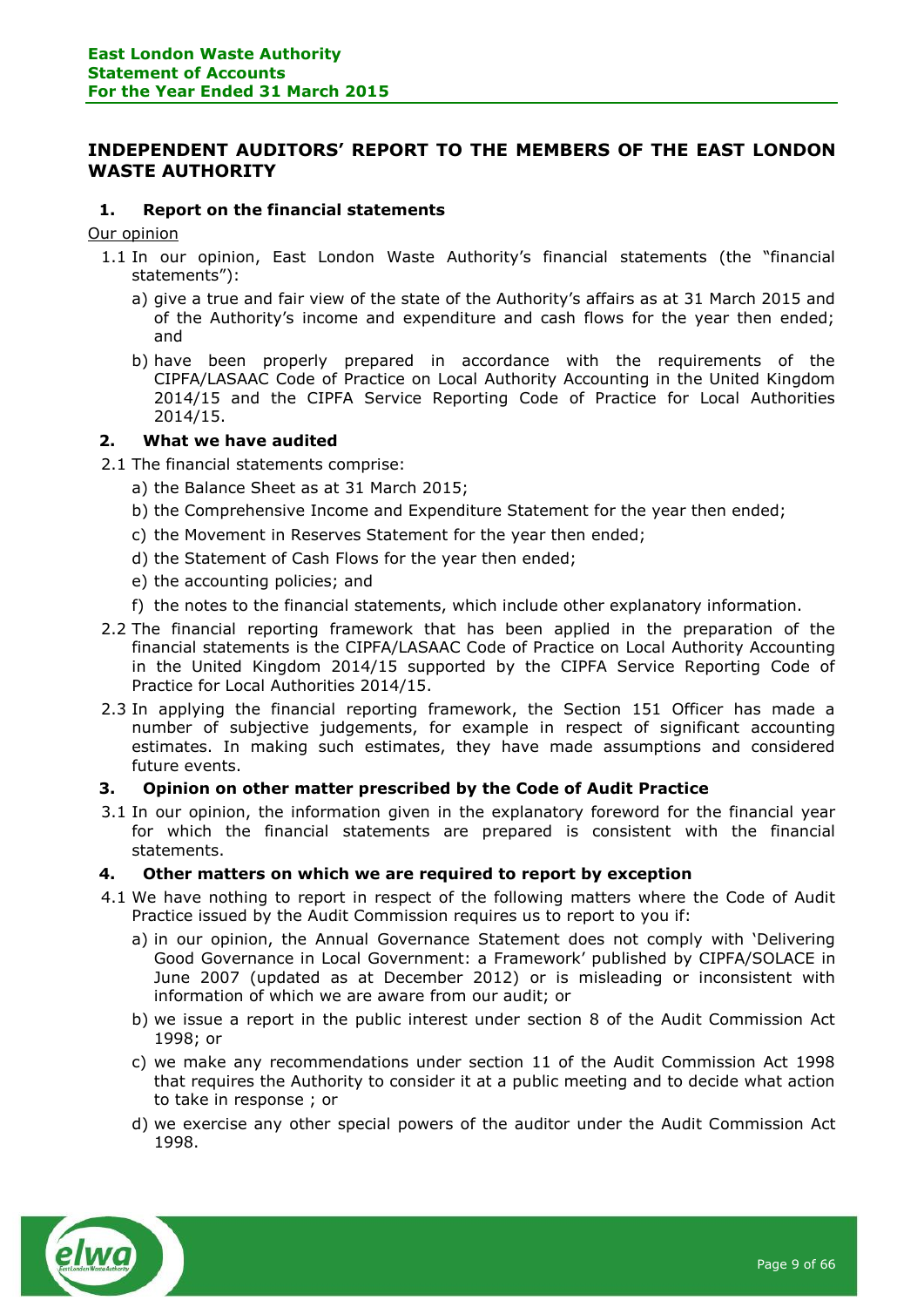# INDEPENDENT AUDITORS' REPORT TO THE MEMBERS OF THE EAST LONDON WASTE AUTHORITY

## 1. Report on the financial statements

Our opinion

1.1 In our opinion, East London Waste Authority's financial statements (the "financial statements"):

a) give a true and fair view of the state of the Authority's affairs as at 31 March 2015 and of the Authority's income and expenditure and cash flows for the year then ended; and

b) have been properly prepared in accordance with the requirements of the CIPFA/LASAAC Code of Practice on Local Authority Accounting in the United Kingdom 2014/15 and the CIPFA Service Reporting Code of Practice for Local Authorities 2014/15.

## 2. What we have audited

2.1 The financial statements comprise:

a) the Balance Sheet as at 31 March 2015;

b) the Comprehensive Income and Expenditure Statement for the year then ended;

c) the Movement in Reserves Statement for the year then ended;

d) the Statement of Cash Flows for the year then ended;

e) the accounting policies; and

f) the notes to the financial statements, which include other explanatory information.

2.2 The financial reporting framework that has been applied in the preparation of the financial statements is the CIPFA/LASAAC Code of Practice on Local Authority Accounting in the United Kingdom 2014/15 supported by the CIPFA Service Reporting Code of Practice for Local Authorities 2014/15.

2.3 In applying the financial reporting framework, the Section 151 Officer has made a number of subjective judgements, for example in respect of significant accounting estimates. In making such estimates, they have made assumptions and considered future events.

## 3. Opinion on other matter prescribed by the Code of Audit Practice

3.1 In our opinion, the information given in the explanatory foreword for the financial year for which the financial statements are prepared is consistent with the financial statements.

## 4. Other matters on which we are required to report by exception

4.1 We have nothing to report in respect of the following matters where the Code of Audit Practice issued by the Audit Commission requires us to report to you if:

a) in our opinion, the Annual Governance Statement does not comply with 'Delivering Good Governance in Local Government: a Framework' published by CIPFA/SOLACE in June 2007 (updated as at December 2012) or is misleading or inconsistent with information of which we are aware from our audit; or

b) we issue a report in the public interest under section 8 of the Audit Commission Act 1998; or

c) we make any recommendations under section 11 of the Audit Commission Act 1998 that requires the Authority to consider it at a public meeting and to decide what action to take in response ; or

d) we exercise any other special powers of the auditor under the Audit Commission Act 1998.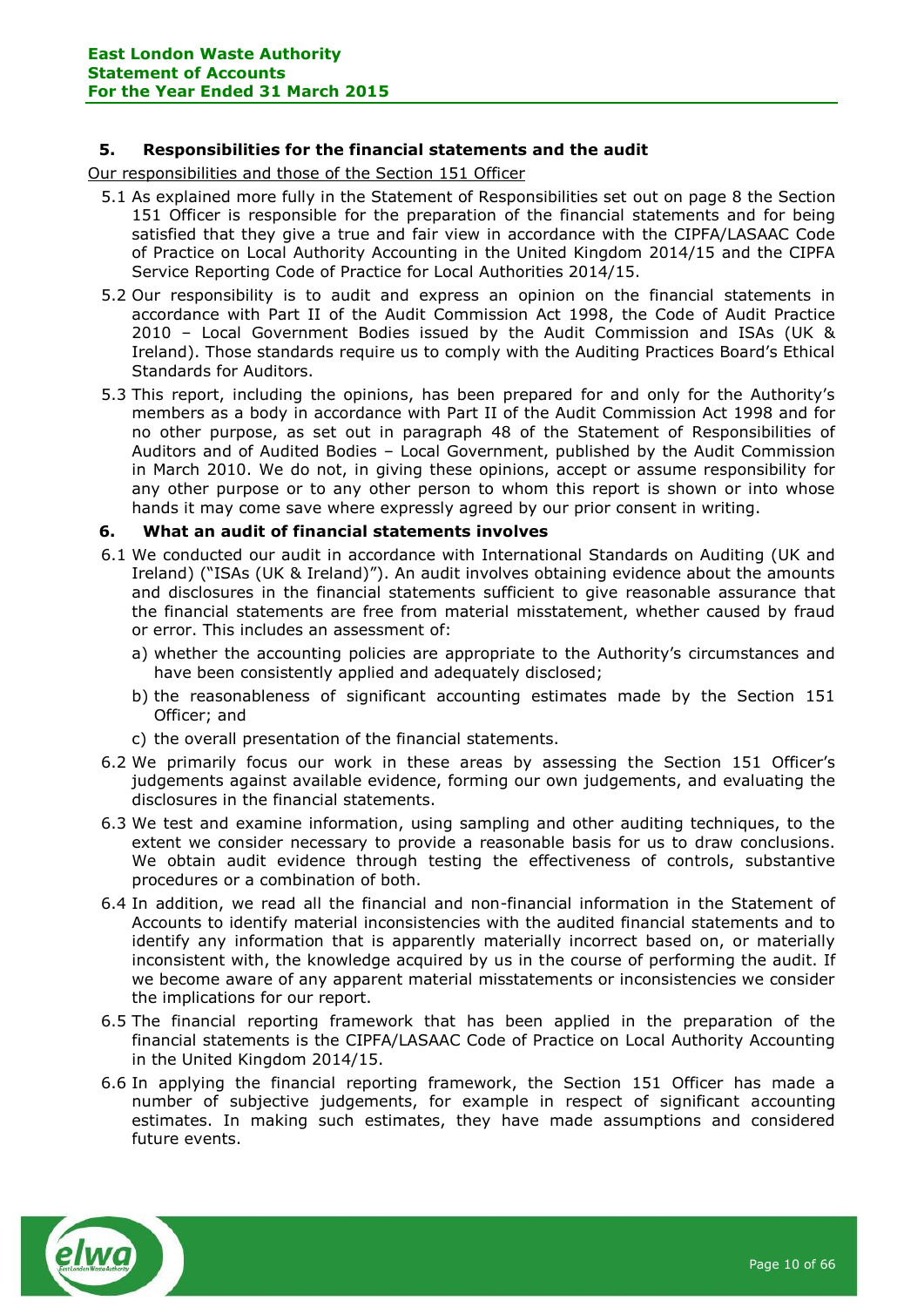## 5. Responsibilities for the financial statements and the audit

Our responsibilities and those of the Section 151 Officer

5.1 As explained more fully in the Statement of Responsibilities set out on page 8 the Section 151 Officer is responsible for the preparation of the financial statements and for being satisfied that they give a true and fair view in accordance with the CIPFA/LASAAC Code of Practice on Local Authority Accounting in the United Kingdom 2014/15 and the CIPFA Service Reporting Code of Practice for Local Authorities 2014/15.

5.2 Our responsibility is to audit and express an opinion on the financial statements in accordance with Part II of the Audit Commission Act 1998, the Code of Audit Practice 2010 – Local Government Bodies issued by the Audit Commission and ISAs (UK & Ireland). Those standards require us to comply with the Auditing Practices Board's Ethical Standards for Auditors.

5.3 This report, including the opinions, has been prepared for and only for the Authority's members as a body in accordance with Part II of the Audit Commission Act 1998 and for no other purpose, as set out in paragraph 48 of the Statement of Responsibilities of Auditors and of Audited Bodies – Local Government, published by the Audit Commission in March 2010. We do not, in giving these opinions, accept or assume responsibility for any other purpose or to any other person to whom this report is shown or into whose hands it may come save where expressly agreed by our prior consent in writing.

## 6. What an audit of financial statements involves

6.1 We conducted our audit in accordance with International Standards on Auditing (UK and Ireland) ("ISAs (UK & Ireland)"). An audit involves obtaining evidence about the amounts and disclosures in the financial statements sufficient to give reasonable assurance that the financial statements are free from material misstatement, whether caused by fraud or error. This includes an assessment of:

a) whether the accounting policies are appropriate to the Authority's circumstances and have been consistently applied and adequately disclosed;

b) the reasonableness of significant accounting estimates made by the Section 151 Officer; and

c) the overall presentation of the financial statements.

6.2 We primarily focus our work in these areas by assessing the Section 151 Officer's judgements against available evidence, forming our own judgements, and evaluating the disclosures in the financial statements.

6.3 We test and examine information, using sampling and other auditing techniques, to the extent we consider necessary to provide a reasonable basis for us to draw conclusions. We obtain audit evidence through testing the effectiveness of controls, substantive procedures or a combination of both.

6.4 In addition, we read all the financial and non-financial information in the Statement of Accounts to identify material inconsistencies with the audited financial statements and to identify any information that is apparently materially incorrect based on, or materially inconsistent with, the knowledge acquired by us in the course of performing the audit. If we become aware of any apparent material misstatements or inconsistencies we consider the implications for our report.

6.5 The financial reporting framework that has been applied in the preparation of the financial statements is the CIPFA/LASAAC Code of Practice on Local Authority Accounting in the United Kingdom 2014/15.

6.6 In applying the financial reporting framework, the Section 151 Officer has made a number of subjective judgements, for example in respect of significant accounting estimates. In making such estimates, they have made assumptions and considered future events.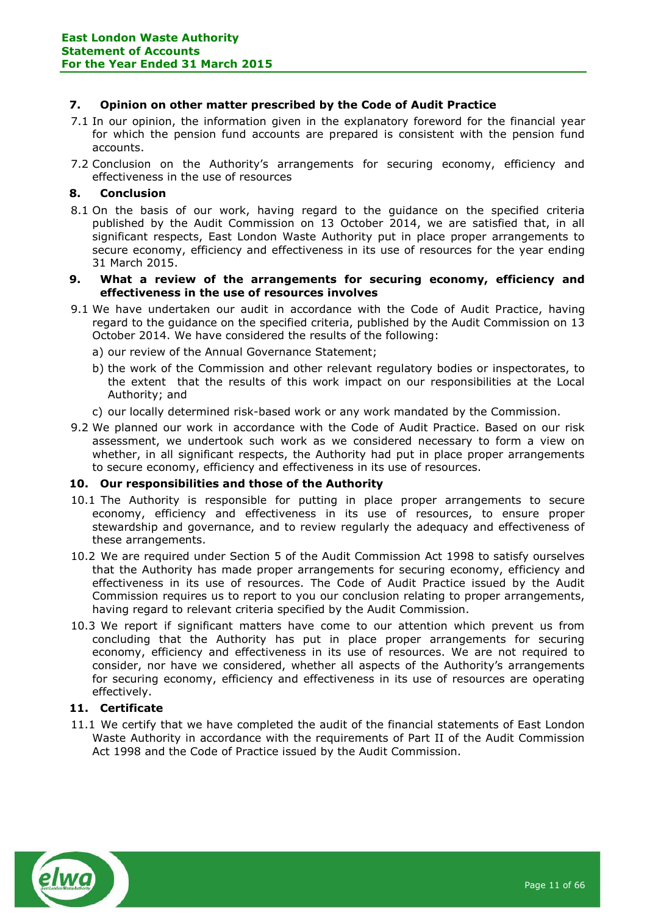## 7. Opinion on other matter prescribed by the Code of Audit Practice

7.1 In our opinion, the information given in the explanatory foreword for the financial year for which the pension fund accounts are prepared is consistent with the pension fund accounts.

7.2 Conclusion on the Authority's arrangements for securing economy, efficiency and effectiveness in the use of resources

## 8. Conclusion

8.1 On the basis of our work, having regard to the guidance on the specified criteria published by the Audit Commission on 13 October 2014, we are satisfied that, in all significant respects, East London Waste Authority put in place proper arrangements to secure economy, efficiency and effectiveness in its use of resources for the year ending 31 March 2015.

## 9. What a review of the arrangements for securing economy, efficiency and effectiveness in the use of resources involves

9.1 We have undertaken our audit in accordance with the Code of Audit Practice, having regard to the guidance on the specified criteria, published by the Audit Commission on 13 October 2014. We have considered the results of the following:

a) our review of the Annual Governance Statement;

b) the work of the Commission and other relevant regulatory bodies or inspectorates, to the extent that the results of this work impact on our responsibilities at the Local Authority; and

c) our locally determined risk-based work or any work mandated by the Commission.

9.2 We planned our work in accordance with the Code of Audit Practice. Based on our risk assessment, we undertook such work as we considered necessary to form a view on whether, in all significant respects, the Authority had put in place proper arrangements to secure economy, efficiency and effectiveness in its use of resources.

## 10. Our responsibilities and those of the Authority

10.1 The Authority is responsible for putting in place proper arrangements to secure economy, efficiency and effectiveness in its use of resources, to ensure proper stewardship and governance, and to review regularly the adequacy and effectiveness of these arrangements.

10.2 We are required under Section 5 of the Audit Commission Act 1998 to satisfy ourselves that the Authority has made proper arrangements for securing economy, efficiency and effectiveness in its use of resources. The Code of Audit Practice issued by the Audit Commission requires us to report to you our conclusion relating to proper arrangements, having regard to relevant criteria specified by the Audit Commission.

10.3 We report if significant matters have come to our attention which prevent us from concluding that the Authority has put in place proper arrangements for securing economy, efficiency and effectiveness in its use of resources. We are not required to consider, nor have we considered, whether all aspects of the Authority's arrangements for securing economy, efficiency and effectiveness in its use of resources are operating effectively.

## 11. Certificate

11.1 We certify that we have completed the audit of the financial statements of East London Waste Authority in accordance with the requirements of Part II of the Audit Commission Act 1998 and the Code of Practice issued by the Audit Commission.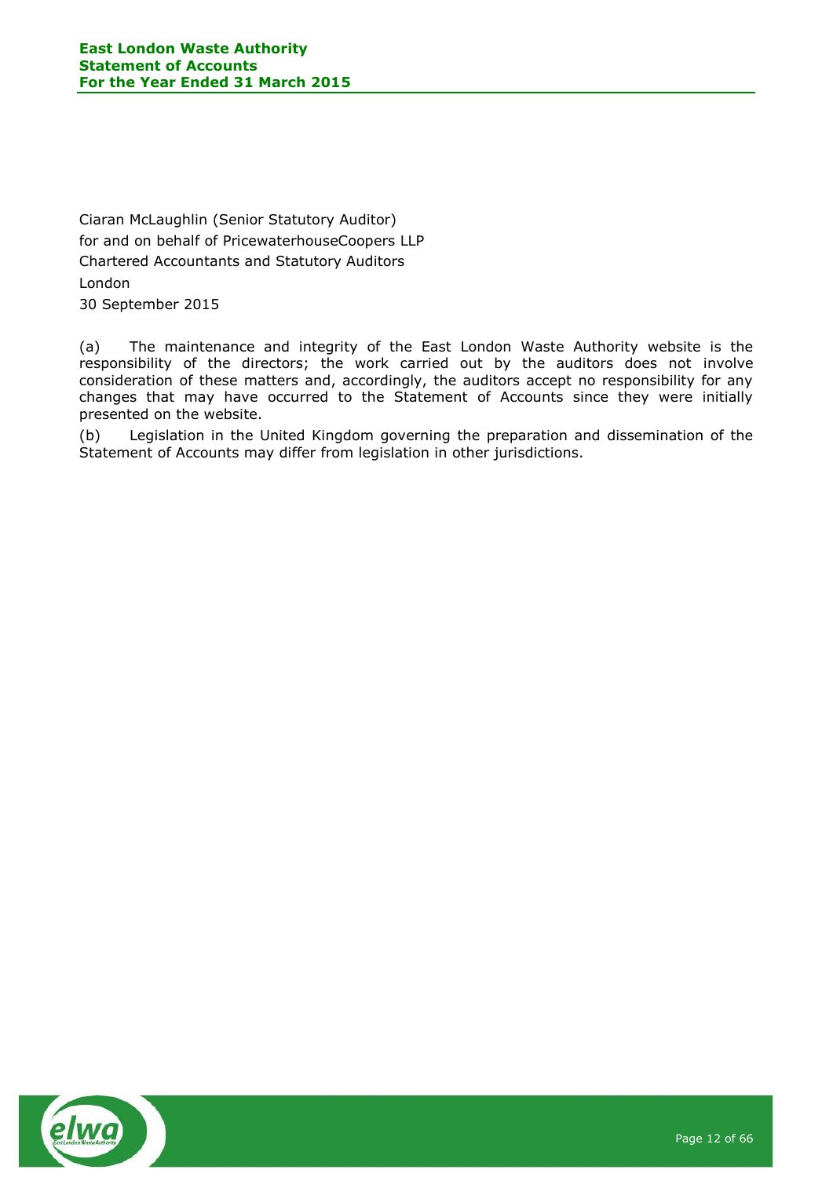Ciaran McLaughlin (Senior Statutory Auditor)
for and on behalf of PricewaterhouseCoopers LLP
Chartered Accountants and Statutory Auditors
London
30 September 2015

(a) The maintenance and integrity of the East London Waste Authority website is the responsibility of the directors; the work carried out by the auditors does not involve consideration of these matters and, accordingly, the auditors accept no responsibility for any changes that may have occurred to the Statement of Accounts since they were initially presented on the website.

(b) Legislation in the United Kingdom governing the preparation and dissemination of the Statement of Accounts may differ from legislation in other jurisdictions.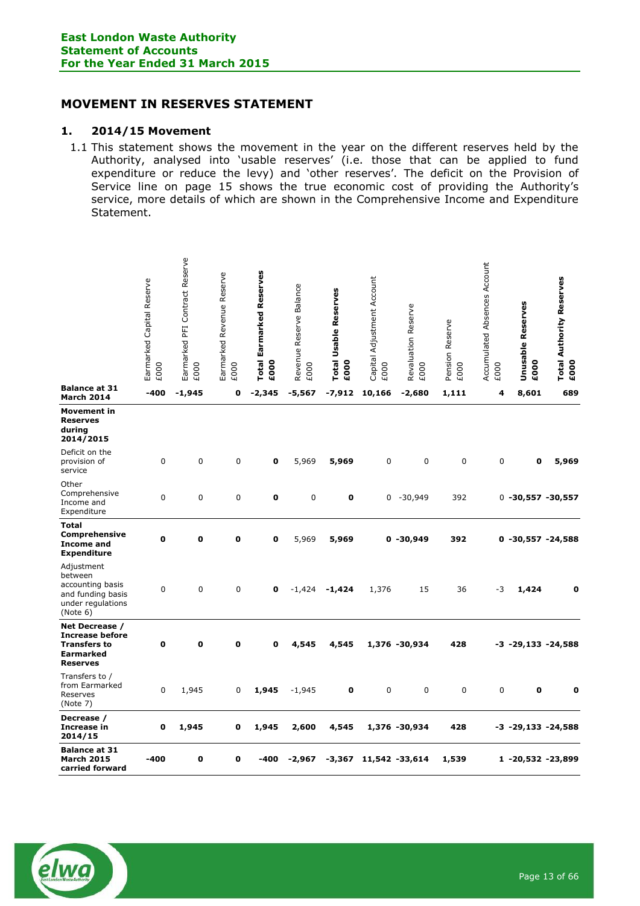## MOVEMENT IN RESERVES STATEMENT

### 1. 2014/15 Movement

1.1 This statement shows the movement in the year on the different reserves held by the Authority, analysed into 'usable reserves' (i.e. those that can be applied to fund expenditure or reduce the levy) and 'other reserves'. The deficit on the Provision of Service line on page 15 shows the true economic cost of providing the Authority's service, more details of which are shown in the Comprehensive Income and Expenditure Statement.

| | Earmarked Capital Reserve £000 | Earmarked PFI Contract Reserve £000 | Earmarked Revenue Reserve £000 | **Total Earmarked Reserves £000** | Revenue Reserve Balance £000 | **Total Usable Reserves £000** | Capital Adjustment Account £000 | Revaluation Reserve £000 | Pension Reserve £000 | Accumulated Absences Account £000 | **Unusable Reserves £000** | **Total Authority Reserves £000** |
|---|---|---|---|---|---|---|---|---|---|---|---|---|
| **Balance at 31 March 2014** | **-400** | **-1,945** | **0** | **-2,345** | **-5,567** | **-7,912** | **10,166** | **-2,680** | **1,111** | **4** | **8,601** | **689** |
| **Movement in Reserves during 2014/2015** | | | | | | | | | | | | |
| Deficit on the provision of service | 0 | 0 | 0 | **0** | 5,969 | **5,969** | 0 | 0 | 0 | 0 | **0** | **5,969** |
| Other Comprehensive Income and Expenditure | 0 | 0 | 0 | **0** | 0 | **0** | 0 | -30,949 | 392 | 0 | **-30,557** | **-30,557** |
| **Total Comprehensive Income and Expenditure** | **0** | **0** | **0** | **0** | 5,969 | **5,969** | **0** | **-30,949** | **392** | **0** | **-30,557** | **-24,588** |
| Adjustment between accounting basis and funding basis under regulations (Note 6) | 0 | 0 | 0 | **0** | -1,424 | **-1,424** | 1,376 | 15 | 36 | -3 | **1,424** | **0** |
| **Net Decrease / Increase before Transfers to Earmarked Reserves** | **0** | **0** | **0** | **0** | **4,545** | **4,545** | **1,376** | **-30,934** | **428** | **-3** | **-29,133** | **-24,588** |
| Transfers to / from Earmarked Reserves (Note 7) | 0 | 1,945 | 0 | **1,945** | -1,945 | **0** | 0 | 0 | 0 | 0 | **0** | **0** |
| **Decrease / Increase in 2014/15** | **0** | **1,945** | **0** | **1,945** | **2,600** | **4,545** | **1,376** | **-30,934** | **428** | **-3** | **-29,133** | **-24,588** |
| **Balance at 31 March 2015 carried forward** | **-400** | **0** | **0** | **-400** | **-2,967** | **-3,367** | **11,542** | **-33,614** | **1,539** | **1** | **-20,532** | **-23,899** |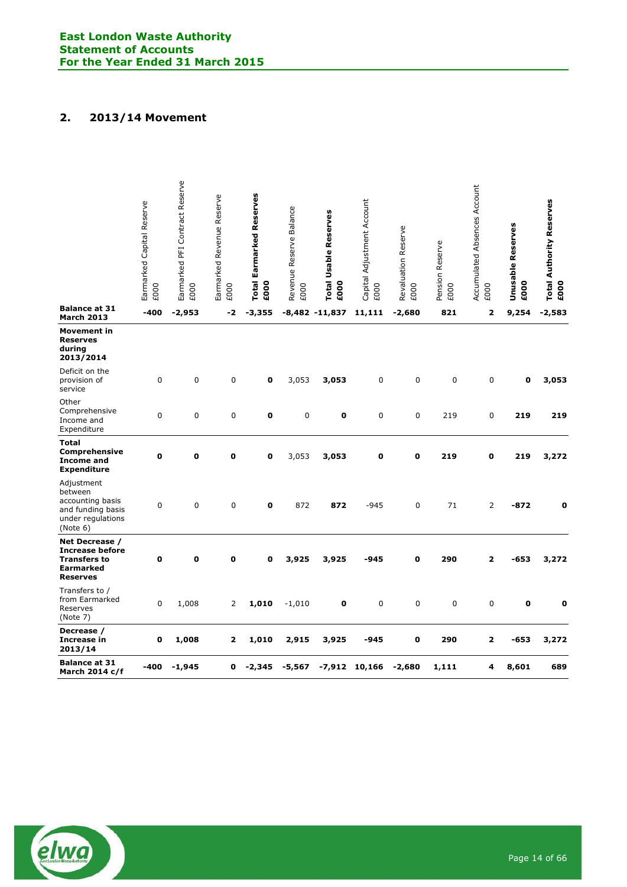## 2. 2013/14 Movement

| | Earmarked Capital Reserve £000 | Earmarked PFI Contract Reserve £000 | Earmarked Revenue Reserve £000 | **Total Earmarked Reserves £000** | Revenue Reserve Balance £000 | **Total Usable Reserves £000** | Capital Adjustment Account £000 | Revaluation Reserve £000 | Pension Reserve £000 | Accumulated Absences Account £000 | **Unusable Reserves £000** | **Total Authority Reserves £000** |
|---|---|---|---|---|---|---|---|---|---|---|---|---|
| **Balance at 31 March 2013** | **-400** | **-2,953** | **-2** | **-3,355** | **-8,482** | **-11,837** | **11,111** | **-2,680** | **821** | **2** | **9,254** | **-2,583** |
| **Movement in Reserves during 2013/2014** | | | | | | | | | | | | |
| Deficit on the provision of service | 0 | 0 | 0 | **0** | 3,053 | **3,053** | 0 | 0 | 0 | 0 | **0** | **3,053** |
| Other Comprehensive Income and Expenditure | 0 | 0 | 0 | **0** | 0 | **0** | 0 | 0 | 219 | 0 | **219** | **219** |
| **Total Comprehensive Income and Expenditure** | **0** | **0** | **0** | **0** | 3,053 | **3,053** | **0** | **0** | **219** | **0** | **219** | **3,272** |
| Adjustment between accounting basis and funding basis under regulations (Note 6) | 0 | 0 | 0 | **0** | 872 | **872** | -945 | 0 | 71 | 2 | **-872** | **0** |
| **Net Decrease / Increase before Transfers to Earmarked Reserves** | **0** | **0** | **0** | **0** | **3,925** | **3,925** | **-945** | **0** | **290** | **2** | **-653** | **3,272** |
| Transfers to / from Earmarked Reserves (Note 7) | 0 | 1,008 | 2 | **1,010** | -1,010 | **0** | 0 | 0 | 0 | 0 | **0** | **0** |
| **Decrease / Increase in 2013/14** | **0** | **1,008** | **2** | **1,010** | **2,915** | **3,925** | **-945** | **0** | **290** | **2** | **-653** | **3,272** |
| **Balance at 31 March 2014 c/f** | **-400** | **-1,945** | **0** | **-2,345** | **-5,567** | **-7,912** | **10,166** | **-2,680** | **1,111** | **4** | **8,601** | **689** |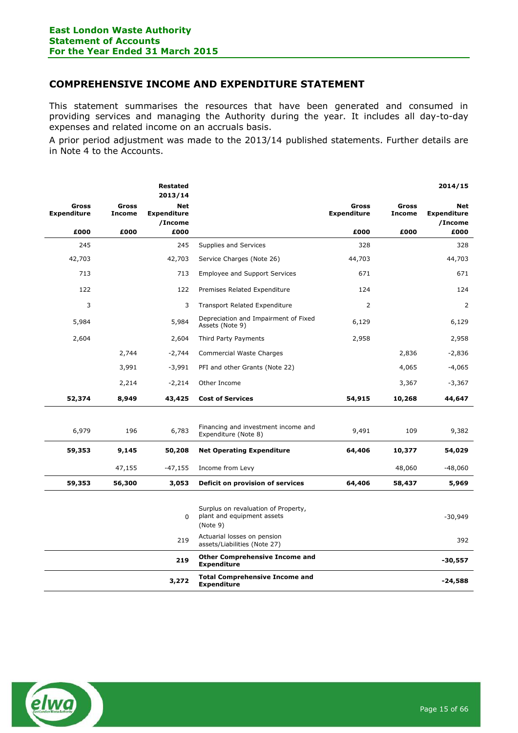## COMPREHENSIVE INCOME AND EXPENDITURE STATEMENT

This statement summarises the resources that have been generated and consumed in providing services and managing the Authority during the year. It includes all day-to-day expenses and related income on an accruals basis.

A prior period adjustment was made to the 2013/14 published statements. Further details are in Note 4 to the Accounts.

| | | **Restated 2013/14** | | | | **2014/15** |
|---|---|---|---|---|---|---|
| **Gross Expenditure** | **Gross Income** | **Net Expenditure /Income** | | **Gross Expenditure** | **Gross Income** | **Net Expenditure /Income** |
| **£000** | **£000** | **£000** | | **£000** | **£000** | **£000** |
| 245 | | 245 | Supplies and Services | 328 | | 328 |
| 42,703 | | 42,703 | Service Charges (Note 26) | 44,703 | | 44,703 |
| 713 | | 713 | Employee and Support Services | 671 | | 671 |
| 122 | | 122 | Premises Related Expenditure | 124 | | 124 |
| 3 | | 3 | Transport Related Expenditure | 2 | | 2 |
| 5,984 | | 5,984 | Depreciation and Impairment of Fixed Assets (Note 9) | 6,129 | | 6,129 |
| 2,604 | | 2,604 | Third Party Payments | 2,958 | | 2,958 |
| | 2,744 | -2,744 | Commercial Waste Charges | | 2,836 | -2,836 |
| | 3,991 | -3,991 | PFI and other Grants (Note 22) | | 4,065 | -4,065 |
| | 2,214 | -2,214 | Other Income | | 3,367 | -3,367 |
| **52,374** | **8,949** | **43,425** | **Cost of Services** | **54,915** | **10,268** | **44,647** |
| 6,979 | 196 | 6,783 | Financing and investment income and Expenditure (Note 8) | 9,491 | 109 | 9,382 |
| **59,353** | **9,145** | **50,208** | **Net Operating Expenditure** | **64,406** | **10,377** | **54,029** |
| | 47,155 | -47,155 | Income from Levy | | 48,060 | -48,060 |
| **59,353** | **56,300** | **3,053** | **Deficit on provision of services** | **64,406** | **58,437** | **5,969** |
| | | 0 | Surplus on revaluation of Property, plant and equipment assets (Note 9) | | | -30,949 |
| | | 219 | Actuarial losses on pension assets/Liabilities (Note 27) | | | 392 |
| | | **219** | **Other Comprehensive Income and Expenditure** | | | **-30,557** |
| | | **3,272** | **Total Comprehensive Income and Expenditure** | | | **-24,588** |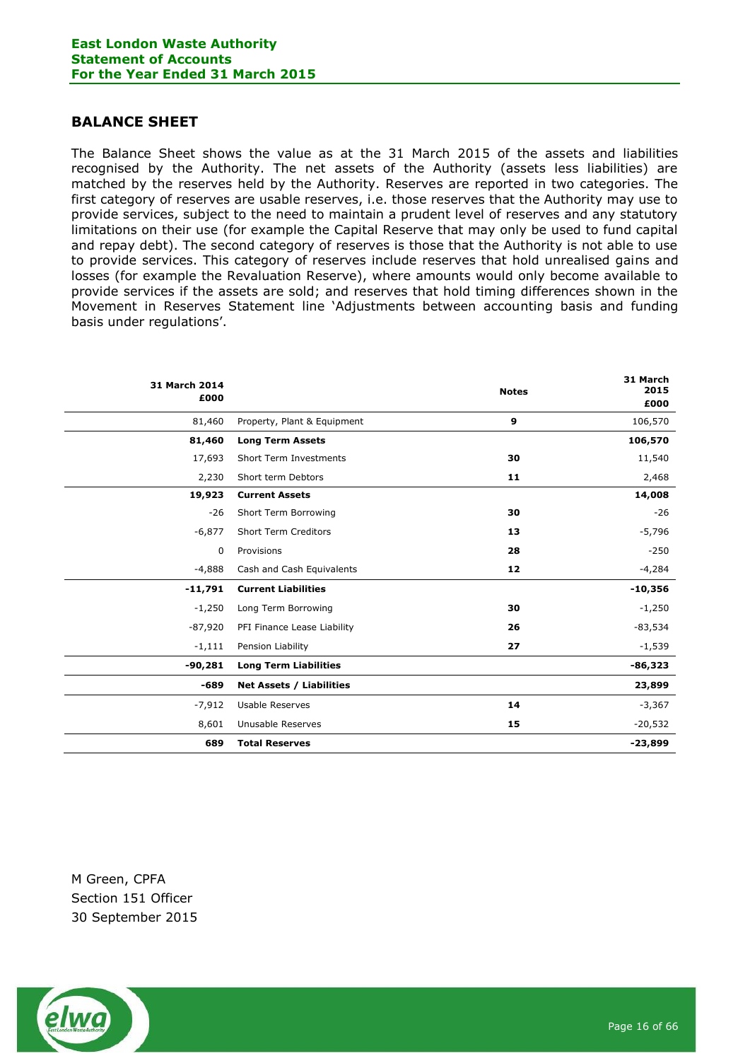# BALANCE SHEET

The Balance Sheet shows the value as at the 31 March 2015 of the assets and liabilities recognised by the Authority. The net assets of the Authority (assets less liabilities) are matched by the reserves held by the Authority. Reserves are reported in two categories. The first category of reserves are usable reserves, i.e. those reserves that the Authority may use to provide services, subject to the need to maintain a prudent level of reserves and any statutory limitations on their use (for example the Capital Reserve that may only be used to fund capital and repay debt). The second category of reserves is those that the Authority is not able to use to provide services. This category of reserves include reserves that hold unrealised gains and losses (for example the Revaluation Reserve), where amounts would only become available to provide services if the assets are sold; and reserves that hold timing differences shown in the Movement in Reserves Statement line 'Adjustments between accounting basis and funding basis under regulations'.

| 31 March 2014 £000 | | Notes | 31 March 2015 £000 |
|---|---|---|---|
| 81,460 | Property, Plant & Equipment | 9 | 106,570 |
| **81,460** | **Long Term Assets** | | **106,570** |
| 17,693 | Short Term Investments | 30 | 11,540 |
| 2,230 | Short term Debtors | 11 | 2,468 |
| **19,923** | **Current Assets** | | **14,008** |
| -26 | Short Term Borrowing | 30 | -26 |
| -6,877 | Short Term Creditors | 13 | -5,796 |
| 0 | Provisions | 28 | -250 |
| -4,888 | Cash and Cash Equivalents | 12 | -4,284 |
| **-11,791** | **Current Liabilities** | | **-10,356** |
| -1,250 | Long Term Borrowing | 30 | -1,250 |
| -87,920 | PFI Finance Lease Liability | 26 | -83,534 |
| -1,111 | Pension Liability | 27 | -1,539 |
| **-90,281** | **Long Term Liabilities** | | **-86,323** |
| **-689** | **Net Assets / Liabilities** | | **23,899** |
| -7,912 | Usable Reserves | 14 | -3,367 |
| 8,601 | Unusable Reserves | 15 | -20,532 |
| **689** | **Total Reserves** | | **-23,899** |

M Green, CPFA
Section 151 Officer
30 September 2015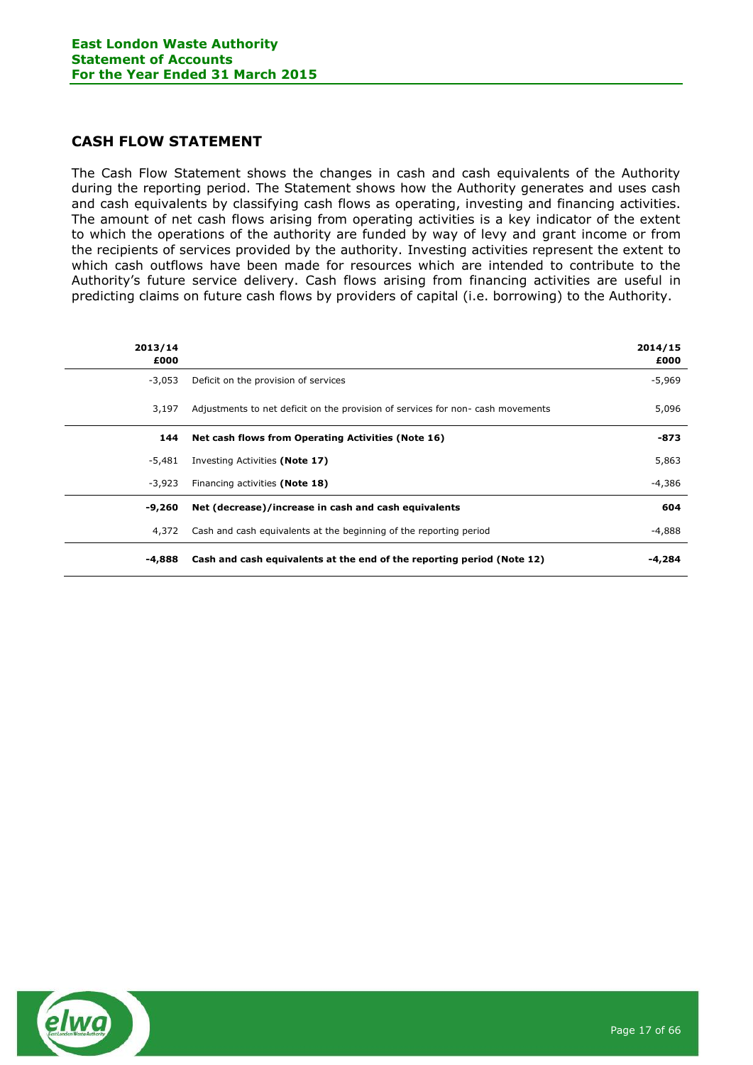## CASH FLOW STATEMENT

The Cash Flow Statement shows the changes in cash and cash equivalents of the Authority during the reporting period. The Statement shows how the Authority generates and uses cash and cash equivalents by classifying cash flows as operating, investing and financing activities. The amount of net cash flows arising from operating activities is a key indicator of the extent to which the operations of the authority are funded by way of levy and grant income or from the recipients of services provided by the authority. Investing activities represent the extent to which cash outflows have been made for resources which are intended to contribute to the Authority's future service delivery. Cash flows arising from financing activities are useful in predicting claims on future cash flows by providers of capital (i.e. borrowing) to the Authority.

| 2013/14<br>£000 | | 2014/15<br>£000 |
|---:|---|---:|
| -3,053 | Deficit on the provision of services | -5,969 |
| 3,197 | Adjustments to net deficit on the provision of services for non- cash movements | 5,096 |
| **144** | **Net cash flows from Operating Activities (Note 16)** | **-873** |
| -5,481 | Investing Activities **(Note 17)** | 5,863 |
| -3,923 | Financing activities **(Note 18)** | -4,386 |
| **-9,260** | **Net (decrease)/increase in cash and cash equivalents** | **604** |
| 4,372 | Cash and cash equivalents at the beginning of the reporting period | -4,888 |
| **-4,888** | **Cash and cash equivalents at the end of the reporting period (Note 12)** | **-4,284** |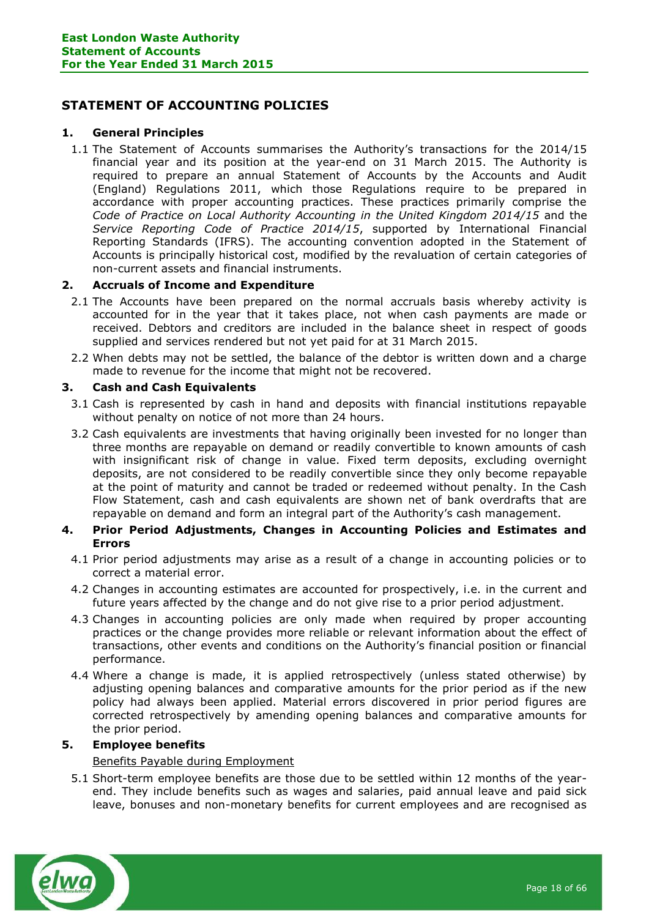## STATEMENT OF ACCOUNTING POLICIES

### 1. General Principles

1.1 The Statement of Accounts summarises the Authority's transactions for the 2014/15 financial year and its position at the year-end on 31 March 2015. The Authority is required to prepare an annual Statement of Accounts by the Accounts and Audit (England) Regulations 2011, which those Regulations require to be prepared in accordance with proper accounting practices. These practices primarily comprise the *Code of Practice on Local Authority Accounting in the United Kingdom 2014/15* and the *Service Reporting Code of Practice 2014/15*, supported by International Financial Reporting Standards (IFRS). The accounting convention adopted in the Statement of Accounts is principally historical cost, modified by the revaluation of certain categories of non-current assets and financial instruments.

### 2. Accruals of Income and Expenditure

2.1 The Accounts have been prepared on the normal accruals basis whereby activity is accounted for in the year that it takes place, not when cash payments are made or received. Debtors and creditors are included in the balance sheet in respect of goods supplied and services rendered but not yet paid for at 31 March 2015.

2.2 When debts may not be settled, the balance of the debtor is written down and a charge made to revenue for the income that might not be recovered.

### 3. Cash and Cash Equivalents

3.1 Cash is represented by cash in hand and deposits with financial institutions repayable without penalty on notice of not more than 24 hours.

3.2 Cash equivalents are investments that having originally been invested for no longer than three months are repayable on demand or readily convertible to known amounts of cash with insignificant risk of change in value. Fixed term deposits, excluding overnight deposits, are not considered to be readily convertible since they only become repayable at the point of maturity and cannot be traded or redeemed without penalty. In the Cash Flow Statement, cash and cash equivalents are shown net of bank overdrafts that are repayable on demand and form an integral part of the Authority's cash management.

### 4. Prior Period Adjustments, Changes in Accounting Policies and Estimates and Errors

4.1 Prior period adjustments may arise as a result of a change in accounting policies or to correct a material error.

4.2 Changes in accounting estimates are accounted for prospectively, i.e. in the current and future years affected by the change and do not give rise to a prior period adjustment.

4.3 Changes in accounting policies are only made when required by proper accounting practices or the change provides more reliable or relevant information about the effect of transactions, other events and conditions on the Authority's financial position or financial performance.

4.4 Where a change is made, it is applied retrospectively (unless stated otherwise) by adjusting opening balances and comparative amounts for the prior period as if the new policy had always been applied. Material errors discovered in prior period figures are corrected retrospectively by amending opening balances and comparative amounts for the prior period.

### 5. Employee benefits

<u>Benefits Payable during Employment</u>

5.1 Short-term employee benefits are those due to be settled within 12 months of the year-end. They include benefits such as wages and salaries, paid annual leave and paid sick leave, bonuses and non-monetary benefits for current employees and are recognised as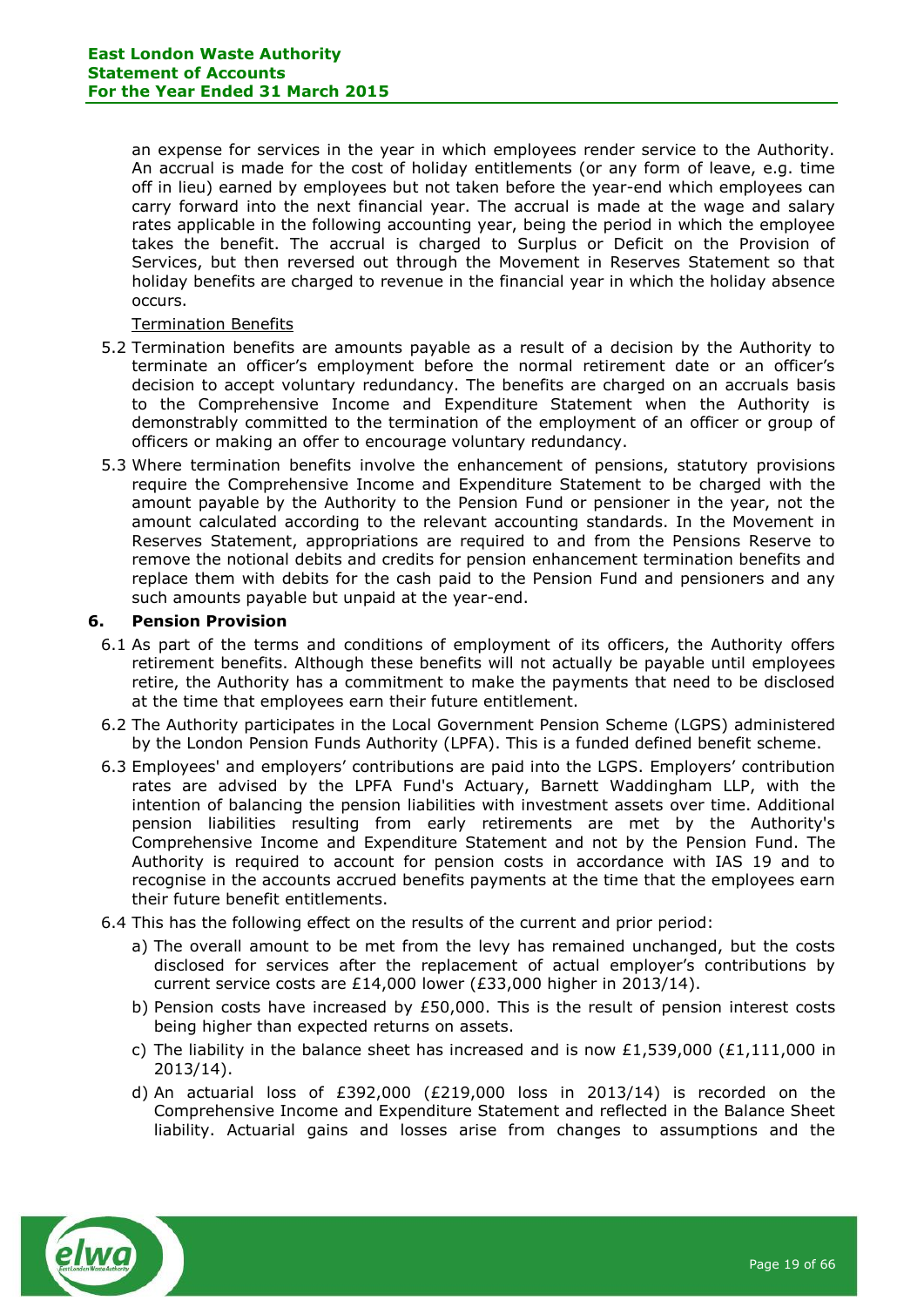an expense for services in the year in which employees render service to the Authority. An accrual is made for the cost of holiday entitlements (or any form of leave, e.g. time off in lieu) earned by employees but not taken before the year-end which employees can carry forward into the next financial year. The accrual is made at the wage and salary rates applicable in the following accounting year, being the period in which the employee takes the benefit. The accrual is charged to Surplus or Deficit on the Provision of Services, but then reversed out through the Movement in Reserves Statement so that holiday benefits are charged to revenue in the financial year in which the holiday absence occurs.

Termination Benefits

5.2 Termination benefits are amounts payable as a result of a decision by the Authority to terminate an officer's employment before the normal retirement date or an officer's decision to accept voluntary redundancy. The benefits are charged on an accruals basis to the Comprehensive Income and Expenditure Statement when the Authority is demonstrably committed to the termination of the employment of an officer or group of officers or making an offer to encourage voluntary redundancy.

5.3 Where termination benefits involve the enhancement of pensions, statutory provisions require the Comprehensive Income and Expenditure Statement to be charged with the amount payable by the Authority to the Pension Fund or pensioner in the year, not the amount calculated according to the relevant accounting standards. In the Movement in Reserves Statement, appropriations are required to and from the Pensions Reserve to remove the notional debits and credits for pension enhancement termination benefits and replace them with debits for the cash paid to the Pension Fund and pensioners and any such amounts payable but unpaid at the year-end.

### 6. Pension Provision

6.1 As part of the terms and conditions of employment of its officers, the Authority offers retirement benefits. Although these benefits will not actually be payable until employees retire, the Authority has a commitment to make the payments that need to be disclosed at the time that employees earn their future entitlement.

6.2 The Authority participates in the Local Government Pension Scheme (LGPS) administered by the London Pension Funds Authority (LPFA). This is a funded defined benefit scheme.

6.3 Employees' and employers' contributions are paid into the LGPS. Employers' contribution rates are advised by the LPFA Fund's Actuary, Barnett Waddingham LLP, with the intention of balancing the pension liabilities with investment assets over time. Additional pension liabilities resulting from early retirements are met by the Authority's Comprehensive Income and Expenditure Statement and not by the Pension Fund. The Authority is required to account for pension costs in accordance with IAS 19 and to recognise in the accounts accrued benefits payments at the time that the employees earn their future benefit entitlements.

6.4 This has the following effect on the results of the current and prior period:

a) The overall amount to be met from the levy has remained unchanged, but the costs disclosed for services after the replacement of actual employer's contributions by current service costs are £14,000 lower (£33,000 higher in 2013/14).

b) Pension costs have increased by £50,000. This is the result of pension interest costs being higher than expected returns on assets.

c) The liability in the balance sheet has increased and is now £1,539,000 (£1,111,000 in 2013/14).

d) An actuarial loss of £392,000 (£219,000 loss in 2013/14) is recorded on the Comprehensive Income and Expenditure Statement and reflected in the Balance Sheet liability. Actuarial gains and losses arise from changes to assumptions and the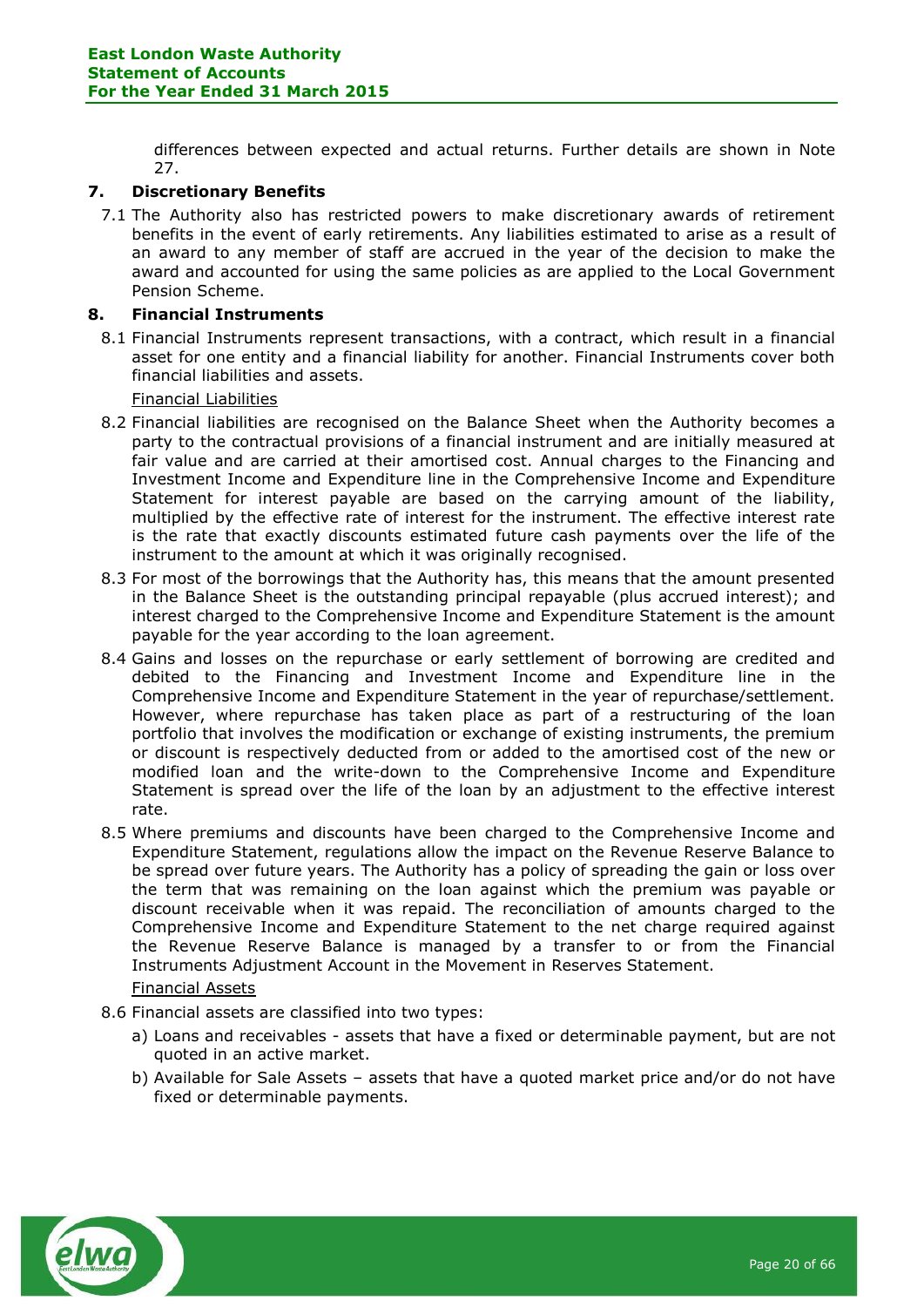differences between expected and actual returns. Further details are shown in Note 27.

## 7. Discretionary Benefits

7.1 The Authority also has restricted powers to make discretionary awards of retirement benefits in the event of early retirements. Any liabilities estimated to arise as a result of an award to any member of staff are accrued in the year of the decision to make the award and accounted for using the same policies as are applied to the Local Government Pension Scheme.

## 8. Financial Instruments

8.1 Financial Instruments represent transactions, with a contract, which result in a financial asset for one entity and a financial liability for another. Financial Instruments cover both financial liabilities and assets.

<u>Financial Liabilities</u>

8.2 Financial liabilities are recognised on the Balance Sheet when the Authority becomes a party to the contractual provisions of a financial instrument and are initially measured at fair value and are carried at their amortised cost. Annual charges to the Financing and Investment Income and Expenditure line in the Comprehensive Income and Expenditure Statement for interest payable are based on the carrying amount of the liability, multiplied by the effective rate of interest for the instrument. The effective interest rate is the rate that exactly discounts estimated future cash payments over the life of the instrument to the amount at which it was originally recognised.

8.3 For most of the borrowings that the Authority has, this means that the amount presented in the Balance Sheet is the outstanding principal repayable (plus accrued interest); and interest charged to the Comprehensive Income and Expenditure Statement is the amount payable for the year according to the loan agreement.

8.4 Gains and losses on the repurchase or early settlement of borrowing are credited and debited to the Financing and Investment Income and Expenditure line in the Comprehensive Income and Expenditure Statement in the year of repurchase/settlement. However, where repurchase has taken place as part of a restructuring of the loan portfolio that involves the modification or exchange of existing instruments, the premium or discount is respectively deducted from or added to the amortised cost of the new or modified loan and the write-down to the Comprehensive Income and Expenditure Statement is spread over the life of the loan by an adjustment to the effective interest rate.

8.5 Where premiums and discounts have been charged to the Comprehensive Income and Expenditure Statement, regulations allow the impact on the Revenue Reserve Balance to be spread over future years. The Authority has a policy of spreading the gain or loss over the term that was remaining on the loan against which the premium was payable or discount receivable when it was repaid. The reconciliation of amounts charged to the Comprehensive Income and Expenditure Statement to the net charge required against the Revenue Reserve Balance is managed by a transfer to or from the Financial Instruments Adjustment Account in the Movement in Reserves Statement.

<u>Financial Assets</u>

8.6 Financial assets are classified into two types:

a) Loans and receivables - assets that have a fixed or determinable payment, but are not quoted in an active market.

b) Available for Sale Assets – assets that have a quoted market price and/or do not have fixed or determinable payments.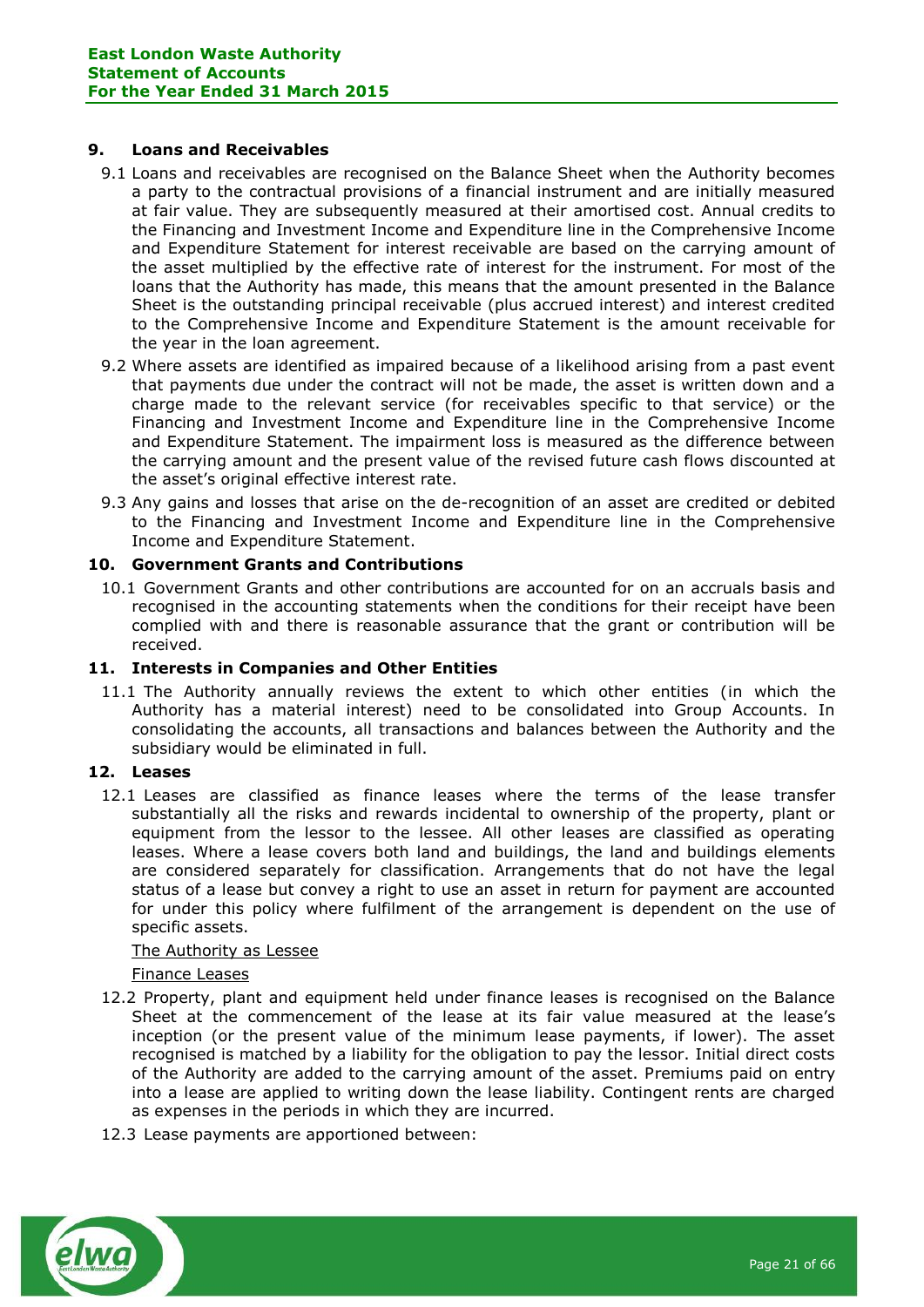## 9. Loans and Receivables

9.1 Loans and receivables are recognised on the Balance Sheet when the Authority becomes a party to the contractual provisions of a financial instrument and are initially measured at fair value. They are subsequently measured at their amortised cost. Annual credits to the Financing and Investment Income and Expenditure line in the Comprehensive Income and Expenditure Statement for interest receivable are based on the carrying amount of the asset multiplied by the effective rate of interest for the instrument. For most of the loans that the Authority has made, this means that the amount presented in the Balance Sheet is the outstanding principal receivable (plus accrued interest) and interest credited to the Comprehensive Income and Expenditure Statement is the amount receivable for the year in the loan agreement.

9.2 Where assets are identified as impaired because of a likelihood arising from a past event that payments due under the contract will not be made, the asset is written down and a charge made to the relevant service (for receivables specific to that service) or the Financing and Investment Income and Expenditure line in the Comprehensive Income and Expenditure Statement. The impairment loss is measured as the difference between the carrying amount and the present value of the revised future cash flows discounted at the asset's original effective interest rate.

9.3 Any gains and losses that arise on the de-recognition of an asset are credited or debited to the Financing and Investment Income and Expenditure line in the Comprehensive Income and Expenditure Statement.

## 10. Government Grants and Contributions

10.1 Government Grants and other contributions are accounted for on an accruals basis and recognised in the accounting statements when the conditions for their receipt have been complied with and there is reasonable assurance that the grant or contribution will be received.

## 11. Interests in Companies and Other Entities

11.1 The Authority annually reviews the extent to which other entities (in which the Authority has a material interest) need to be consolidated into Group Accounts. In consolidating the accounts, all transactions and balances between the Authority and the subsidiary would be eliminated in full.

## 12. Leases

12.1 Leases are classified as finance leases where the terms of the lease transfer substantially all the risks and rewards incidental to ownership of the property, plant or equipment from the lessor to the lessee. All other leases are classified as operating leases. Where a lease covers both land and buildings, the land and buildings elements are considered separately for classification. Arrangements that do not have the legal status of a lease but convey a right to use an asset in return for payment are accounted for under this policy where fulfilment of the arrangement is dependent on the use of specific assets.

The Authority as Lessee

Finance Leases

12.2 Property, plant and equipment held under finance leases is recognised on the Balance Sheet at the commencement of the lease at its fair value measured at the lease's inception (or the present value of the minimum lease payments, if lower). The asset recognised is matched by a liability for the obligation to pay the lessor. Initial direct costs of the Authority are added to the carrying amount of the asset. Premiums paid on entry into a lease are applied to writing down the lease liability. Contingent rents are charged as expenses in the periods in which they are incurred.

12.3 Lease payments are apportioned between: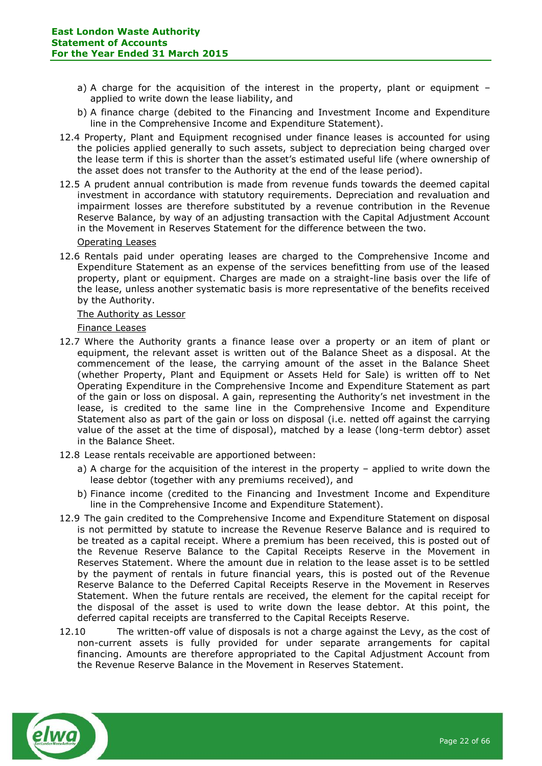a) A charge for the acquisition of the interest in the property, plant or equipment – applied to write down the lease liability, and
b) A finance charge (debited to the Financing and Investment Income and Expenditure line in the Comprehensive Income and Expenditure Statement).

12.4 Property, Plant and Equipment recognised under finance leases is accounted for using the policies applied generally to such assets, subject to depreciation being charged over the lease term if this is shorter than the asset's estimated useful life (where ownership of the asset does not transfer to the Authority at the end of the lease period).

12.5 A prudent annual contribution is made from revenue funds towards the deemed capital investment in accordance with statutory requirements. Depreciation and revaluation and impairment losses are therefore substituted by a revenue contribution in the Revenue Reserve Balance, by way of an adjusting transaction with the Capital Adjustment Account in the Movement in Reserves Statement for the difference between the two.

Operating Leases

12.6 Rentals paid under operating leases are charged to the Comprehensive Income and Expenditure Statement as an expense of the services benefitting from use of the leased property, plant or equipment. Charges are made on a straight-line basis over the life of the lease, unless another systematic basis is more representative of the benefits received by the Authority.

The Authority as Lessor

Finance Leases

12.7 Where the Authority grants a finance lease over a property or an item of plant or equipment, the relevant asset is written out of the Balance Sheet as a disposal. At the commencement of the lease, the carrying amount of the asset in the Balance Sheet (whether Property, Plant and Equipment or Assets Held for Sale) is written off to Net Operating Expenditure in the Comprehensive Income and Expenditure Statement as part of the gain or loss on disposal. A gain, representing the Authority's net investment in the lease, is credited to the same line in the Comprehensive Income and Expenditure Statement also as part of the gain or loss on disposal (i.e. netted off against the carrying value of the asset at the time of disposal), matched by a lease (long-term debtor) asset in the Balance Sheet.

12.8 Lease rentals receivable are apportioned between:

a) A charge for the acquisition of the interest in the property – applied to write down the lease debtor (together with any premiums received), and
b) Finance income (credited to the Financing and Investment Income and Expenditure line in the Comprehensive Income and Expenditure Statement).

12.9 The gain credited to the Comprehensive Income and Expenditure Statement on disposal is not permitted by statute to increase the Revenue Reserve Balance and is required to be treated as a capital receipt. Where a premium has been received, this is posted out of the Revenue Reserve Balance to the Capital Receipts Reserve in the Movement in Reserves Statement. Where the amount due in relation to the lease asset is to be settled by the payment of rentals in future financial years, this is posted out of the Revenue Reserve Balance to the Deferred Capital Receipts Reserve in the Movement in Reserves Statement. When the future rentals are received, the element for the capital receipt for the disposal of the asset is used to write down the lease debtor. At this point, the deferred capital receipts are transferred to the Capital Receipts Reserve.

12.10 The written-off value of disposals is not a charge against the Levy, as the cost of non-current assets is fully provided for under separate arrangements for capital financing. Amounts are therefore appropriated to the Capital Adjustment Account from the Revenue Reserve Balance in the Movement in Reserves Statement.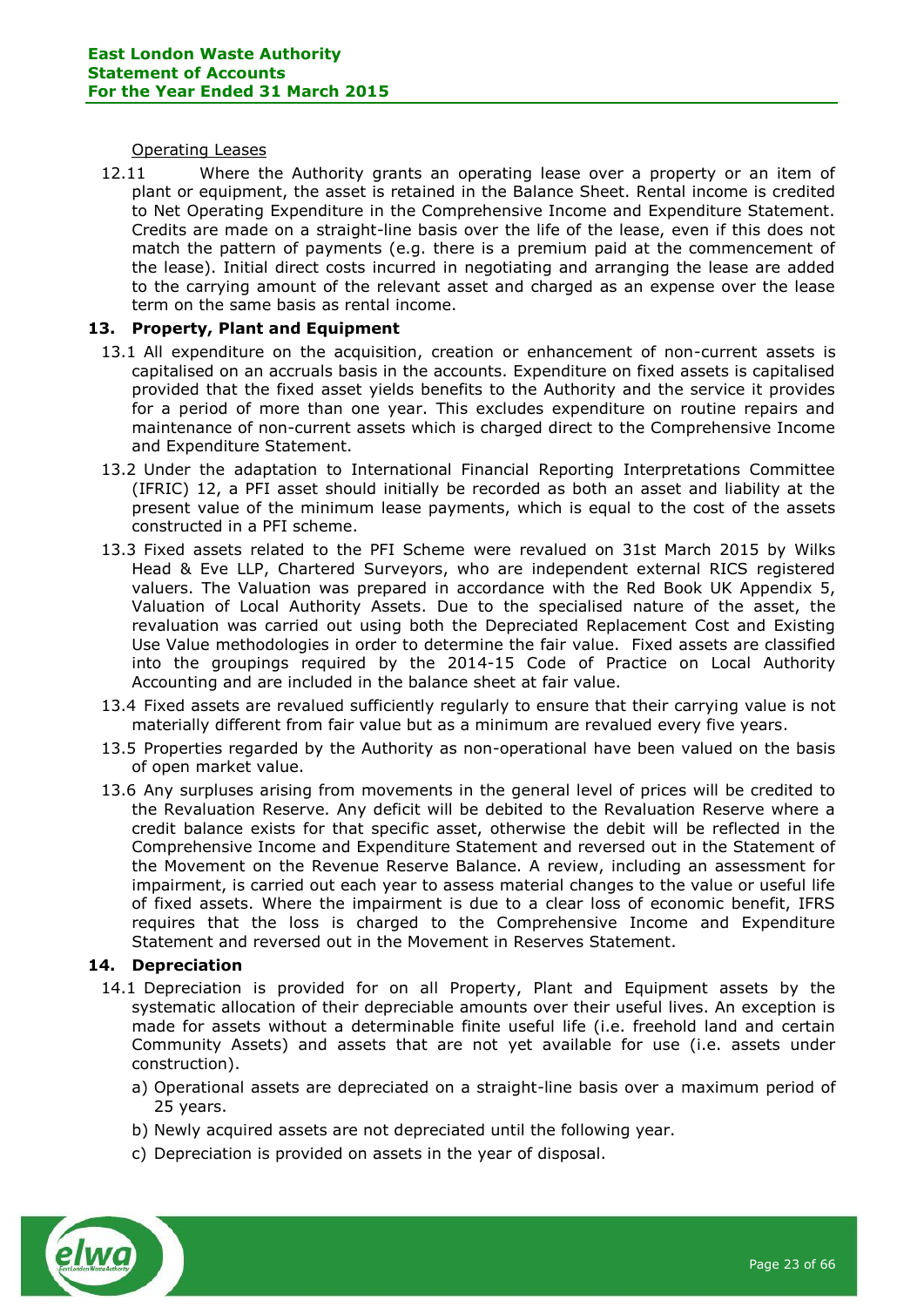Operating Leases

12.11 Where the Authority grants an operating lease over a property or an item of plant or equipment, the asset is retained in the Balance Sheet. Rental income is credited to Net Operating Expenditure in the Comprehensive Income and Expenditure Statement. Credits are made on a straight-line basis over the life of the lease, even if this does not match the pattern of payments (e.g. there is a premium paid at the commencement of the lease). Initial direct costs incurred in negotiating and arranging the lease are added to the carrying amount of the relevant asset and charged as an expense over the lease term on the same basis as rental income.

## 13. Property, Plant and Equipment

13.1 All expenditure on the acquisition, creation or enhancement of non-current assets is capitalised on an accruals basis in the accounts. Expenditure on fixed assets is capitalised provided that the fixed asset yields benefits to the Authority and the service it provides for a period of more than one year. This excludes expenditure on routine repairs and maintenance of non-current assets which is charged direct to the Comprehensive Income and Expenditure Statement.

13.2 Under the adaptation to International Financial Reporting Interpretations Committee (IFRIC) 12, a PFI asset should initially be recorded as both an asset and liability at the present value of the minimum lease payments, which is equal to the cost of the assets constructed in a PFI scheme.

13.3 Fixed assets related to the PFI Scheme were revalued on 31st March 2015 by Wilks Head & Eve LLP, Chartered Surveyors, who are independent external RICS registered valuers. The Valuation was prepared in accordance with the Red Book UK Appendix 5, Valuation of Local Authority Assets. Due to the specialised nature of the asset, the revaluation was carried out using both the Depreciated Replacement Cost and Existing Use Value methodologies in order to determine the fair value. Fixed assets are classified into the groupings required by the 2014-15 Code of Practice on Local Authority Accounting and are included in the balance sheet at fair value.

13.4 Fixed assets are revalued sufficiently regularly to ensure that their carrying value is not materially different from fair value but as a minimum are revalued every five years.

13.5 Properties regarded by the Authority as non-operational have been valued on the basis of open market value.

13.6 Any surpluses arising from movements in the general level of prices will be credited to the Revaluation Reserve. Any deficit will be debited to the Revaluation Reserve where a credit balance exists for that specific asset, otherwise the debit will be reflected in the Comprehensive Income and Expenditure Statement and reversed out in the Statement of the Movement on the Revenue Reserve Balance. A review, including an assessment for impairment, is carried out each year to assess material changes to the value or useful life of fixed assets. Where the impairment is due to a clear loss of economic benefit, IFRS requires that the loss is charged to the Comprehensive Income and Expenditure Statement and reversed out in the Movement in Reserves Statement.

## 14. Depreciation

14.1 Depreciation is provided for on all Property, Plant and Equipment assets by the systematic allocation of their depreciable amounts over their useful lives. An exception is made for assets without a determinable finite useful life (i.e. freehold land and certain Community Assets) and assets that are not yet available for use (i.e. assets under construction).

a) Operational assets are depreciated on a straight-line basis over a maximum period of 25 years.

b) Newly acquired assets are not depreciated until the following year.

c) Depreciation is provided on assets in the year of disposal.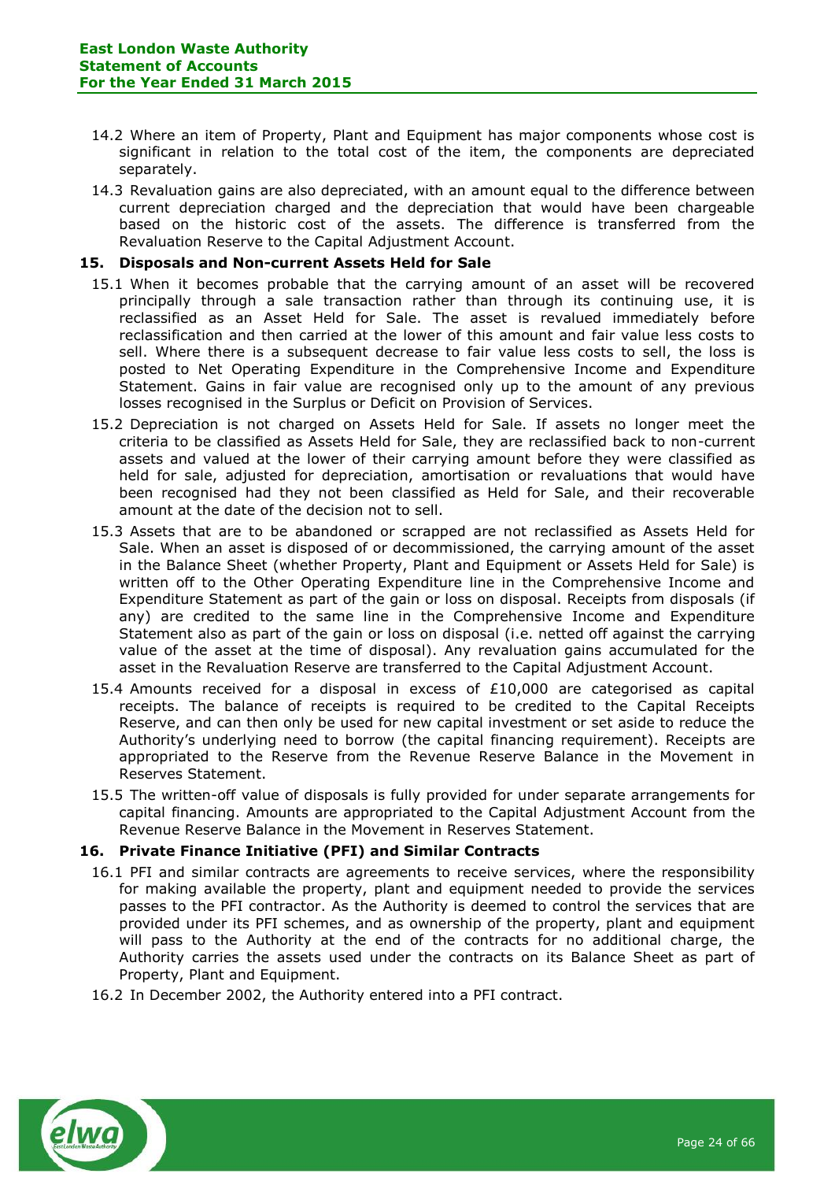14.2 Where an item of Property, Plant and Equipment has major components whose cost is significant in relation to the total cost of the item, the components are depreciated separately.

14.3 Revaluation gains are also depreciated, with an amount equal to the difference between current depreciation charged and the depreciation that would have been chargeable based on the historic cost of the assets. The difference is transferred from the Revaluation Reserve to the Capital Adjustment Account.

## 15. Disposals and Non-current Assets Held for Sale

15.1 When it becomes probable that the carrying amount of an asset will be recovered principally through a sale transaction rather than through its continuing use, it is reclassified as an Asset Held for Sale. The asset is revalued immediately before reclassification and then carried at the lower of this amount and fair value less costs to sell. Where there is a subsequent decrease to fair value less costs to sell, the loss is posted to Net Operating Expenditure in the Comprehensive Income and Expenditure Statement. Gains in fair value are recognised only up to the amount of any previous losses recognised in the Surplus or Deficit on Provision of Services.

15.2 Depreciation is not charged on Assets Held for Sale. If assets no longer meet the criteria to be classified as Assets Held for Sale, they are reclassified back to non-current assets and valued at the lower of their carrying amount before they were classified as held for sale, adjusted for depreciation, amortisation or revaluations that would have been recognised had they not been classified as Held for Sale, and their recoverable amount at the date of the decision not to sell.

15.3 Assets that are to be abandoned or scrapped are not reclassified as Assets Held for Sale. When an asset is disposed of or decommissioned, the carrying amount of the asset in the Balance Sheet (whether Property, Plant and Equipment or Assets Held for Sale) is written off to the Other Operating Expenditure line in the Comprehensive Income and Expenditure Statement as part of the gain or loss on disposal. Receipts from disposals (if any) are credited to the same line in the Comprehensive Income and Expenditure Statement also as part of the gain or loss on disposal (i.e. netted off against the carrying value of the asset at the time of disposal). Any revaluation gains accumulated for the asset in the Revaluation Reserve are transferred to the Capital Adjustment Account.

15.4 Amounts received for a disposal in excess of £10,000 are categorised as capital receipts. The balance of receipts is required to be credited to the Capital Receipts Reserve, and can then only be used for new capital investment or set aside to reduce the Authority's underlying need to borrow (the capital financing requirement). Receipts are appropriated to the Reserve from the Revenue Reserve Balance in the Movement in Reserves Statement.

15.5 The written-off value of disposals is fully provided for under separate arrangements for capital financing. Amounts are appropriated to the Capital Adjustment Account from the Revenue Reserve Balance in the Movement in Reserves Statement.

## 16. Private Finance Initiative (PFI) and Similar Contracts

16.1 PFI and similar contracts are agreements to receive services, where the responsibility for making available the property, plant and equipment needed to provide the services passes to the PFI contractor. As the Authority is deemed to control the services that are provided under its PFI schemes, and as ownership of the property, plant and equipment will pass to the Authority at the end of the contracts for no additional charge, the Authority carries the assets used under the contracts on its Balance Sheet as part of Property, Plant and Equipment.

16.2 In December 2002, the Authority entered into a PFI contract.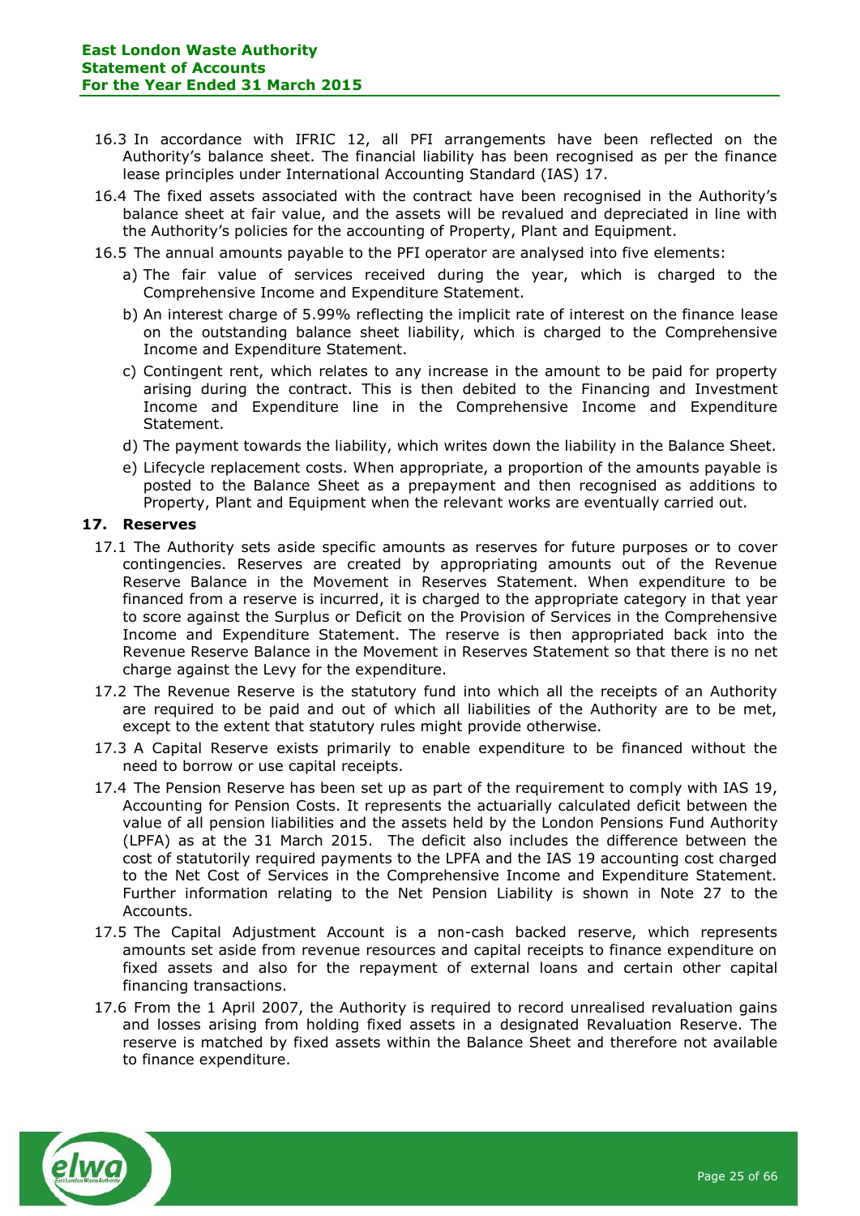16.3 In accordance with IFRIC 12, all PFI arrangements have been reflected on the Authority's balance sheet. The financial liability has been recognised as per the finance lease principles under International Accounting Standard (IAS) 17.

16.4 The fixed assets associated with the contract have been recognised in the Authority's balance sheet at fair value, and the assets will be revalued and depreciated in line with the Authority's policies for the accounting of Property, Plant and Equipment.

16.5 The annual amounts payable to the PFI operator are analysed into five elements:

a) The fair value of services received during the year, which is charged to the Comprehensive Income and Expenditure Statement.

b) An interest charge of 5.99% reflecting the implicit rate of interest on the finance lease on the outstanding balance sheet liability, which is charged to the Comprehensive Income and Expenditure Statement.

c) Contingent rent, which relates to any increase in the amount to be paid for property arising during the contract. This is then debited to the Financing and Investment Income and Expenditure line in the Comprehensive Income and Expenditure Statement.

d) The payment towards the liability, which writes down the liability in the Balance Sheet.

e) Lifecycle replacement costs. When appropriate, a proportion of the amounts payable is posted to the Balance Sheet as a prepayment and then recognised as additions to Property, Plant and Equipment when the relevant works are eventually carried out.

## 17. Reserves

17.1 The Authority sets aside specific amounts as reserves for future purposes or to cover contingencies. Reserves are created by appropriating amounts out of the Revenue Reserve Balance in the Movement in Reserves Statement. When expenditure to be financed from a reserve is incurred, it is charged to the appropriate category in that year to score against the Surplus or Deficit on the Provision of Services in the Comprehensive Income and Expenditure Statement. The reserve is then appropriated back into the Revenue Reserve Balance in the Movement in Reserves Statement so that there is no net charge against the Levy for the expenditure.

17.2 The Revenue Reserve is the statutory fund into which all the receipts of an Authority are required to be paid and out of which all liabilities of the Authority are to be met, except to the extent that statutory rules might provide otherwise.

17.3 A Capital Reserve exists primarily to enable expenditure to be financed without the need to borrow or use capital receipts.

17.4 The Pension Reserve has been set up as part of the requirement to comply with IAS 19, Accounting for Pension Costs. It represents the actuarially calculated deficit between the value of all pension liabilities and the assets held by the London Pensions Fund Authority (LPFA) as at the 31 March 2015. The deficit also includes the difference between the cost of statutorily required payments to the LPFA and the IAS 19 accounting cost charged to the Net Cost of Services in the Comprehensive Income and Expenditure Statement. Further information relating to the Net Pension Liability is shown in Note 27 to the Accounts.

17.5 The Capital Adjustment Account is a non-cash backed reserve, which represents amounts set aside from revenue resources and capital receipts to finance expenditure on fixed assets and also for the repayment of external loans and certain other capital financing transactions.

17.6 From the 1 April 2007, the Authority is required to record unrealised revaluation gains and losses arising from holding fixed assets in a designated Revaluation Reserve. The reserve is matched by fixed assets within the Balance Sheet and therefore not available to finance expenditure.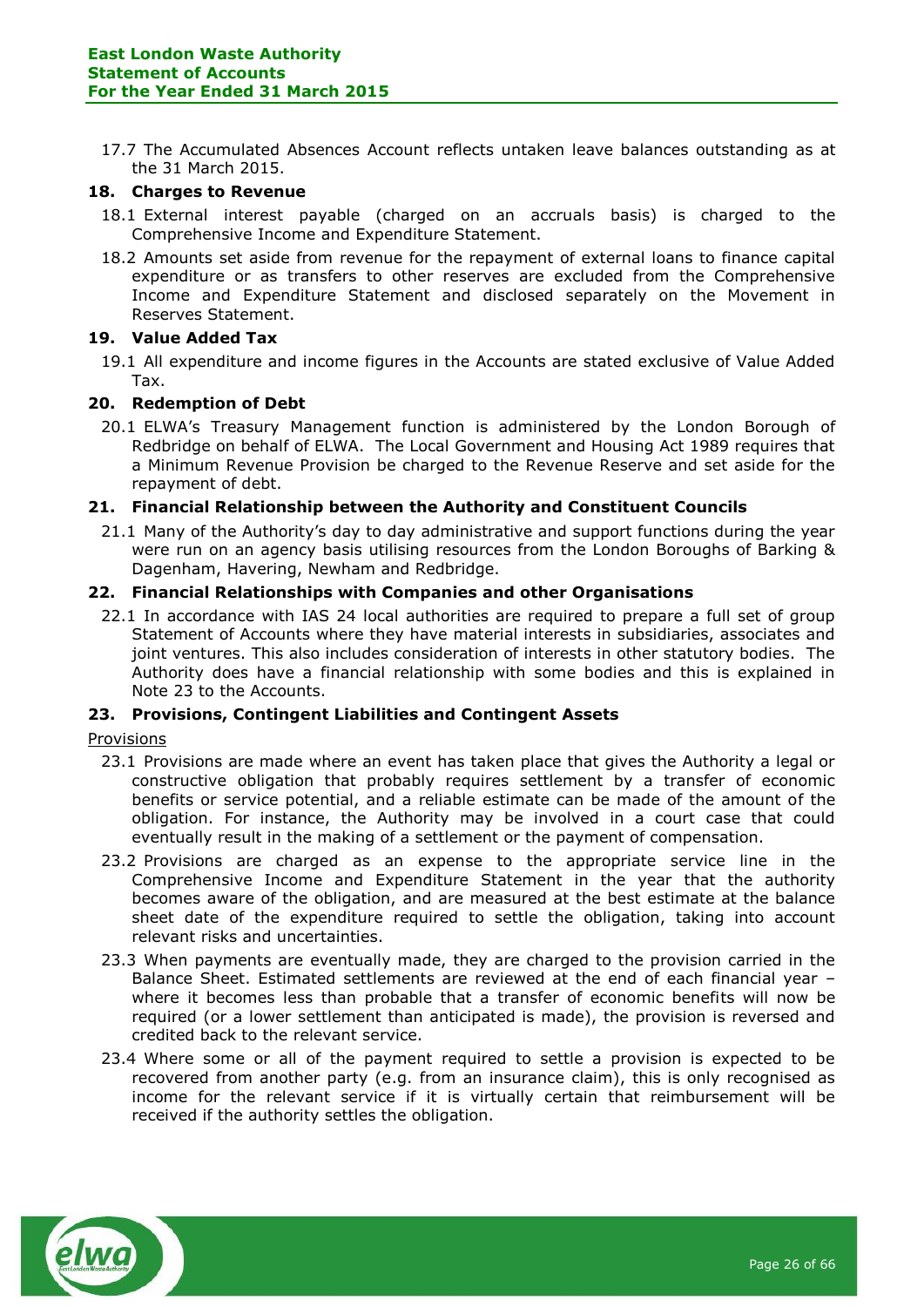17.7 The Accumulated Absences Account reflects untaken leave balances outstanding as at the 31 March 2015.

## 18. Charges to Revenue

18.1 External interest payable (charged on an accruals basis) is charged to the Comprehensive Income and Expenditure Statement.

18.2 Amounts set aside from revenue for the repayment of external loans to finance capital expenditure or as transfers to other reserves are excluded from the Comprehensive Income and Expenditure Statement and disclosed separately on the Movement in Reserves Statement.

## 19. Value Added Tax

19.1 All expenditure and income figures in the Accounts are stated exclusive of Value Added Tax.

## 20. Redemption of Debt

20.1 ELWA's Treasury Management function is administered by the London Borough of Redbridge on behalf of ELWA. The Local Government and Housing Act 1989 requires that a Minimum Revenue Provision be charged to the Revenue Reserve and set aside for the repayment of debt.

## 21. Financial Relationship between the Authority and Constituent Councils

21.1 Many of the Authority's day to day administrative and support functions during the year were run on an agency basis utilising resources from the London Boroughs of Barking & Dagenham, Havering, Newham and Redbridge.

## 22. Financial Relationships with Companies and other Organisations

22.1 In accordance with IAS 24 local authorities are required to prepare a full set of group Statement of Accounts where they have material interests in subsidiaries, associates and joint ventures. This also includes consideration of interests in other statutory bodies. The Authority does have a financial relationship with some bodies and this is explained in Note 23 to the Accounts.

## 23. Provisions, Contingent Liabilities and Contingent Assets

Provisions

23.1 Provisions are made where an event has taken place that gives the Authority a legal or constructive obligation that probably requires settlement by a transfer of economic benefits or service potential, and a reliable estimate can be made of the amount of the obligation. For instance, the Authority may be involved in a court case that could eventually result in the making of a settlement or the payment of compensation.

23.2 Provisions are charged as an expense to the appropriate service line in the Comprehensive Income and Expenditure Statement in the year that the authority becomes aware of the obligation, and are measured at the best estimate at the balance sheet date of the expenditure required to settle the obligation, taking into account relevant risks and uncertainties.

23.3 When payments are eventually made, they are charged to the provision carried in the Balance Sheet. Estimated settlements are reviewed at the end of each financial year – where it becomes less than probable that a transfer of economic benefits will now be required (or a lower settlement than anticipated is made), the provision is reversed and credited back to the relevant service.

23.4 Where some or all of the payment required to settle a provision is expected to be recovered from another party (e.g. from an insurance claim), this is only recognised as income for the relevant service if it is virtually certain that reimbursement will be received if the authority settles the obligation.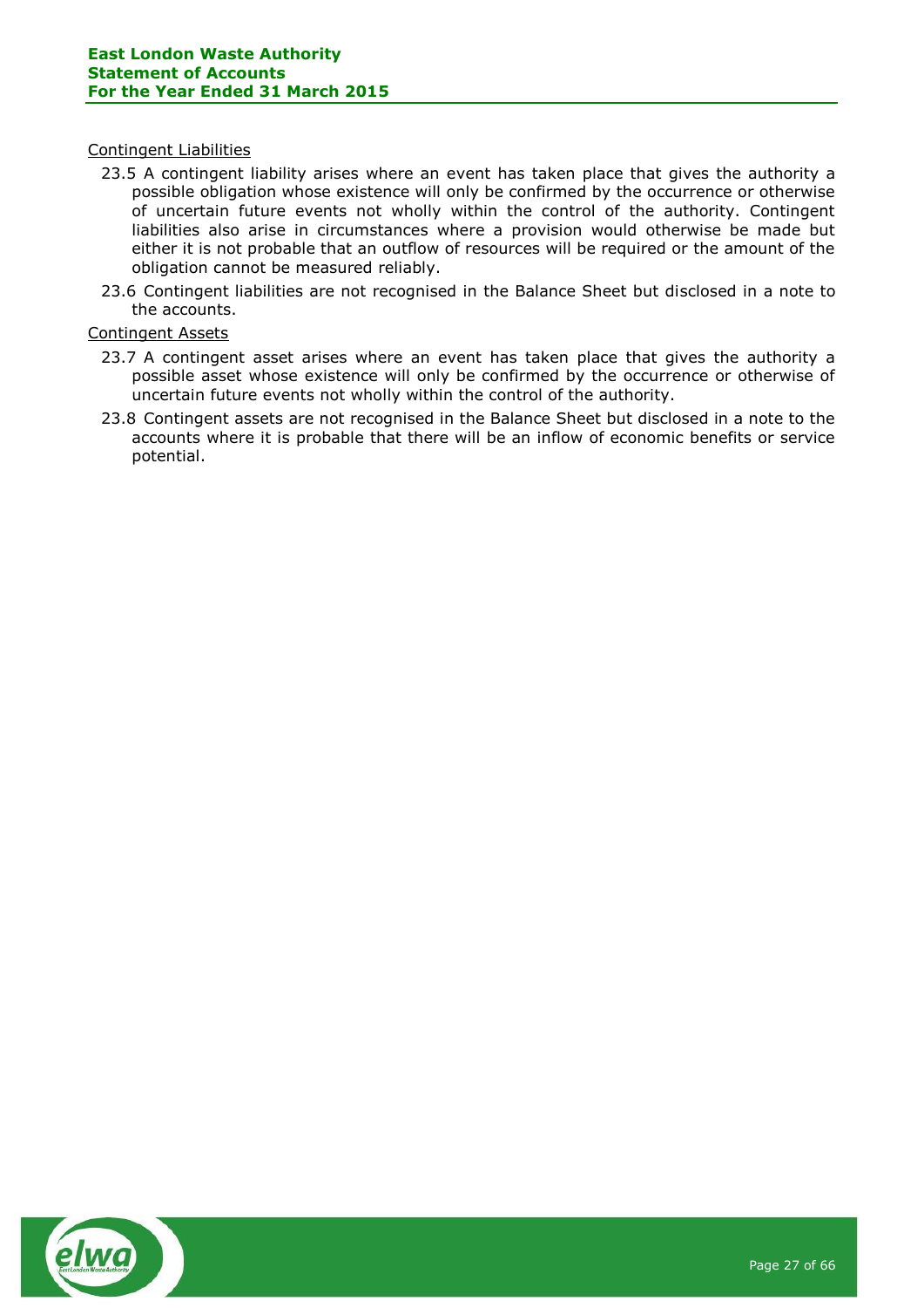Contingent Liabilities

23.5 A contingent liability arises where an event has taken place that gives the authority a possible obligation whose existence will only be confirmed by the occurrence or otherwise of uncertain future events not wholly within the control of the authority. Contingent liabilities also arise in circumstances where a provision would otherwise be made but either it is not probable that an outflow of resources will be required or the amount of the obligation cannot be measured reliably.

23.6 Contingent liabilities are not recognised in the Balance Sheet but disclosed in a note to the accounts.

Contingent Assets

23.7 A contingent asset arises where an event has taken place that gives the authority a possible asset whose existence will only be confirmed by the occurrence or otherwise of uncertain future events not wholly within the control of the authority.

23.8 Contingent assets are not recognised in the Balance Sheet but disclosed in a note to the accounts where it is probable that there will be an inflow of economic benefits or service potential.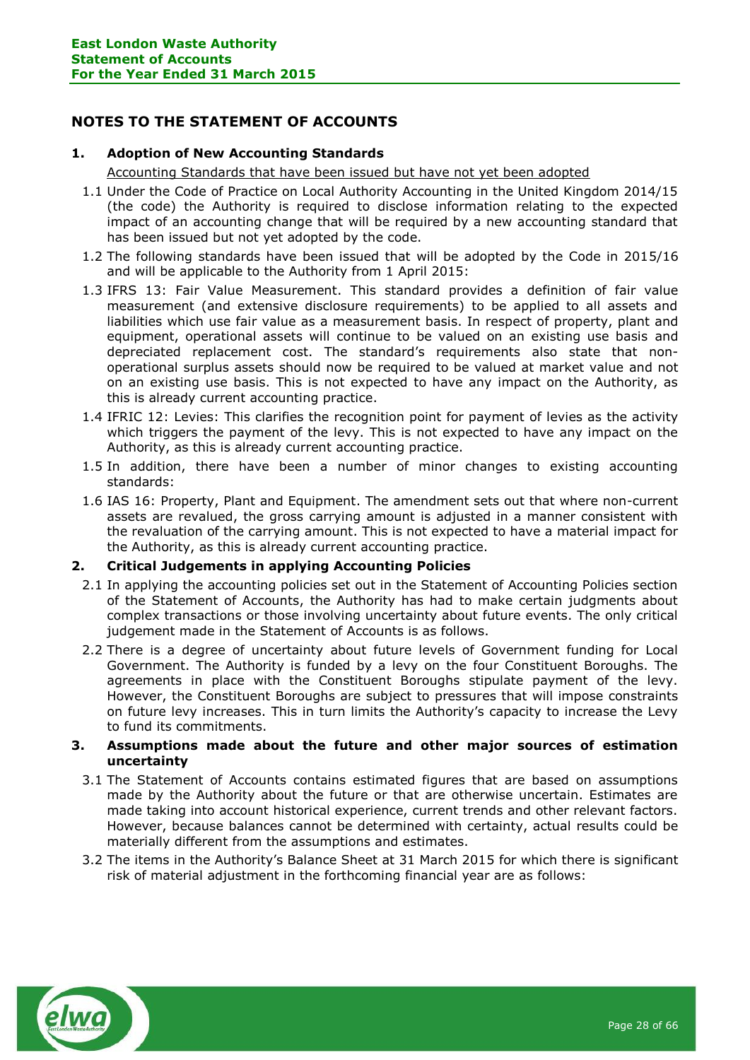# NOTES TO THE STATEMENT OF ACCOUNTS

## 1. Adoption of New Accounting Standards

Accounting Standards that have been issued but have not yet been adopted

1.1 Under the Code of Practice on Local Authority Accounting in the United Kingdom 2014/15 (the code) the Authority is required to disclose information relating to the expected impact of an accounting change that will be required by a new accounting standard that has been issued but not yet adopted by the code.

1.2 The following standards have been issued that will be adopted by the Code in 2015/16 and will be applicable to the Authority from 1 April 2015:

1.3 IFRS 13: Fair Value Measurement. This standard provides a definition of fair value measurement (and extensive disclosure requirements) to be applied to all assets and liabilities which use fair value as a measurement basis. In respect of property, plant and equipment, operational assets will continue to be valued on an existing use basis and depreciated replacement cost. The standard's requirements also state that non-operational surplus assets should now be required to be valued at market value and not on an existing use basis. This is not expected to have any impact on the Authority, as this is already current accounting practice.

1.4 IFRIC 12: Levies: This clarifies the recognition point for payment of levies as the activity which triggers the payment of the levy. This is not expected to have any impact on the Authority, as this is already current accounting practice.

1.5 In addition, there have been a number of minor changes to existing accounting standards:

1.6 IAS 16: Property, Plant and Equipment. The amendment sets out that where non-current assets are revalued, the gross carrying amount is adjusted in a manner consistent with the revaluation of the carrying amount. This is not expected to have a material impact for the Authority, as this is already current accounting practice.

## 2. Critical Judgements in applying Accounting Policies

2.1 In applying the accounting policies set out in the Statement of Accounting Policies section of the Statement of Accounts, the Authority has had to make certain judgments about complex transactions or those involving uncertainty about future events. The only critical judgement made in the Statement of Accounts is as follows.

2.2 There is a degree of uncertainty about future levels of Government funding for Local Government. The Authority is funded by a levy on the four Constituent Boroughs. The agreements in place with the Constituent Boroughs stipulate payment of the levy. However, the Constituent Boroughs are subject to pressures that will impose constraints on future levy increases. This in turn limits the Authority's capacity to increase the Levy to fund its commitments.

## 3. Assumptions made about the future and other major sources of estimation uncertainty

3.1 The Statement of Accounts contains estimated figures that are based on assumptions made by the Authority about the future or that are otherwise uncertain. Estimates are made taking into account historical experience, current trends and other relevant factors. However, because balances cannot be determined with certainty, actual results could be materially different from the assumptions and estimates.

3.2 The items in the Authority's Balance Sheet at 31 March 2015 for which there is significant risk of material adjustment in the forthcoming financial year are as follows: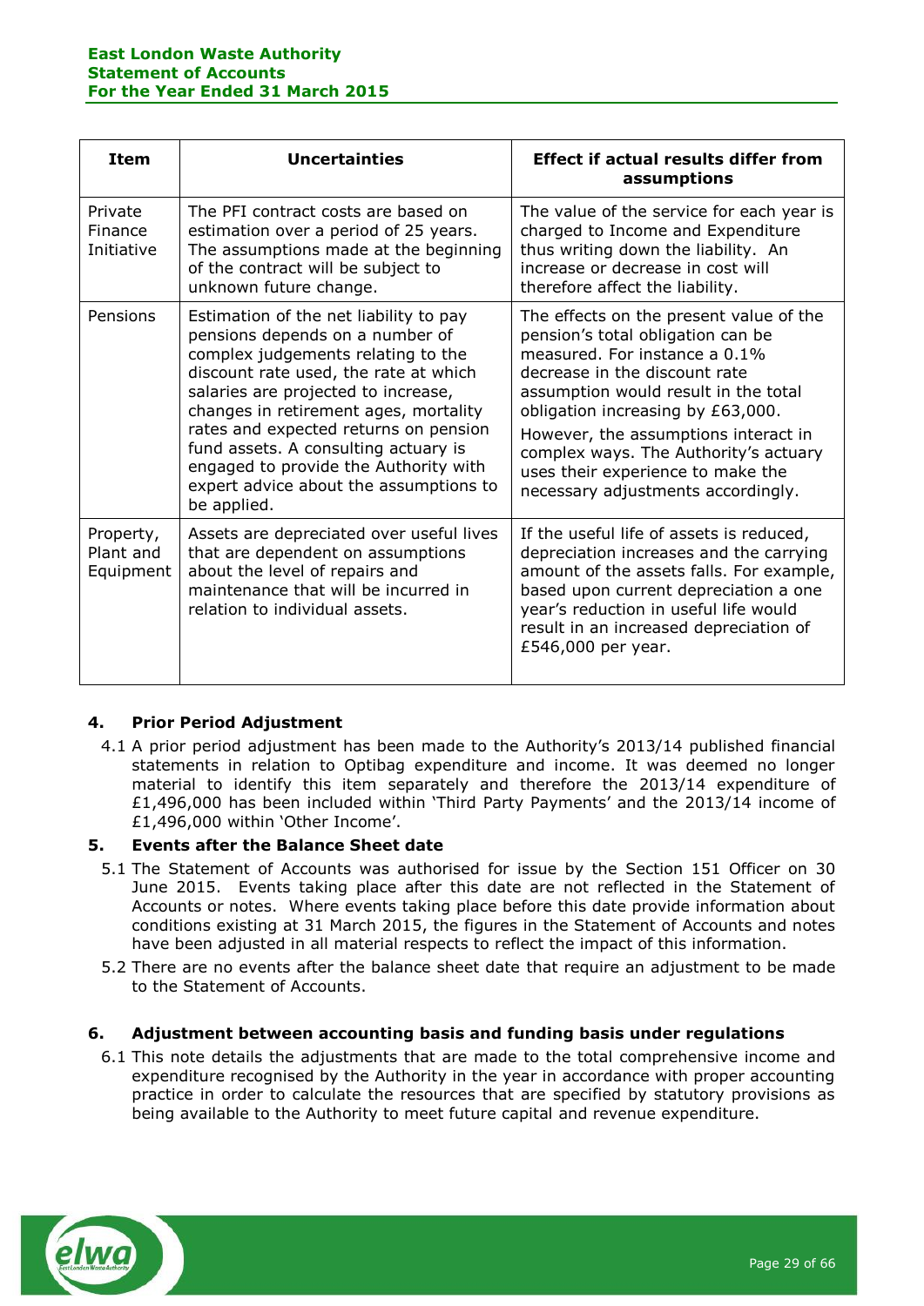| Item | Uncertainties | Effect if actual results differ from assumptions |
|---|---|---|
| Private Finance Initiative | The PFI contract costs are based on estimation over a period of 25 years. The assumptions made at the beginning of the contract will be subject to unknown future change. | The value of the service for each year is charged to Income and Expenditure thus writing down the liability. An increase or decrease in cost will therefore affect the liability. |
| Pensions | Estimation of the net liability to pay pensions depends on a number of complex judgements relating to the discount rate used, the rate at which salaries are projected to increase, changes in retirement ages, mortality rates and expected returns on pension fund assets. A consulting actuary is engaged to provide the Authority with expert advice about the assumptions to be applied. | The effects on the present value of the pension's total obligation can be measured. For instance a 0.1% decrease in the discount rate assumption would result in the total obligation increasing by £63,000. However, the assumptions interact in complex ways. The Authority's actuary uses their experience to make the necessary adjustments accordingly. |
| Property, Plant and Equipment | Assets are depreciated over useful lives that are dependent on assumptions about the level of repairs and maintenance that will be incurred in relation to individual assets. | If the useful life of assets is reduced, depreciation increases and the carrying amount of the assets falls. For example, based upon current depreciation a one year's reduction in useful life would result in an increased depreciation of £546,000 per year. |

## 4. Prior Period Adjustment

4.1 A prior period adjustment has been made to the Authority's 2013/14 published financial statements in relation to Optibag expenditure and income. It was deemed no longer material to identify this item separately and therefore the 2013/14 expenditure of £1,496,000 has been included within 'Third Party Payments' and the 2013/14 income of £1,496,000 within 'Other Income'.

## 5. Events after the Balance Sheet date

5.1 The Statement of Accounts was authorised for issue by the Section 151 Officer on 30 June 2015. Events taking place after this date are not reflected in the Statement of Accounts or notes. Where events taking place before this date provide information about conditions existing at 31 March 2015, the figures in the Statement of Accounts and notes have been adjusted in all material respects to reflect the impact of this information.

5.2 There are no events after the balance sheet date that require an adjustment to be made to the Statement of Accounts.

## 6. Adjustment between accounting basis and funding basis under regulations

6.1 This note details the adjustments that are made to the total comprehensive income and expenditure recognised by the Authority in the year in accordance with proper accounting practice in order to calculate the resources that are specified by statutory provisions as being available to the Authority to meet future capital and revenue expenditure.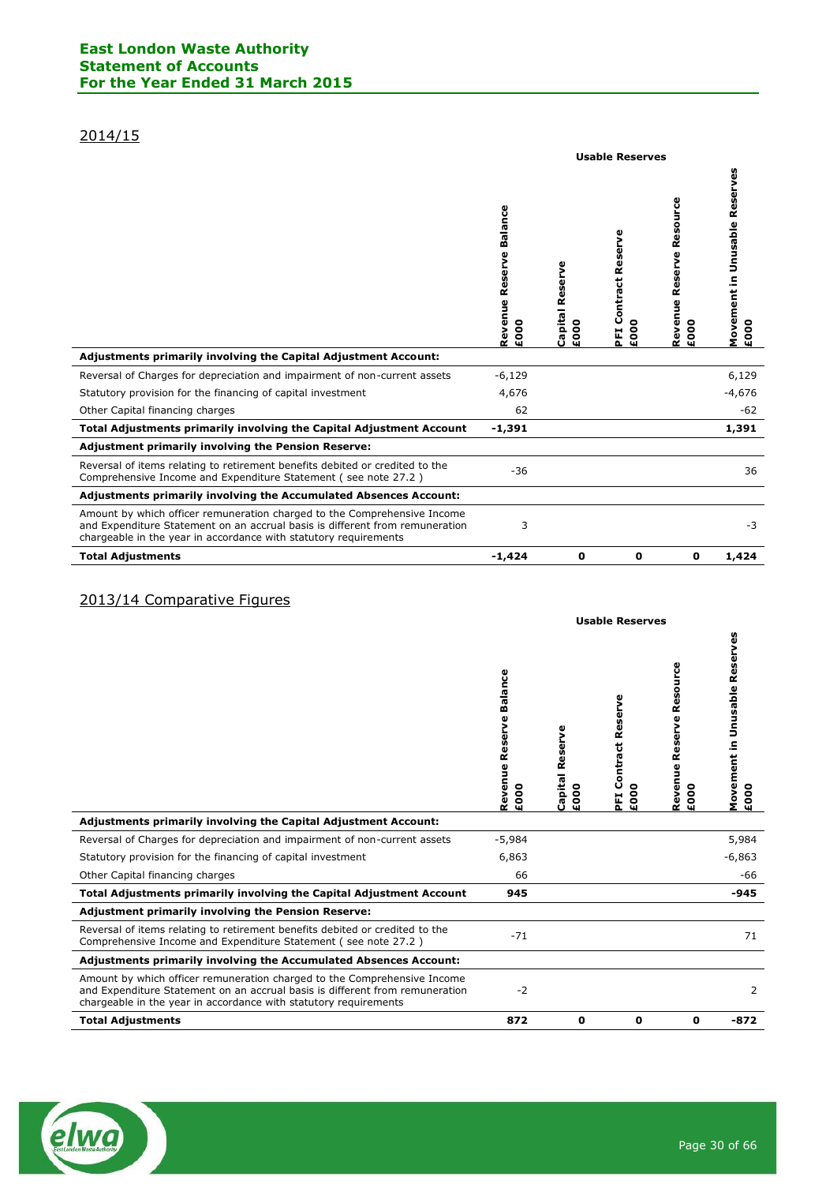## 2014/15

| | Usable Reserves | | | | |
|---|---|---|---|---|---|
| | Revenue Reserve Balance £000 | Capital Reserve £000 | PFI Contract Reserve £000 | Revenue Reserve Resource £000 | Movement in Unusable Reserves £000 |
| **Adjustments primarily involving the Capital Adjustment Account:** | | | | | |
| Reversal of Charges for depreciation and impairment of non-current assets | -6,129 | | | | 6,129 |
| Statutory provision for the financing of capital investment | 4,676 | | | | -4,676 |
| Other Capital financing charges | 62 | | | | -62 |
| **Total Adjustments primarily involving the Capital Adjustment Account** | **-1,391** | | | | **1,391** |
| **Adjustment primarily involving the Pension Reserve:** | | | | | |
| Reversal of items relating to retirement benefits debited or credited to the Comprehensive Income and Expenditure Statement ( see note 27.2 ) | -36 | | | | 36 |
| **Adjustments primarily involving the Accumulated Absences Account:** | | | | | |
| Amount by which officer remuneration charged to the Comprehensive Income and Expenditure Statement on an accrual basis is different from remuneration chargeable in the year in accordance with statutory requirements | 3 | | | | -3 |
| **Total Adjustments** | **-1,424** | **0** | **0** | **0** | **1,424** |

## 2013/14 Comparative Figures

| | Usable Reserves | | | | |
|---|---|---|---|---|---|
| | Revenue Reserve Balance £000 | Capital Reserve £000 | PFI Contract Reserve £000 | Revenue Reserve Resource £000 | Movement in Unusable Reserves £000 |
| **Adjustments primarily involving the Capital Adjustment Account:** | | | | | |
| Reversal of Charges for depreciation and impairment of non-current assets | -5,984 | | | | 5,984 |
| Statutory provision for the financing of capital investment | 6,863 | | | | -6,863 |
| Other Capital financing charges | 66 | | | | -66 |
| **Total Adjustments primarily involving the Capital Adjustment Account** | **945** | | | | **-945** |
| **Adjustment primarily involving the Pension Reserve:** | | | | | |
| Reversal of items relating to retirement benefits debited or credited to the Comprehensive Income and Expenditure Statement ( see note 27.2 ) | -71 | | | | 71 |
| **Adjustments primarily involving the Accumulated Absences Account:** | | | | | |
| Amount by which officer remuneration charged to the Comprehensive Income and Expenditure Statement on an accrual basis is different from remuneration chargeable in the year in accordance with statutory requirements | -2 | | | | 2 |
| **Total Adjustments** | **872** | **0** | **0** | **0** | **-872** |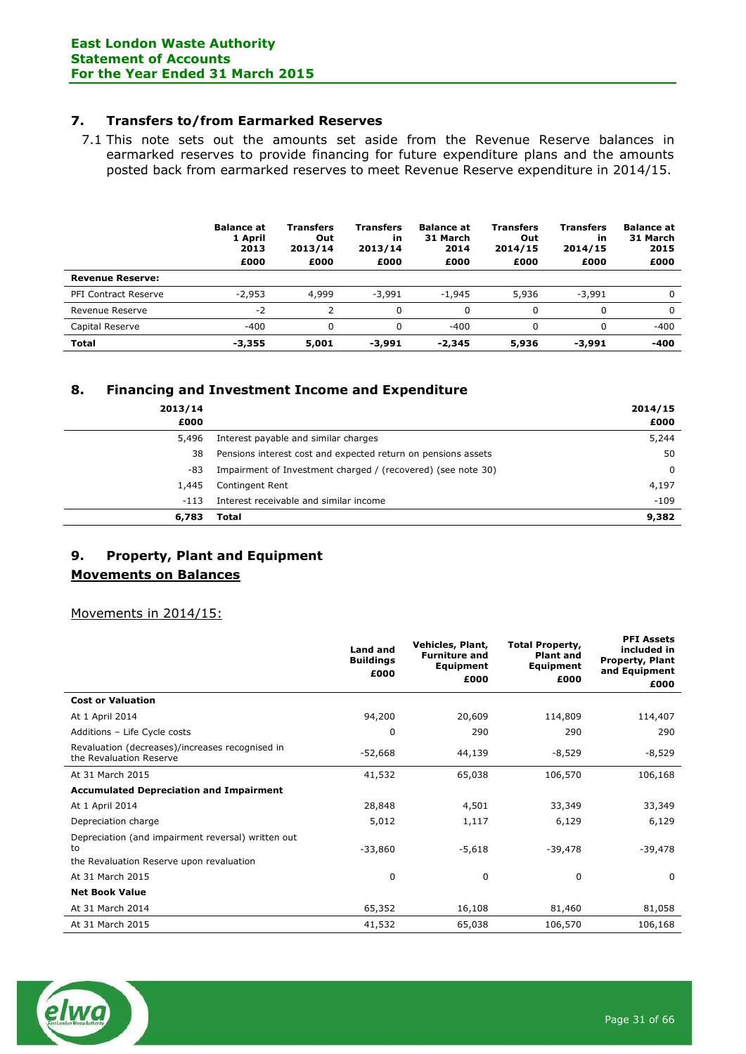## 7. Transfers to/from Earmarked Reserves

7.1 This note sets out the amounts set aside from the Revenue Reserve balances in earmarked reserves to provide financing for future expenditure plans and the amounts posted back from earmarked reserves to meet Revenue Reserve expenditure in 2014/15.

| | Balance at 1 April 2013 £000 | Transfers Out 2013/14 £000 | Transfers in 2013/14 £000 | Balance at 31 March 2014 £000 | Transfers Out 2014/15 £000 | Transfers in 2014/15 £000 | Balance at 31 March 2015 £000 |
|---|---|---|---|---|---|---|---|
| **Revenue Reserve:** | | | | | | | |
| PFI Contract Reserve | -2,953 | 4,999 | -3,991 | -1,945 | 5,936 | -3,991 | 0 |
| Revenue Reserve | -2 | 2 | 0 | 0 | 0 | 0 | 0 |
| Capital Reserve | -400 | 0 | 0 | -400 | 0 | 0 | -400 |
| **Total** | **-3,355** | **5,001** | **-3,991** | **-2,345** | **5,936** | **-3,991** | **-400** |

## 8. Financing and Investment Income and Expenditure

| 2013/14 £000 | | 2014/15 £000 |
|---|---|---|
| 5,496 | Interest payable and similar charges | 5,244 |
| 38 | Pensions interest cost and expected return on pensions assets | 50 |
| -83 | Impairment of Investment charged / (recovered) (see note 30) | 0 |
| 1,445 | Contingent Rent | 4,197 |
| -113 | Interest receivable and similar income | -109 |
| **6,783** | **Total** | **9,382** |

## 9. Property, Plant and Equipment

### Movements on Balances

Movements in 2014/15:

| | Land and Buildings £000 | Vehicles, Plant, Furniture and Equipment £000 | Total Property, Plant and Equipment £000 | PFI Assets included in Property, Plant and Equipment £000 |
|---|---|---|---|---|
| **Cost or Valuation** | | | | |
| At 1 April 2014 | 94,200 | 20,609 | 114,809 | 114,407 |
| Additions – Life Cycle costs | 0 | 290 | 290 | 290 |
| Revaluation (decreases)/increases recognised in the Revaluation Reserve | -52,668 | 44,139 | -8,529 | -8,529 |
| At 31 March 2015 | 41,532 | 65,038 | 106,570 | 106,168 |
| **Accumulated Depreciation and Impairment** | | | | |
| At 1 April 2014 | 28,848 | 4,501 | 33,349 | 33,349 |
| Depreciation charge | 5,012 | 1,117 | 6,129 | 6,129 |
| Depreciation (and impairment reversal) written out to the Revaluation Reserve upon revaluation | -33,860 | -5,618 | -39,478 | -39,478 |
| At 31 March 2015 | 0 | 0 | 0 | 0 |
| **Net Book Value** | | | | |
| At 31 March 2014 | 65,352 | 16,108 | 81,460 | 81,058 |
| At 31 March 2015 | 41,532 | 65,038 | 106,570 | 106,168 |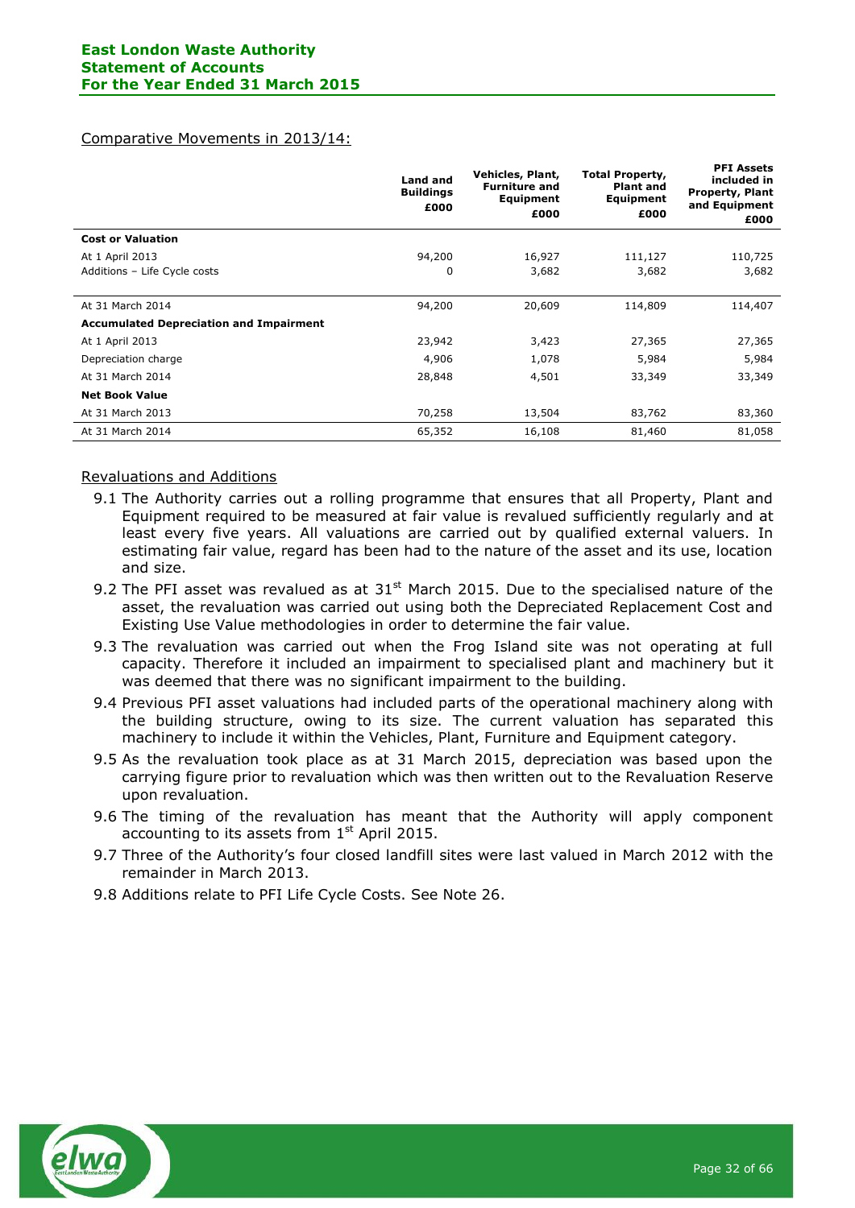Comparative Movements in 2013/14:

| | Land and Buildings £000 | Vehicles, Plant, Furniture and Equipment £000 | Total Property, Plant and Equipment £000 | PFI Assets included in Property, Plant and Equipment £000 |
|---|---|---|---|---|
| **Cost or Valuation** | | | | |
| At 1 April 2013 | 94,200 | 16,927 | 111,127 | 110,725 |
| Additions – Life Cycle costs | 0 | 3,682 | 3,682 | 3,682 |
| At 31 March 2014 | 94,200 | 20,609 | 114,809 | 114,407 |
| **Accumulated Depreciation and Impairment** | | | | |
| At 1 April 2013 | 23,942 | 3,423 | 27,365 | 27,365 |
| Depreciation charge | 4,906 | 1,078 | 5,984 | 5,984 |
| At 31 March 2014 | 28,848 | 4,501 | 33,349 | 33,349 |
| **Net Book Value** | | | | |
| At 31 March 2013 | 70,258 | 13,504 | 83,762 | 83,360 |
| At 31 March 2014 | 65,352 | 16,108 | 81,460 | 81,058 |

Revaluations and Additions

9.1 The Authority carries out a rolling programme that ensures that all Property, Plant and Equipment required to be measured at fair value is revalued sufficiently regularly and at least every five years. All valuations are carried out by qualified external valuers. In estimating fair value, regard has been had to the nature of the asset and its use, location and size.

9.2 The PFI asset was revalued as at 31st March 2015. Due to the specialised nature of the asset, the revaluation was carried out using both the Depreciated Replacement Cost and Existing Use Value methodologies in order to determine the fair value.

9.3 The revaluation was carried out when the Frog Island site was not operating at full capacity. Therefore it included an impairment to specialised plant and machinery but it was deemed that there was no significant impairment to the building.

9.4 Previous PFI asset valuations had included parts of the operational machinery along with the building structure, owing to its size. The current valuation has separated this machinery to include it within the Vehicles, Plant, Furniture and Equipment category.

9.5 As the revaluation took place as at 31 March 2015, depreciation was based upon the carrying figure prior to revaluation which was then written out to the Revaluation Reserve upon revaluation.

9.6 The timing of the revaluation has meant that the Authority will apply component accounting to its assets from 1st April 2015.

9.7 Three of the Authority's four closed landfill sites were last valued in March 2012 with the remainder in March 2013.

9.8 Additions relate to PFI Life Cycle Costs. See Note 26.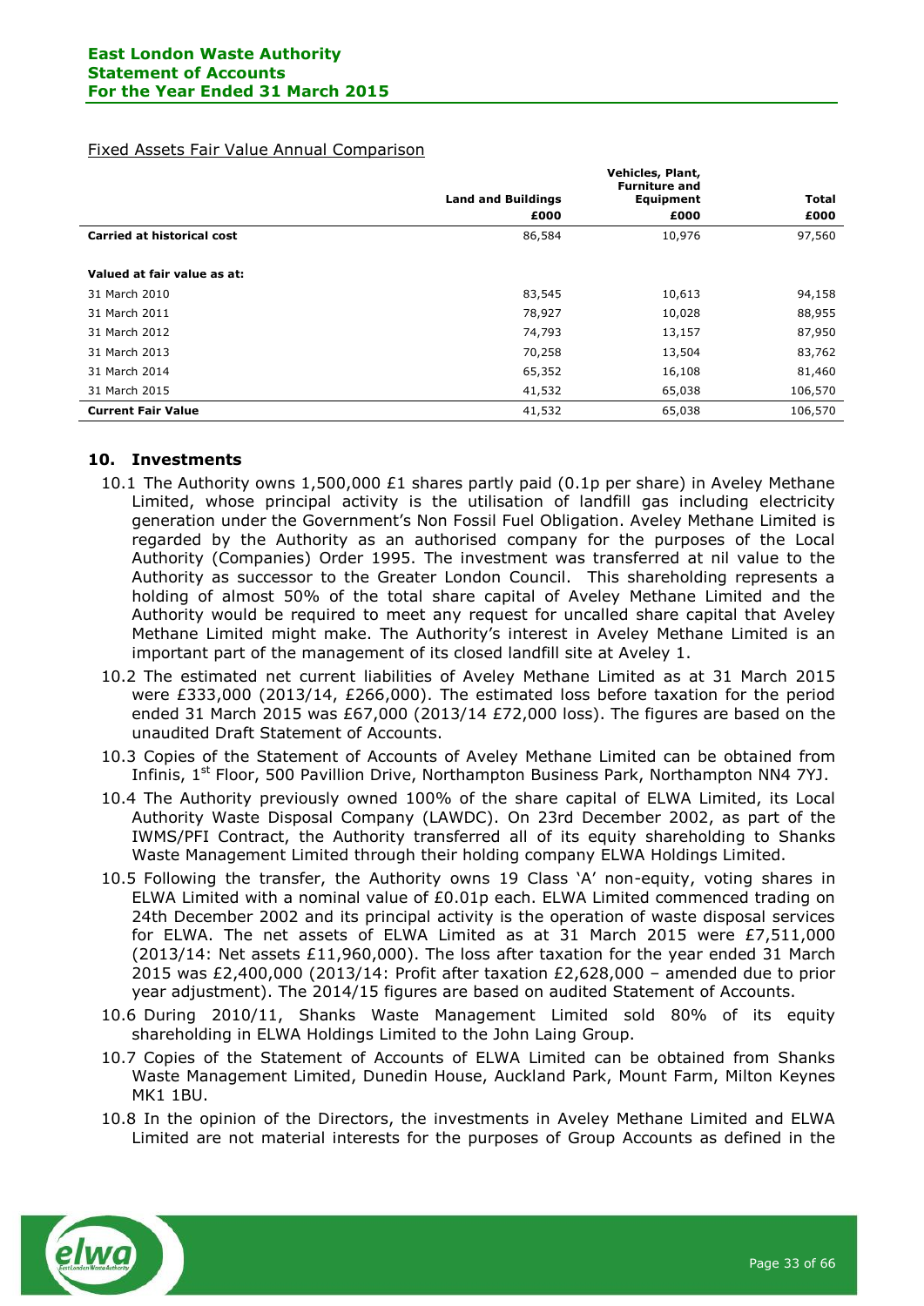Fixed Assets Fair Value Annual Comparison

| | Land and Buildings £000 | Vehicles, Plant, Furniture and Equipment £000 | Total £000 |
|---|---|---|---|
| **Carried at historical cost** | 86,584 | 10,976 | 97,560 |
| | | | |
| **Valued at fair value as at:** | | | |
| 31 March 2010 | 83,545 | 10,613 | 94,158 |
| 31 March 2011 | 78,927 | 10,028 | 88,955 |
| 31 March 2012 | 74,793 | 13,157 | 87,950 |
| 31 March 2013 | 70,258 | 13,504 | 83,762 |
| 31 March 2014 | 65,352 | 16,108 | 81,460 |
| 31 March 2015 | 41,532 | 65,038 | 106,570 |
| **Current Fair Value** | 41,532 | 65,038 | 106,570 |

## 10. Investments

10.1 The Authority owns 1,500,000 £1 shares partly paid (0.1p per share) in Aveley Methane Limited, whose principal activity is the utilisation of landfill gas including electricity generation under the Government's Non Fossil Fuel Obligation. Aveley Methane Limited is regarded by the Authority as an authorised company for the purposes of the Local Authority (Companies) Order 1995. The investment was transferred at nil value to the Authority as successor to the Greater London Council. This shareholding represents a holding of almost 50% of the total share capital of Aveley Methane Limited and the Authority would be required to meet any request for uncalled share capital that Aveley Methane Limited might make. The Authority's interest in Aveley Methane Limited is an important part of the management of its closed landfill site at Aveley 1.

10.2 The estimated net current liabilities of Aveley Methane Limited as at 31 March 2015 were £333,000 (2013/14, £266,000). The estimated loss before taxation for the period ended 31 March 2015 was £67,000 (2013/14 £72,000 loss). The figures are based on the unaudited Draft Statement of Accounts.

10.3 Copies of the Statement of Accounts of Aveley Methane Limited can be obtained from Infinis, 1st Floor, 500 Pavillion Drive, Northampton Business Park, Northampton NN4 7YJ.

10.4 The Authority previously owned 100% of the share capital of ELWA Limited, its Local Authority Waste Disposal Company (LAWDC). On 23rd December 2002, as part of the IWMS/PFI Contract, the Authority transferred all of its equity shareholding to Shanks Waste Management Limited through their holding company ELWA Holdings Limited.

10.5 Following the transfer, the Authority owns 19 Class 'A' non-equity, voting shares in ELWA Limited with a nominal value of £0.01p each. ELWA Limited commenced trading on 24th December 2002 and its principal activity is the operation of waste disposal services for ELWA. The net assets of ELWA Limited as at 31 March 2015 were £7,511,000 (2013/14: Net assets £11,960,000). The loss after taxation for the year ended 31 March 2015 was £2,400,000 (2013/14: Profit after taxation £2,628,000 – amended due to prior year adjustment). The 2014/15 figures are based on audited Statement of Accounts.

10.6 During 2010/11, Shanks Waste Management Limited sold 80% of its equity shareholding in ELWA Holdings Limited to the John Laing Group.

10.7 Copies of the Statement of Accounts of ELWA Limited can be obtained from Shanks Waste Management Limited, Dunedin House, Auckland Park, Mount Farm, Milton Keynes MK1 1BU.

10.8 In the opinion of the Directors, the investments in Aveley Methane Limited and ELWA Limited are not material interests for the purposes of Group Accounts as defined in the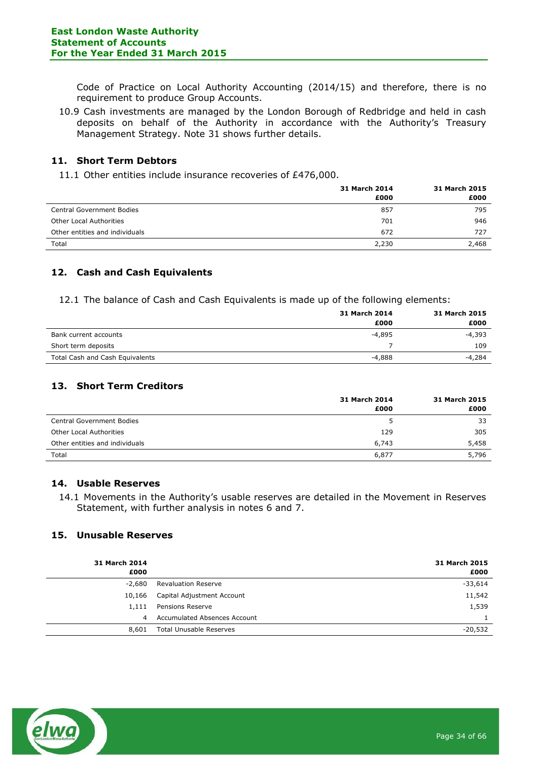Code of Practice on Local Authority Accounting (2014/15) and therefore, there is no requirement to produce Group Accounts.

10.9 Cash investments are managed by the London Borough of Redbridge and held in cash deposits on behalf of the Authority in accordance with the Authority's Treasury Management Strategy. Note 31 shows further details.

## 11. Short Term Debtors

11.1 Other entities include insurance recoveries of £476,000.

| | 31 March 2014 £000 | 31 March 2015 £000 |
|---|---|---|
| Central Government Bodies | 857 | 795 |
| Other Local Authorities | 701 | 946 |
| Other entities and individuals | 672 | 727 |
| Total | 2,230 | 2,468 |

## 12. Cash and Cash Equivalents

12.1 The balance of Cash and Cash Equivalents is made up of the following elements:

| | 31 March 2014 £000 | 31 March 2015 £000 |
|---|---|---|
| Bank current accounts | -4,895 | -4,393 |
| Short term deposits | 7 | 109 |
| Total Cash and Cash Equivalents | -4,888 | -4,284 |

## 13. Short Term Creditors

| | 31 March 2014 £000 | 31 March 2015 £000 |
|---|---|---|
| Central Government Bodies | 5 | 33 |
| Other Local Authorities | 129 | 305 |
| Other entities and individuals | 6,743 | 5,458 |
| Total | 6,877 | 5,796 |

## 14. Usable Reserves

14.1 Movements in the Authority's usable reserves are detailed in the Movement in Reserves Statement, with further analysis in notes 6 and 7.

## 15. Unusable Reserves

| 31 March 2014 £000 | | 31 March 2015 £000 |
|---|---|---|
| -2,680 | Revaluation Reserve | -33,614 |
| 10,166 | Capital Adjustment Account | 11,542 |
| 1,111 | Pensions Reserve | 1,539 |
| 4 | Accumulated Absences Account | 1 |
| 8,601 | Total Unusable Reserves | -20,532 |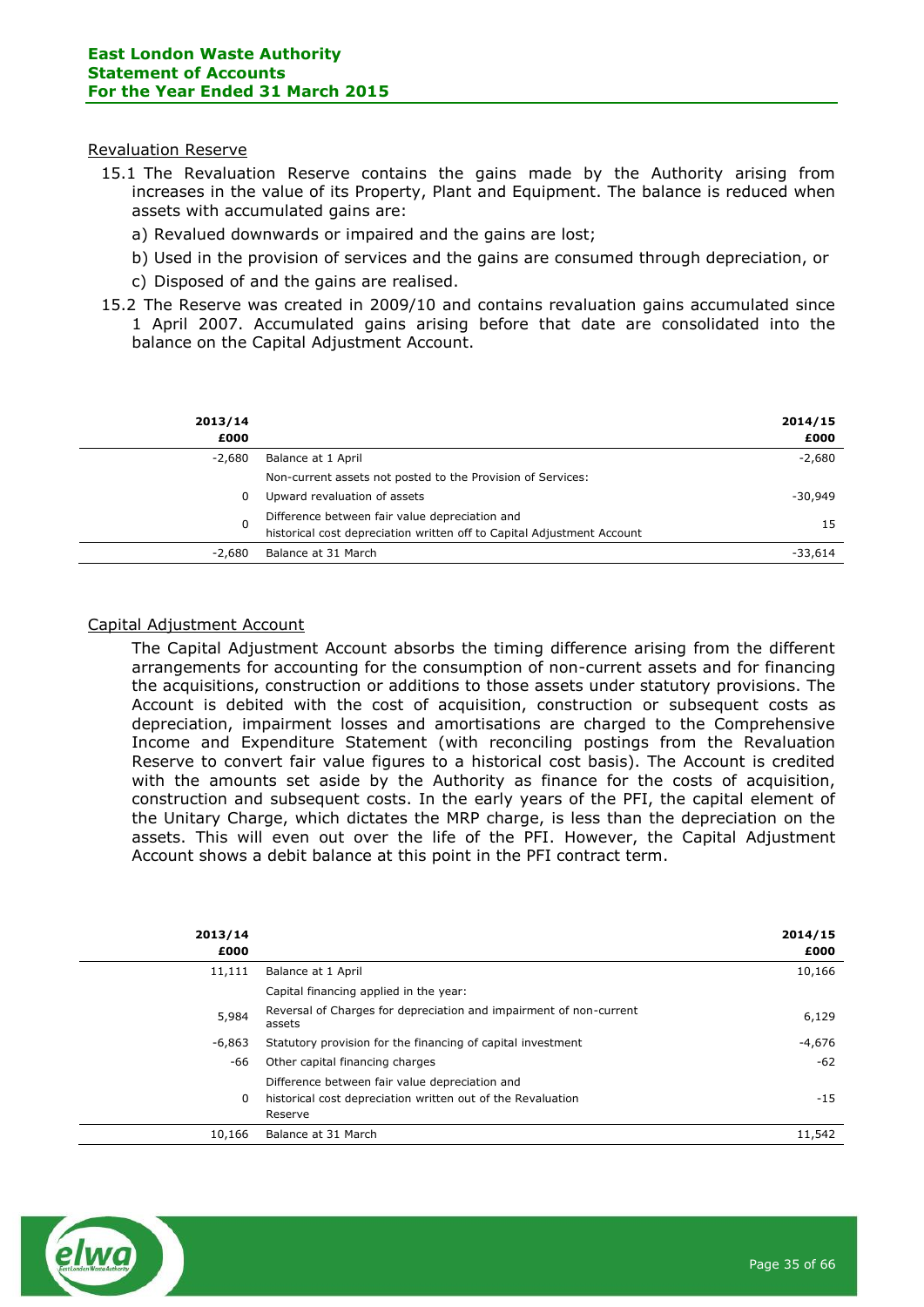## Revaluation Reserve

15.1 The Revaluation Reserve contains the gains made by the Authority arising from increases in the value of its Property, Plant and Equipment. The balance is reduced when assets with accumulated gains are:

a) Revalued downwards or impaired and the gains are lost;

b) Used in the provision of services and the gains are consumed through depreciation, or

c) Disposed of and the gains are realised.

15.2 The Reserve was created in 2009/10 and contains revaluation gains accumulated since 1 April 2007. Accumulated gains arising before that date are consolidated into the balance on the Capital Adjustment Account.

| 2013/14 £000 | | 2014/15 £000 |
|---|---|---|
| -2,680 | Balance at 1 April | -2,680 |
| | Non-current assets not posted to the Provision of Services: | |
| 0 | Upward revaluation of assets | -30,949 |
| 0 | Difference between fair value depreciation and historical cost depreciation written off to Capital Adjustment Account | 15 |
| -2,680 | Balance at 31 March | -33,614 |

## Capital Adjustment Account

The Capital Adjustment Account absorbs the timing difference arising from the different arrangements for accounting for the consumption of non-current assets and for financing the acquisitions, construction or additions to those assets under statutory provisions. The Account is debited with the cost of acquisition, construction or subsequent costs as depreciation, impairment losses and amortisations are charged to the Comprehensive Income and Expenditure Statement (with reconciling postings from the Revaluation Reserve to convert fair value figures to a historical cost basis). The Account is credited with the amounts set aside by the Authority as finance for the costs of acquisition, construction and subsequent costs. In the early years of the PFI, the capital element of the Unitary Charge, which dictates the MRP charge, is less than the depreciation on the assets. This will even out over the life of the PFI. However, the Capital Adjustment Account shows a debit balance at this point in the PFI contract term.

| 2013/14 £000 | | 2014/15 £000 |
|---|---|---|
| 11,111 | Balance at 1 April | 10,166 |
| | Capital financing applied in the year: | |
| 5,984 | Reversal of Charges for depreciation and impairment of non-current assets | 6,129 |
| -6,863 | Statutory provision for the financing of capital investment | -4,676 |
| -66 | Other capital financing charges | -62 |
| 0 | Difference between fair value depreciation and historical cost depreciation written out of the Revaluation Reserve | -15 |
| 10,166 | Balance at 31 March | 11,542 |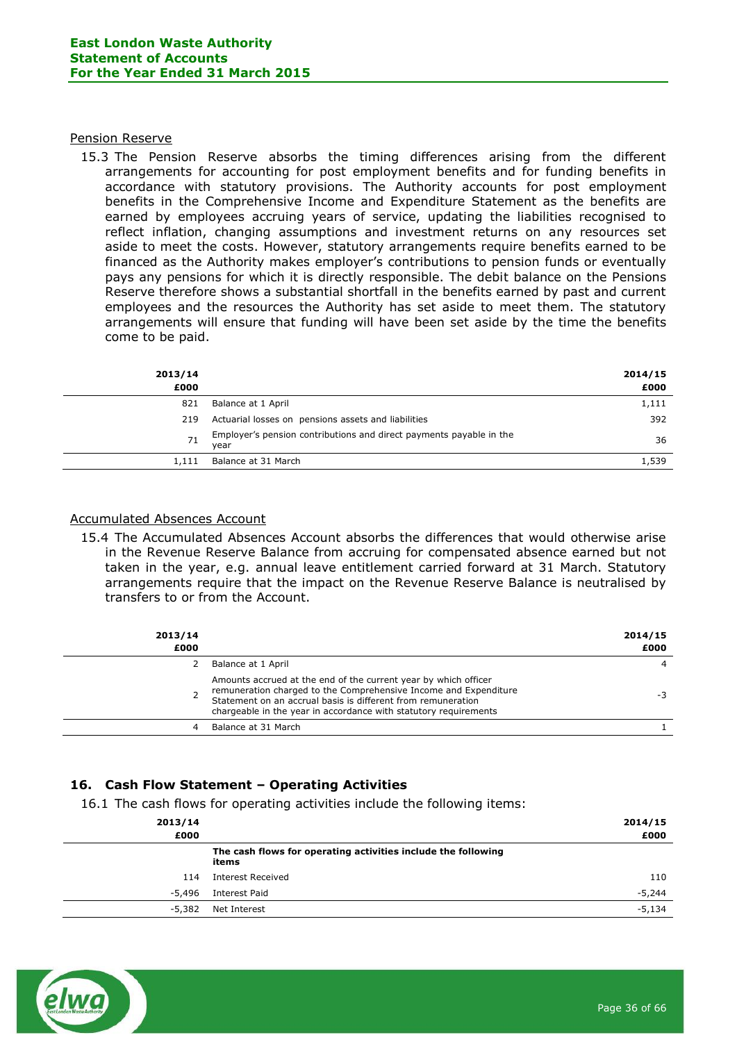Pension Reserve

15.3 The Pension Reserve absorbs the timing differences arising from the different arrangements for accounting for post employment benefits and for funding benefits in accordance with statutory provisions. The Authority accounts for post employment benefits in the Comprehensive Income and Expenditure Statement as the benefits are earned by employees accruing years of service, updating the liabilities recognised to reflect inflation, changing assumptions and investment returns on any resources set aside to meet the costs. However, statutory arrangements require benefits earned to be financed as the Authority makes employer's contributions to pension funds or eventually pays any pensions for which it is directly responsible. The debit balance on the Pensions Reserve therefore shows a substantial shortfall in the benefits earned by past and current employees and the resources the Authority has set aside to meet them. The statutory arrangements will ensure that funding will have been set aside by the time the benefits come to be paid.

| 2013/14 £000 | | 2014/15 £000 |
|---:|---|---:|
| 821 | Balance at 1 April | 1,111 |
| 219 | Actuarial losses on pensions assets and liabilities | 392 |
| 71 | Employer's pension contributions and direct payments payable in the year | 36 |
| 1,111 | Balance at 31 March | 1,539 |

Accumulated Absences Account

15.4 The Accumulated Absences Account absorbs the differences that would otherwise arise in the Revenue Reserve Balance from accruing for compensated absence earned but not taken in the year, e.g. annual leave entitlement carried forward at 31 March. Statutory arrangements require that the impact on the Revenue Reserve Balance is neutralised by transfers to or from the Account.

| 2013/14 £000 | | 2014/15 £000 |
|---:|---|---:|
| 2 | Balance at 1 April | 4 |
| 2 | Amounts accrued at the end of the current year by which officer remuneration charged to the Comprehensive Income and Expenditure Statement on an accrual basis is different from remuneration chargeable in the year in accordance with statutory requirements | -3 |
| 4 | Balance at 31 March | 1 |

## 16. Cash Flow Statement – Operating Activities

16.1 The cash flows for operating activities include the following items:

| 2013/14 £000 | | 2014/15 £000 |
|---:|---|---:|
| | **The cash flows for operating activities include the following items** | |
| 114 | Interest Received | 110 |
| -5,496 | Interest Paid | -5,244 |
| -5,382 | Net Interest | -5,134 |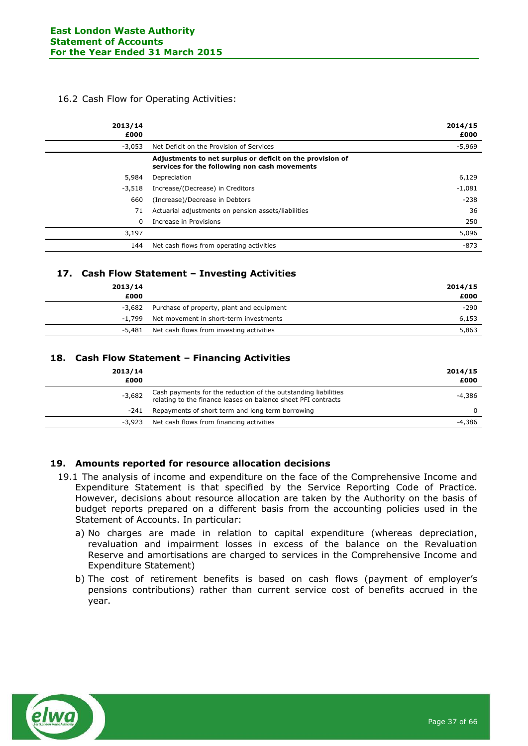16.2 Cash Flow for Operating Activities:

| 2013/14 £000 | | 2014/15 £000 |
|---|---|---|
| -3,053 | Net Deficit on the Provision of Services | -5,969 |
| | **Adjustments to net surplus or deficit on the provision of services for the following non cash movements** | |
| 5,984 | Depreciation | 6,129 |
| -3,518 | Increase/(Decrease) in Creditors | -1,081 |
| 660 | (Increase)/Decrease in Debtors | -238 |
| 71 | Actuarial adjustments on pension assets/liabilities | 36 |
| 0 | Increase in Provisions | 250 |
| 3,197 | | 5,096 |
| 144 | Net cash flows from operating activities | -873 |

## 17. Cash Flow Statement – Investing Activities

| 2013/14 £000 | | 2014/15 £000 |
|---|---|---|
| -3,682 | Purchase of property, plant and equipment | -290 |
| -1,799 | Net movement in short-term investments | 6,153 |
| -5,481 | Net cash flows from investing activities | 5,863 |

## 18. Cash Flow Statement – Financing Activities

| 2013/14 £000 | | 2014/15 £000 |
|---|---|---|
| -3,682 | Cash payments for the reduction of the outstanding liabilities relating to the finance leases on balance sheet PFI contracts | -4,386 |
| -241 | Repayments of short term and long term borrowing | 0 |
| -3,923 | Net cash flows from financing activities | -4,386 |

## 19. Amounts reported for resource allocation decisions

19.1 The analysis of income and expenditure on the face of the Comprehensive Income and Expenditure Statement is that specified by the Service Reporting Code of Practice. However, decisions about resource allocation are taken by the Authority on the basis of budget reports prepared on a different basis from the accounting policies used in the Statement of Accounts. In particular:

a) No charges are made in relation to capital expenditure (whereas depreciation, revaluation and impairment losses in excess of the balance on the Revaluation Reserve and amortisations are charged to services in the Comprehensive Income and Expenditure Statement)

b) The cost of retirement benefits is based on cash flows (payment of employer's pensions contributions) rather than current service cost of benefits accrued in the year.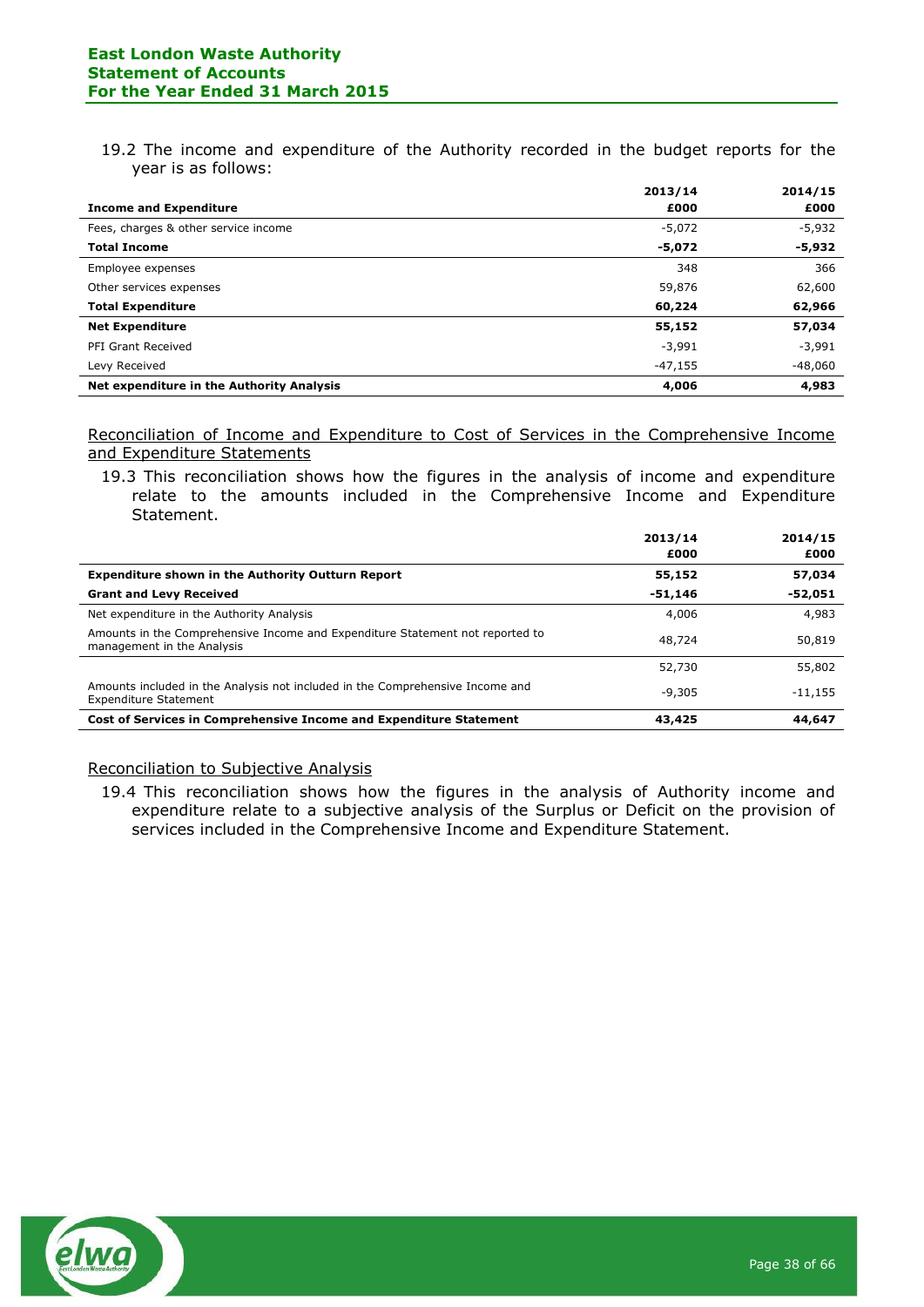19.2 The income and expenditure of the Authority recorded in the budget reports for the year is as follows:

| Income and Expenditure | 2013/14 £000 | 2014/15 £000 |
|---|---|---|
| Fees, charges & other service income | -5,072 | -5,932 |
| **Total Income** | **-5,072** | **-5,932** |
| Employee expenses | 348 | 366 |
| Other services expenses | 59,876 | 62,600 |
| **Total Expenditure** | **60,224** | **62,966** |
| **Net Expenditure** | **55,152** | **57,034** |
| PFI Grant Received | -3,991 | -3,991 |
| Levy Received | -47,155 | -48,060 |
| **Net expenditure in the Authority Analysis** | **4,006** | **4,983** |

## Reconciliation of Income and Expenditure to Cost of Services in the Comprehensive Income and Expenditure Statements

19.3 This reconciliation shows how the figures in the analysis of income and expenditure relate to the amounts included in the Comprehensive Income and Expenditure Statement.

| | 2013/14 £000 | 2014/15 £000 |
|---|---|---|
| **Expenditure shown in the Authority Outturn Report** | **55,152** | **57,034** |
| **Grant and Levy Received** | **-51,146** | **-52,051** |
| Net expenditure in the Authority Analysis | 4,006 | 4,983 |
| Amounts in the Comprehensive Income and Expenditure Statement not reported to management in the Analysis | 48,724 | 50,819 |
| | 52,730 | 55,802 |
| Amounts included in the Analysis not included in the Comprehensive Income and Expenditure Statement | -9,305 | -11,155 |
| **Cost of Services in Comprehensive Income and Expenditure Statement** | **43,425** | **44,647** |

## Reconciliation to Subjective Analysis

19.4 This reconciliation shows how the figures in the analysis of Authority income and expenditure relate to a subjective analysis of the Surplus or Deficit on the provision of services included in the Comprehensive Income and Expenditure Statement.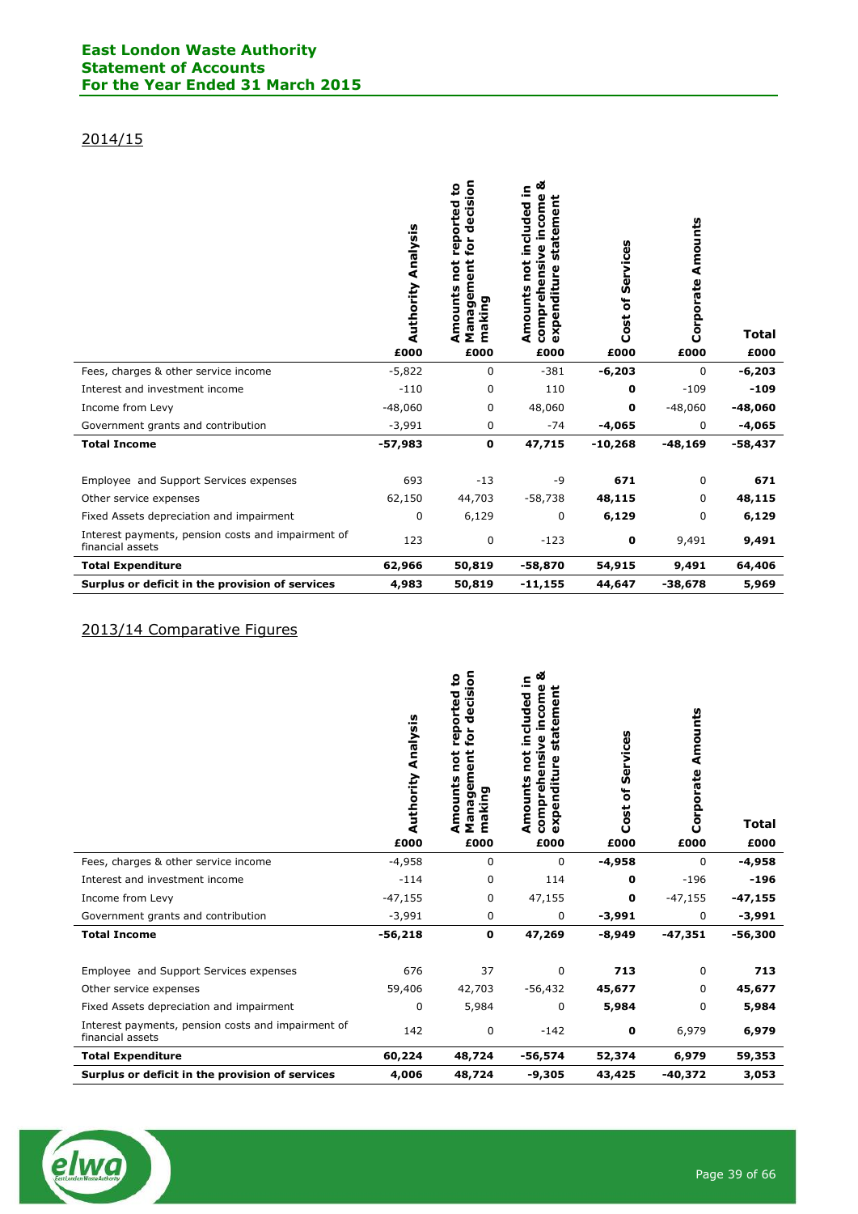## 2014/15

| | Authority Analysis | Amounts not reported to Management for decision making | Amounts not included in comprehensive income & expenditure statement | Cost of Services | Corporate Amounts | Total |
|---|---|---|---|---|---|---|
| | £000 | £000 | £000 | £000 | £000 | £000 |
| Fees, charges & other service income | -5,822 | 0 | -381 | **-6,203** | 0 | **-6,203** |
| Interest and investment income | -110 | 0 | 110 | **0** | -109 | **-109** |
| Income from Levy | -48,060 | 0 | 48,060 | **0** | -48,060 | **-48,060** |
| Government grants and contribution | -3,991 | 0 | -74 | **-4,065** | 0 | **-4,065** |
| **Total Income** | **-57,983** | **0** | **47,715** | **-10,268** | **-48,169** | **-58,437** |
| | | | | | | |
| Employee and Support Services expenses | 693 | -13 | -9 | **671** | 0 | **671** |
| Other service expenses | 62,150 | 44,703 | -58,738 | **48,115** | 0 | **48,115** |
| Fixed Assets depreciation and impairment | 0 | 6,129 | 0 | **6,129** | 0 | **6,129** |
| Interest payments, pension costs and impairment of financial assets | 123 | 0 | -123 | **0** | 9,491 | **9,491** |
| **Total Expenditure** | **62,966** | **50,819** | **-58,870** | **54,915** | **9,491** | **64,406** |
| **Surplus or deficit in the provision of services** | **4,983** | **50,819** | **-11,155** | **44,647** | **-38,678** | **5,969** |

## 2013/14 Comparative Figures

| | Authority Analysis | Amounts not reported to Management for decision making | Amounts not included in comprehensive income & expenditure statement | Cost of Services | Corporate Amounts | Total |
|---|---|---|---|---|---|---|
| | £000 | £000 | £000 | £000 | £000 | £000 |
| Fees, charges & other service income | -4,958 | 0 | 0 | **-4,958** | 0 | **-4,958** |
| Interest and investment income | -114 | 0 | 114 | **0** | -196 | **-196** |
| Income from Levy | -47,155 | 0 | 47,155 | **0** | -47,155 | **-47,155** |
| Government grants and contribution | -3,991 | 0 | 0 | **-3,991** | 0 | **-3,991** |
| **Total Income** | **-56,218** | **0** | **47,269** | **-8,949** | **-47,351** | **-56,300** |
| | | | | | | |
| Employee and Support Services expenses | 676 | 37 | 0 | **713** | 0 | **713** |
| Other service expenses | 59,406 | 42,703 | -56,432 | **45,677** | 0 | **45,677** |
| Fixed Assets depreciation and impairment | 0 | 5,984 | 0 | **5,984** | 0 | **5,984** |
| Interest payments, pension costs and impairment of financial assets | 142 | 0 | -142 | **0** | 6,979 | **6,979** |
| **Total Expenditure** | **60,224** | **48,724** | **-56,574** | **52,374** | **6,979** | **59,353** |
| **Surplus or deficit in the provision of services** | **4,006** | **48,724** | **-9,305** | **43,425** | **-40,372** | **3,053** |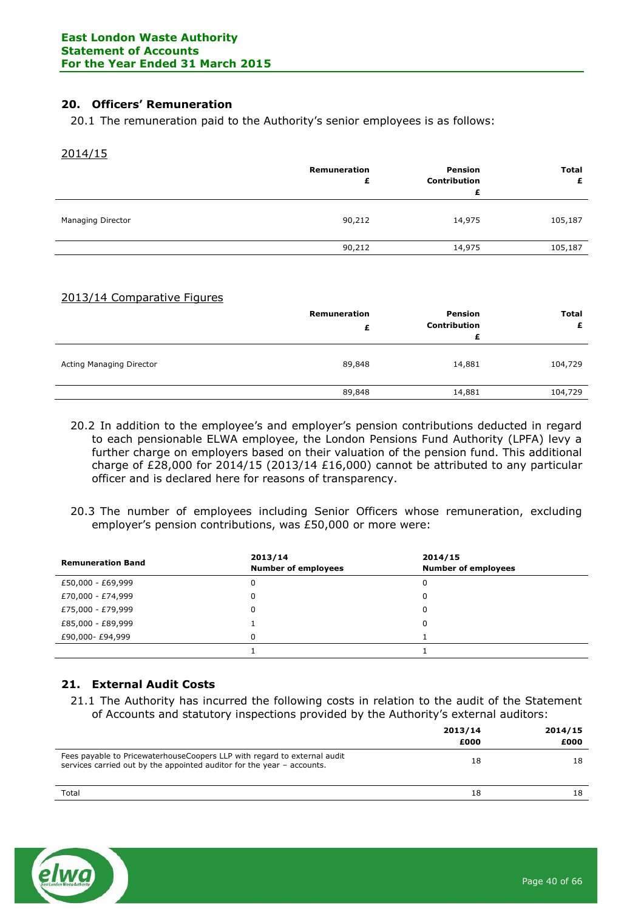## 20. Officers' Remuneration

20.1 The remuneration paid to the Authority's senior employees is as follows:

2014/15

| | Remuneration £ | Pension Contribution £ | Total £ |
|---|---|---|---|
| Managing Director | 90,212 | 14,975 | 105,187 |
| | 90,212 | 14,975 | 105,187 |

2013/14 Comparative Figures

| | Remuneration £ | Pension Contribution £ | Total £ |
|---|---|---|---|
| Acting Managing Director | 89,848 | 14,881 | 104,729 |
| | 89,848 | 14,881 | 104,729 |

20.2 In addition to the employee's and employer's pension contributions deducted in regard to each pensionable ELWA employee, the London Pensions Fund Authority (LPFA) levy a further charge on employers based on their valuation of the pension fund. This additional charge of £28,000 for 2014/15 (2013/14 £16,000) cannot be attributed to any particular officer and is declared here for reasons of transparency.

20.3 The number of employees including Senior Officers whose remuneration, excluding employer's pension contributions, was £50,000 or more were:

| Remuneration Band | 2013/14 Number of employees | 2014/15 Number of employees |
|---|---|---|
| £50,000 - £69,999 | 0 | 0 |
| £70,000 - £74,999 | 0 | 0 |
| £75,000 - £79,999 | 0 | 0 |
| £85,000 - £89,999 | 1 | 0 |
| £90,000- £94,999 | 0 | 1 |
| | 1 | 1 |

## 21. External Audit Costs

21.1 The Authority has incurred the following costs in relation to the audit of the Statement of Accounts and statutory inspections provided by the Authority's external auditors:

| | 2013/14 £000 | 2014/15 £000 |
|---|---|---|
| Fees payable to PricewaterhouseCoopers LLP with regard to external audit services carried out by the appointed auditor for the year – accounts. | 18 | 18 |
| Total | 18 | 18 |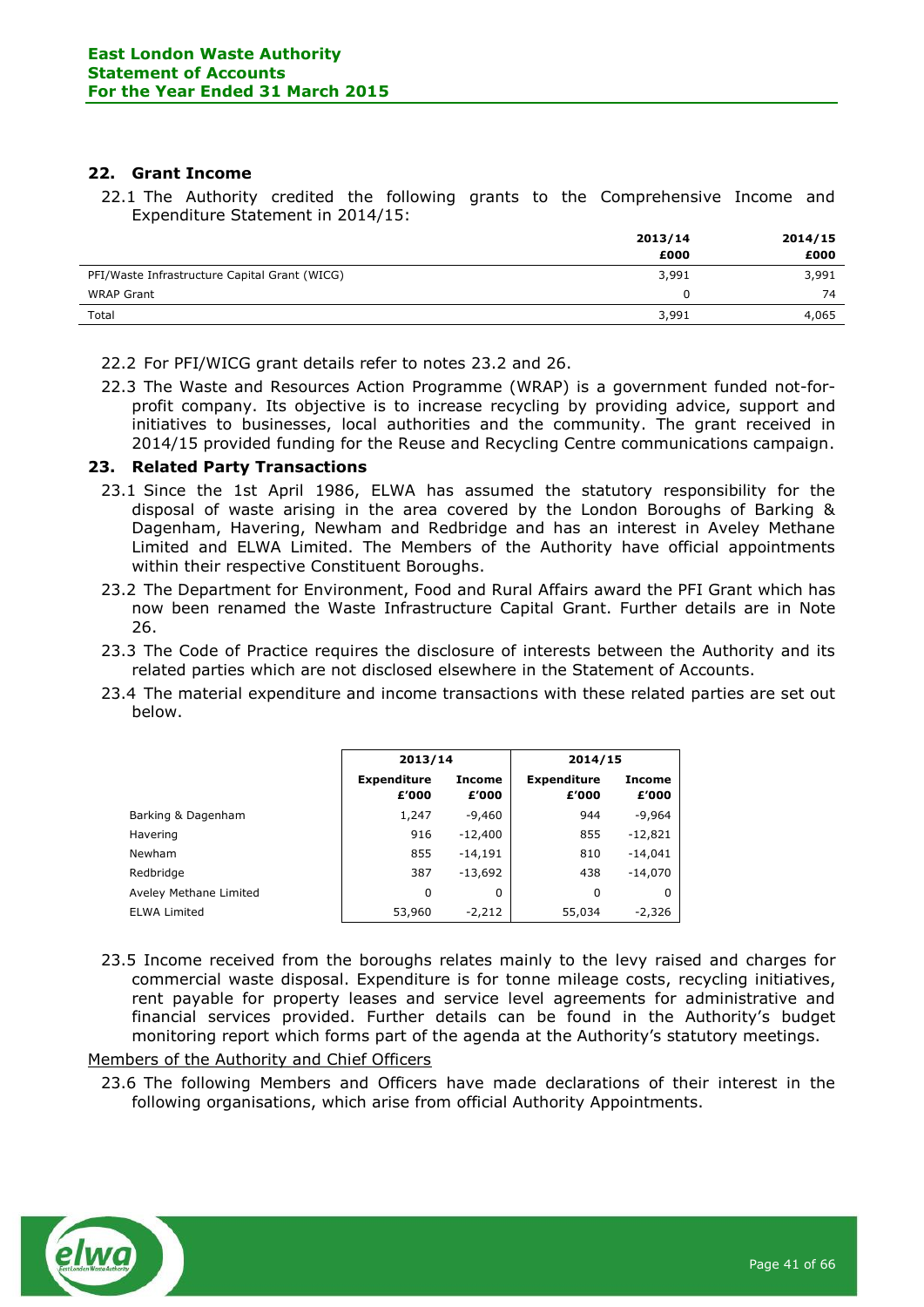## 22. Grant Income

22.1 The Authority credited the following grants to the Comprehensive Income and Expenditure Statement in 2014/15:

| | 2013/14 £000 | 2014/15 £000 |
|---|---|---|
| PFI/Waste Infrastructure Capital Grant (WICG) | 3,991 | 3,991 |
| WRAP Grant | 0 | 74 |
| Total | 3,991 | 4,065 |

22.2 For PFI/WICG grant details refer to notes 23.2 and 26.

22.3 The Waste and Resources Action Programme (WRAP) is a government funded not-for-profit company. Its objective is to increase recycling by providing advice, support and initiatives to businesses, local authorities and the community. The grant received in 2014/15 provided funding for the Reuse and Recycling Centre communications campaign.

## 23. Related Party Transactions

23.1 Since the 1st April 1986, ELWA has assumed the statutory responsibility for the disposal of waste arising in the area covered by the London Boroughs of Barking & Dagenham, Havering, Newham and Redbridge and has an interest in Aveley Methane Limited and ELWA Limited. The Members of the Authority have official appointments within their respective Constituent Boroughs.

23.2 The Department for Environment, Food and Rural Affairs award the PFI Grant which has now been renamed the Waste Infrastructure Capital Grant. Further details are in Note 26.

23.3 The Code of Practice requires the disclosure of interests between the Authority and its related parties which are not disclosed elsewhere in the Statement of Accounts.

23.4 The material expenditure and income transactions with these related parties are set out below.

| | 2013/14 | | 2014/15 | |
|---|---|---|---|---|
| | Expenditure £'000 | Income £'000 | Expenditure £'000 | Income £'000 |
| Barking & Dagenham | 1,247 | -9,460 | 944 | -9,964 |
| Havering | 916 | -12,400 | 855 | -12,821 |
| Newham | 855 | -14,191 | 810 | -14,041 |
| Redbridge | 387 | -13,692 | 438 | -14,070 |
| Aveley Methane Limited | 0 | 0 | 0 | 0 |
| ELWA Limited | 53,960 | -2,212 | 55,034 | -2,326 |

23.5 Income received from the boroughs relates mainly to the levy raised and charges for commercial waste disposal. Expenditure is for tonne mileage costs, recycling initiatives, rent payable for property leases and service level agreements for administrative and financial services provided. Further details can be found in the Authority's budget monitoring report which forms part of the agenda at the Authority's statutory meetings.

Members of the Authority and Chief Officers

23.6 The following Members and Officers have made declarations of their interest in the following organisations, which arise from official Authority Appointments.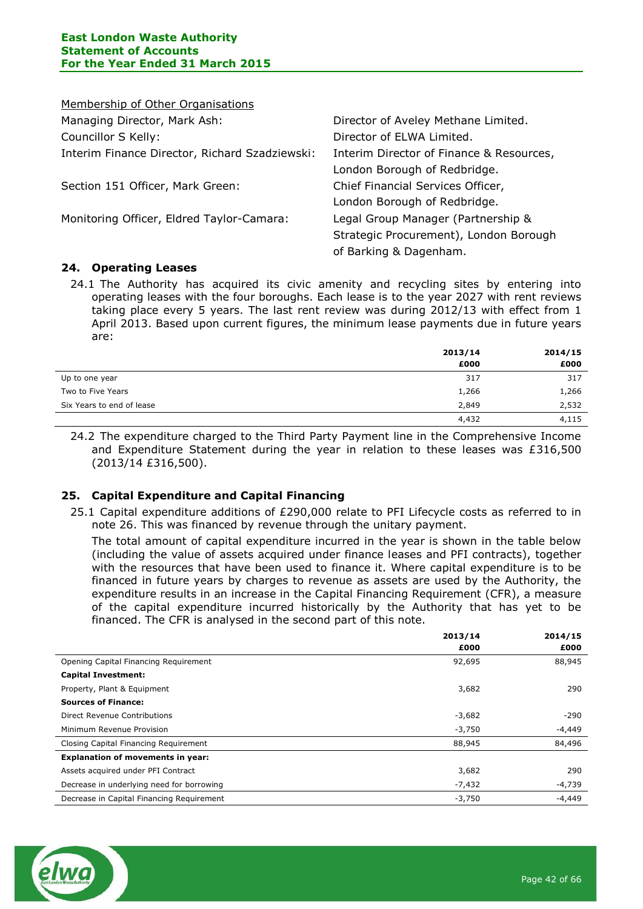Membership of Other Organisations

| | |
|---|---|
| Managing Director, Mark Ash: | Director of Aveley Methane Limited. |
| Councillor S Kelly: | Director of ELWA Limited. |
| Interim Finance Director, Richard Szadziewski: | Interim Director of Finance & Resources, London Borough of Redbridge. |
| Section 151 Officer, Mark Green: | Chief Financial Services Officer, London Borough of Redbridge. |
| Monitoring Officer, Eldred Taylor-Camara: | Legal Group Manager (Partnership & Strategic Procurement), London Borough of Barking & Dagenham. |

## 24. Operating Leases

24.1 The Authority has acquired its civic amenity and recycling sites by entering into operating leases with the four boroughs. Each lease is to the year 2027 with rent reviews taking place every 5 years. The last rent review was during 2012/13 with effect from 1 April 2013. Based upon current figures, the minimum lease payments due in future years are:

| | 2013/14 £000 | 2014/15 £000 |
|---|---|---|
| Up to one year | 317 | 317 |
| Two to Five Years | 1,266 | 1,266 |
| Six Years to end of lease | 2,849 | 2,532 |
| | 4,432 | 4,115 |

24.2 The expenditure charged to the Third Party Payment line in the Comprehensive Income and Expenditure Statement during the year in relation to these leases was £316,500 (2013/14 £316,500).

## 25. Capital Expenditure and Capital Financing

25.1 Capital expenditure additions of £290,000 relate to PFI Lifecycle costs as referred to in note 26. This was financed by revenue through the unitary payment.

The total amount of capital expenditure incurred in the year is shown in the table below (including the value of assets acquired under finance leases and PFI contracts), together with the resources that have been used to finance it. Where capital expenditure is to be financed in future years by charges to revenue as assets are used by the Authority, the expenditure results in an increase in the Capital Financing Requirement (CFR), a measure of the capital expenditure incurred historically by the Authority that has yet to be financed. The CFR is analysed in the second part of this note.

| | 2013/14 £000 | 2014/15 £000 |
|---|---|---|
| Opening Capital Financing Requirement | 92,695 | 88,945 |
| **Capital Investment:** | | |
| Property, Plant & Equipment | 3,682 | 290 |
| **Sources of Finance:** | | |
| Direct Revenue Contributions | -3,682 | -290 |
| Minimum Revenue Provision | -3,750 | -4,449 |
| Closing Capital Financing Requirement | 88,945 | 84,496 |
| **Explanation of movements in year:** | | |
| Assets acquired under PFI Contract | 3,682 | 290 |
| Decrease in underlying need for borrowing | -7,432 | -4,739 |
| Decrease in Capital Financing Requirement | -3,750 | -4,449 |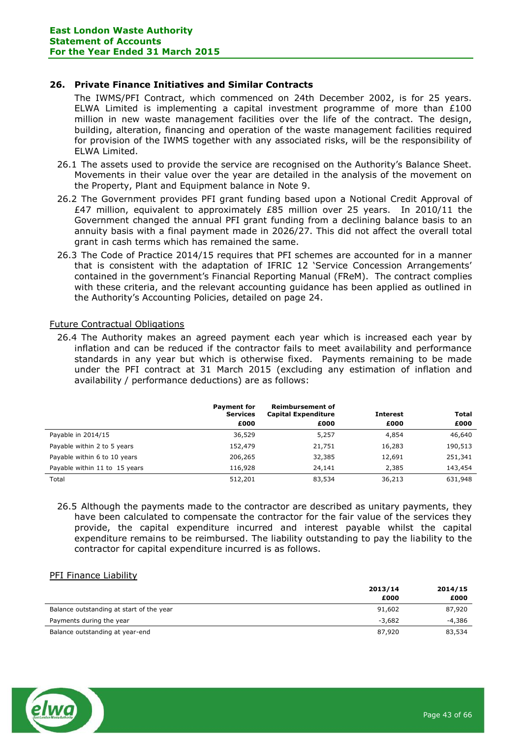## 26. Private Finance Initiatives and Similar Contracts

The IWMS/PFI Contract, which commenced on 24th December 2002, is for 25 years. ELWA Limited is implementing a capital investment programme of more than £100 million in new waste management facilities over the life of the contract. The design, building, alteration, financing and operation of the waste management facilities required for provision of the IWMS together with any associated risks, will be the responsibility of ELWA Limited.

26.1 The assets used to provide the service are recognised on the Authority's Balance Sheet. Movements in their value over the year are detailed in the analysis of the movement on the Property, Plant and Equipment balance in Note 9.

26.2 The Government provides PFI grant funding based upon a Notional Credit Approval of £47 million, equivalent to approximately £85 million over 25 years. In 2010/11 the Government changed the annual PFI grant funding from a declining balance basis to an annuity basis with a final payment made in 2026/27. This did not affect the overall total grant in cash terms which has remained the same.

26.3 The Code of Practice 2014/15 requires that PFI schemes are accounted for in a manner that is consistent with the adaptation of IFRIC 12 'Service Concession Arrangements' contained in the government's Financial Reporting Manual (FReM). The contract complies with these criteria, and the relevant accounting guidance has been applied as outlined in the Authority's Accounting Policies, detailed on page 24.

Future Contractual Obligations

26.4 The Authority makes an agreed payment each year which is increased each year by inflation and can be reduced if the contractor fails to meet availability and performance standards in any year but which is otherwise fixed. Payments remaining to be made under the PFI contract at 31 March 2015 (excluding any estimation of inflation and availability / performance deductions) are as follows:

| | Payment for Services £000 | Reimbursement of Capital Expenditure £000 | Interest £000 | Total £000 |
|---|---|---|---|---|
| Payable in 2014/15 | 36,529 | 5,257 | 4,854 | 46,640 |
| Payable within 2 to 5 years | 152,479 | 21,751 | 16,283 | 190,513 |
| Payable within 6 to 10 years | 206,265 | 32,385 | 12,691 | 251,341 |
| Payable within 11 to 15 years | 116,928 | 24,141 | 2,385 | 143,454 |
| Total | 512,201 | 83,534 | 36,213 | 631,948 |

26.5 Although the payments made to the contractor are described as unitary payments, they have been calculated to compensate the contractor for the fair value of the services they provide, the capital expenditure incurred and interest payable whilst the capital expenditure remains to be reimbursed. The liability outstanding to pay the liability to the contractor for capital expenditure incurred is as follows.

PFI Finance Liability

| | 2013/14 £000 | 2014/15 £000 |
|---|---|---|
| Balance outstanding at start of the year | 91,602 | 87,920 |
| Payments during the year | -3,682 | -4,386 |
| Balance outstanding at year-end | 87,920 | 83,534 |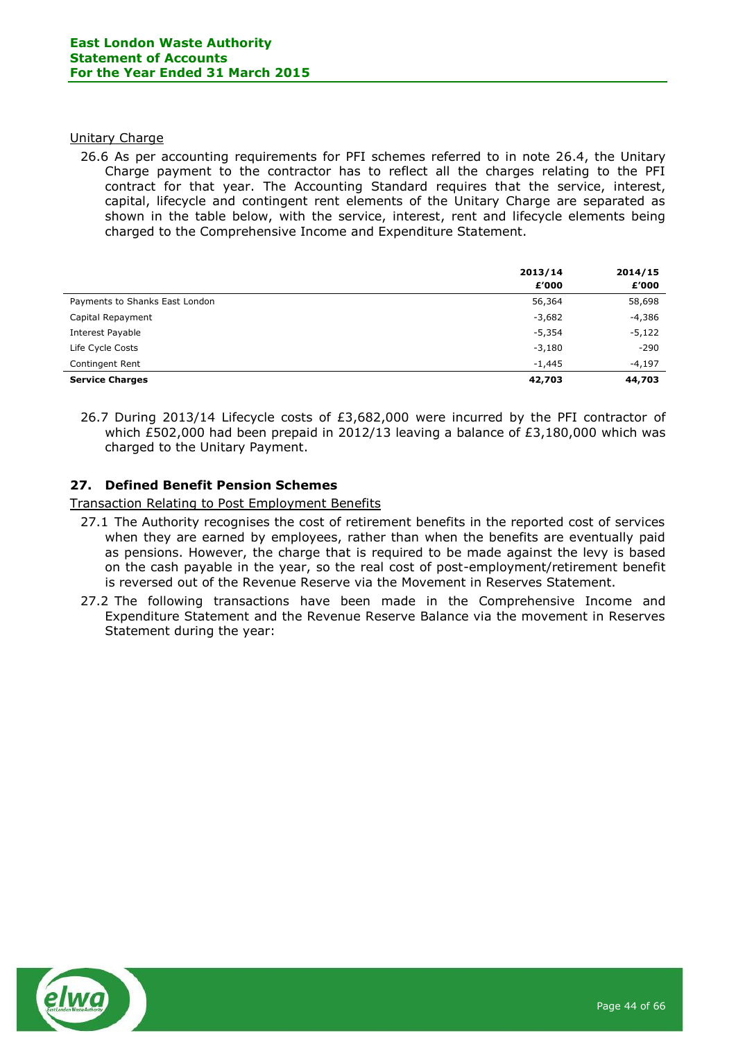Unitary Charge

26.6 As per accounting requirements for PFI schemes referred to in note 26.4, the Unitary Charge payment to the contractor has to reflect all the charges relating to the PFI contract for that year. The Accounting Standard requires that the service, interest, capital, lifecycle and contingent rent elements of the Unitary Charge are separated as shown in the table below, with the service, interest, rent and lifecycle elements being charged to the Comprehensive Income and Expenditure Statement.

| | 2013/14 £'000 | 2014/15 £'000 |
|---|---|---|
| Payments to Shanks East London | 56,364 | 58,698 |
| Capital Repayment | -3,682 | -4,386 |
| Interest Payable | -5,354 | -5,122 |
| Life Cycle Costs | -3,180 | -290 |
| Contingent Rent | -1,445 | -4,197 |
| **Service Charges** | **42,703** | **44,703** |

26.7 During 2013/14 Lifecycle costs of £3,682,000 were incurred by the PFI contractor of which £502,000 had been prepaid in 2012/13 leaving a balance of £3,180,000 which was charged to the Unitary Payment.

## 27. Defined Benefit Pension Schemes

Transaction Relating to Post Employment Benefits

27.1 The Authority recognises the cost of retirement benefits in the reported cost of services when they are earned by employees, rather than when the benefits are eventually paid as pensions. However, the charge that is required to be made against the levy is based on the cash payable in the year, so the real cost of post-employment/retirement benefit is reversed out of the Revenue Reserve via the Movement in Reserves Statement.

27.2 The following transactions have been made in the Comprehensive Income and Expenditure Statement and the Revenue Reserve Balance via the movement in Reserves Statement during the year: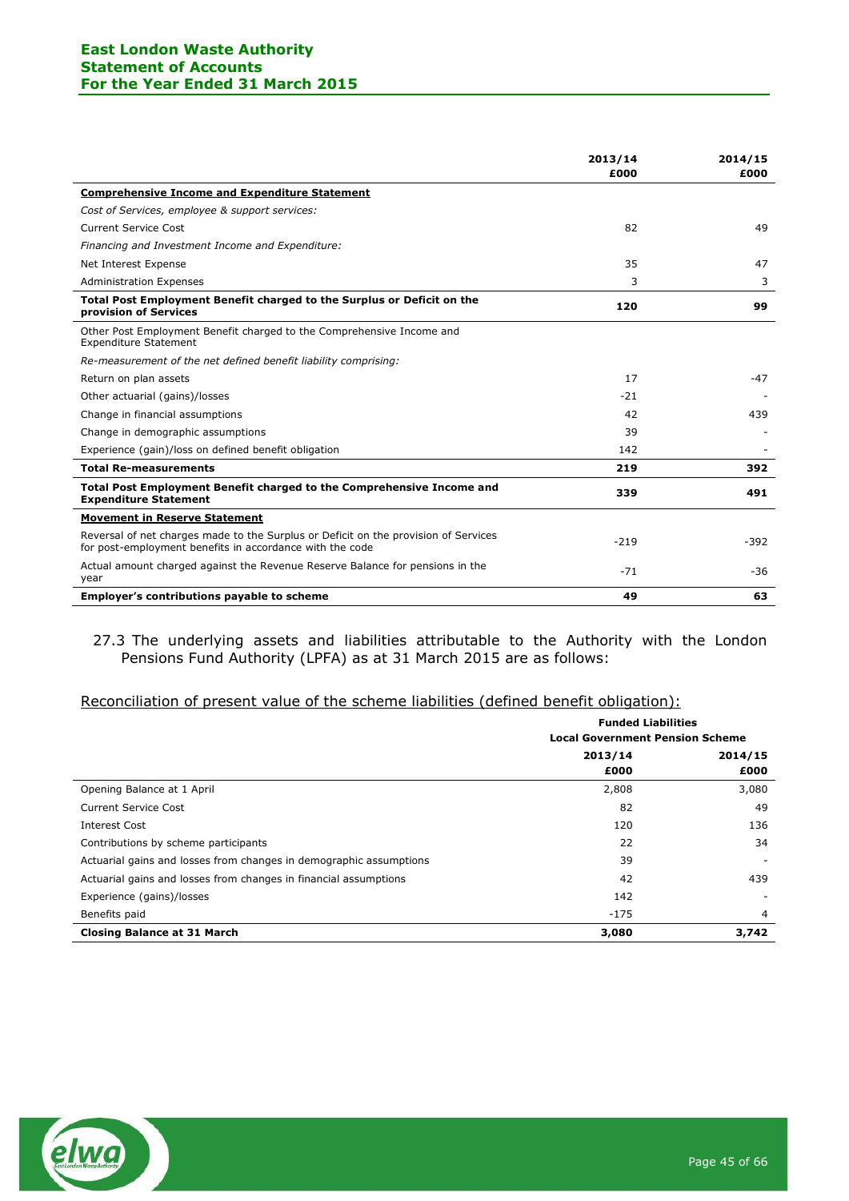| | 2013/14 £000 | 2014/15 £000 |
|---|---|---|
| **Comprehensive Income and Expenditure Statement** | | |
| *Cost of Services, employee & support services:* | | |
| Current Service Cost | 82 | 49 |
| *Financing and Investment Income and Expenditure:* | | |
| Net Interest Expense | 35 | 47 |
| Administration Expenses | 3 | 3 |
| **Total Post Employment Benefit charged to the Surplus or Deficit on the provision of Services** | **120** | **99** |
| Other Post Employment Benefit charged to the Comprehensive Income and Expenditure Statement | | |
| *Re-measurement of the net defined benefit liability comprising:* | | |
| Return on plan assets | 17 | -47 |
| Other actuarial (gains)/losses | -21 | - |
| Change in financial assumptions | 42 | 439 |
| Change in demographic assumptions | 39 | - |
| Experience (gain)/loss on defined benefit obligation | 142 | - |
| **Total Re-measurements** | **219** | **392** |
| **Total Post Employment Benefit charged to the Comprehensive Income and Expenditure Statement** | **339** | **491** |
| **Movement in Reserve Statement** | | |
| Reversal of net charges made to the Surplus or Deficit on the provision of Services for post-employment benefits in accordance with the code | -219 | -392 |
| Actual amount charged against the Revenue Reserve Balance for pensions in the year | -71 | -36 |
| **Employer's contributions payable to scheme** | **49** | **63** |

27.3 The underlying assets and liabilities attributable to the Authority with the London Pensions Fund Authority (LPFA) as at 31 March 2015 are as follows:

Reconciliation of present value of the scheme liabilities (defined benefit obligation):

| | **Funded Liabilities Local Government Pension Scheme** | |
|---|---|---|
| | **2013/14 £000** | **2014/15 £000** |
| Opening Balance at 1 April | 2,808 | 3,080 |
| Current Service Cost | 82 | 49 |
| Interest Cost | 120 | 136 |
| Contributions by scheme participants | 22 | 34 |
| Actuarial gains and losses from changes in demographic assumptions | 39 | - |
| Actuarial gains and losses from changes in financial assumptions | 42 | 439 |
| Experience (gains)/losses | 142 | - |
| Benefits paid | -175 | 4 |
| **Closing Balance at 31 March** | **3,080** | **3,742** |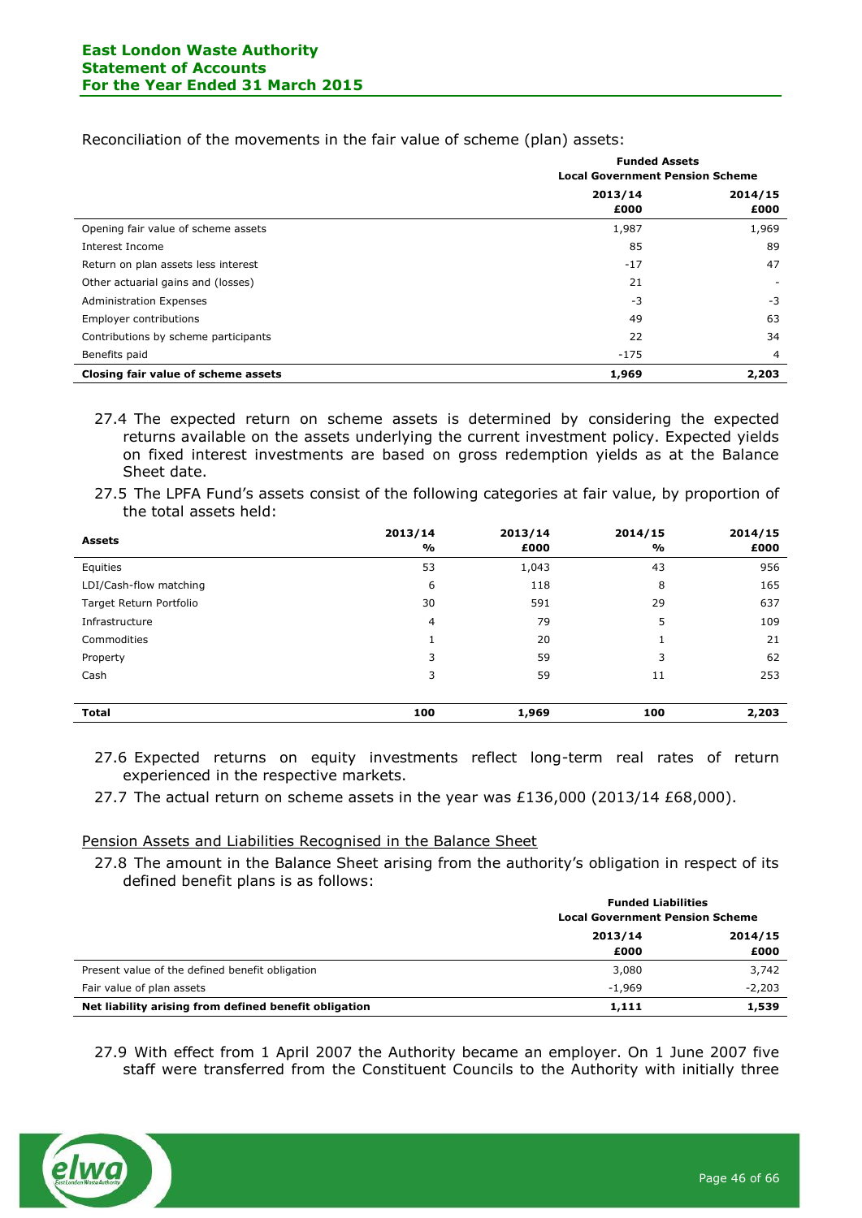Reconciliation of the movements in the fair value of scheme (plan) assets:

| | Funded Assets Local Government Pension Scheme | |
|---|---|---|
| | 2013/14 £000 | 2014/15 £000 |
| Opening fair value of scheme assets | 1,987 | 1,969 |
| Interest Income | 85 | 89 |
| Return on plan assets less interest | -17 | 47 |
| Other actuarial gains and (losses) | 21 | - |
| Administration Expenses | -3 | -3 |
| Employer contributions | 49 | 63 |
| Contributions by scheme participants | 22 | 34 |
| Benefits paid | -175 | 4 |
| **Closing fair value of scheme assets** | **1,969** | **2,203** |

27.4 The expected return on scheme assets is determined by considering the expected returns available on the assets underlying the current investment policy. Expected yields on fixed interest investments are based on gross redemption yields as at the Balance Sheet date.

27.5 The LPFA Fund's assets consist of the following categories at fair value, by proportion of the total assets held:

| Assets | 2013/14 % | 2013/14 £000 | 2014/15 % | 2014/15 £000 |
|---|---|---|---|---|
| Equities | 53 | 1,043 | 43 | 956 |
| LDI/Cash-flow matching | 6 | 118 | 8 | 165 |
| Target Return Portfolio | 30 | 591 | 29 | 637 |
| Infrastructure | 4 | 79 | 5 | 109 |
| Commodities | 1 | 20 | 1 | 21 |
| Property | 3 | 59 | 3 | 62 |
| Cash | 3 | 59 | 11 | 253 |
| **Total** | **100** | **1,969** | **100** | **2,203** |

27.6 Expected returns on equity investments reflect long-term real rates of return experienced in the respective markets.

27.7 The actual return on scheme assets in the year was £136,000 (2013/14 £68,000).

Pension Assets and Liabilities Recognised in the Balance Sheet

27.8 The amount in the Balance Sheet arising from the authority's obligation in respect of its defined benefit plans is as follows:

| | Funded Liabilities Local Government Pension Scheme | |
|---|---|---|
| | 2013/14 £000 | 2014/15 £000 |
| Present value of the defined benefit obligation | 3,080 | 3,742 |
| Fair value of plan assets | -1,969 | -2,203 |
| **Net liability arising from defined benefit obligation** | **1,111** | **1,539** |

27.9 With effect from 1 April 2007 the Authority became an employer. On 1 June 2007 five staff were transferred from the Constituent Councils to the Authority with initially three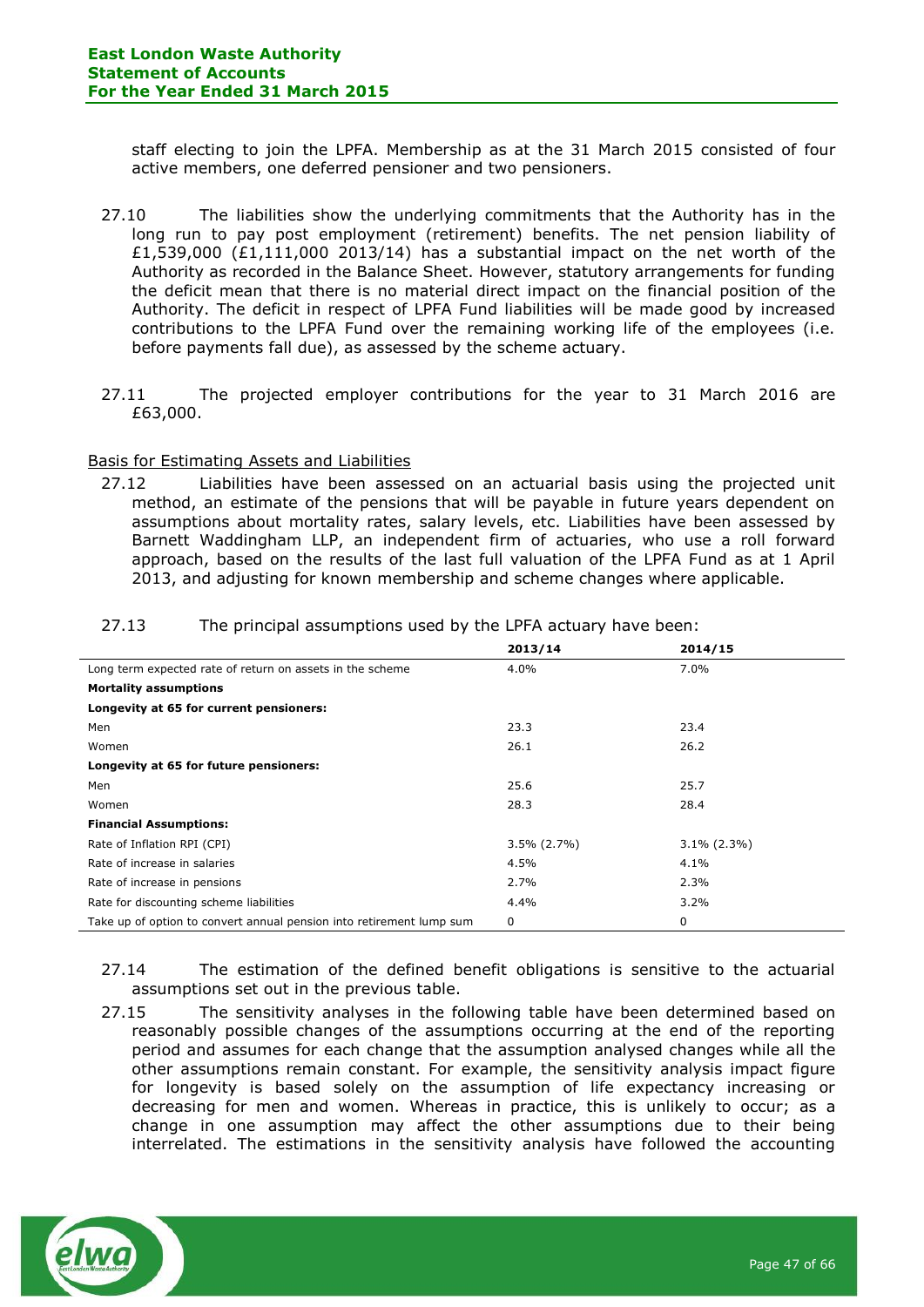staff electing to join the LPFA. Membership as at the 31 March 2015 consisted of four active members, one deferred pensioner and two pensioners.

27.10 The liabilities show the underlying commitments that the Authority has in the long run to pay post employment (retirement) benefits. The net pension liability of £1,539,000 (£1,111,000 2013/14) has a substantial impact on the net worth of the Authority as recorded in the Balance Sheet. However, statutory arrangements for funding the deficit mean that there is no material direct impact on the financial position of the Authority. The deficit in respect of LPFA Fund liabilities will be made good by increased contributions to the LPFA Fund over the remaining working life of the employees (i.e. before payments fall due), as assessed by the scheme actuary.

27.11 The projected employer contributions for the year to 31 March 2016 are £63,000.

Basis for Estimating Assets and Liabilities

27.12 Liabilities have been assessed on an actuarial basis using the projected unit method, an estimate of the pensions that will be payable in future years dependent on assumptions about mortality rates, salary levels, etc. Liabilities have been assessed by Barnett Waddingham LLP, an independent firm of actuaries, who use a roll forward approach, based on the results of the last full valuation of the LPFA Fund as at 1 April 2013, and adjusting for known membership and scheme changes where applicable.

27.13 The principal assumptions used by the LPFA actuary have been:

| | 2013/14 | 2014/15 |
|---|---|---|
| Long term expected rate of return on assets in the scheme | 4.0% | 7.0% |
| **Mortality assumptions** | | |
| **Longevity at 65 for current pensioners:** | | |
| Men | 23.3 | 23.4 |
| Women | 26.1 | 26.2 |
| **Longevity at 65 for future pensioners:** | | |
| Men | 25.6 | 25.7 |
| Women | 28.3 | 28.4 |
| **Financial Assumptions:** | | |
| Rate of Inflation RPI (CPI) | 3.5% (2.7%) | 3.1% (2.3%) |
| Rate of increase in salaries | 4.5% | 4.1% |
| Rate of increase in pensions | 2.7% | 2.3% |
| Rate for discounting scheme liabilities | 4.4% | 3.2% |
| Take up of option to convert annual pension into retirement lump sum | 0 | 0 |

27.14 The estimation of the defined benefit obligations is sensitive to the actuarial assumptions set out in the previous table.

27.15 The sensitivity analyses in the following table have been determined based on reasonably possible changes of the assumptions occurring at the end of the reporting period and assumes for each change that the assumption analysed changes while all the other assumptions remain constant. For example, the sensitivity analysis impact figure for longevity is based solely on the assumption of life expectancy increasing or decreasing for men and women. Whereas in practice, this is unlikely to occur; as a change in one assumption may affect the other assumptions due to their being interrelated. The estimations in the sensitivity analysis have followed the accounting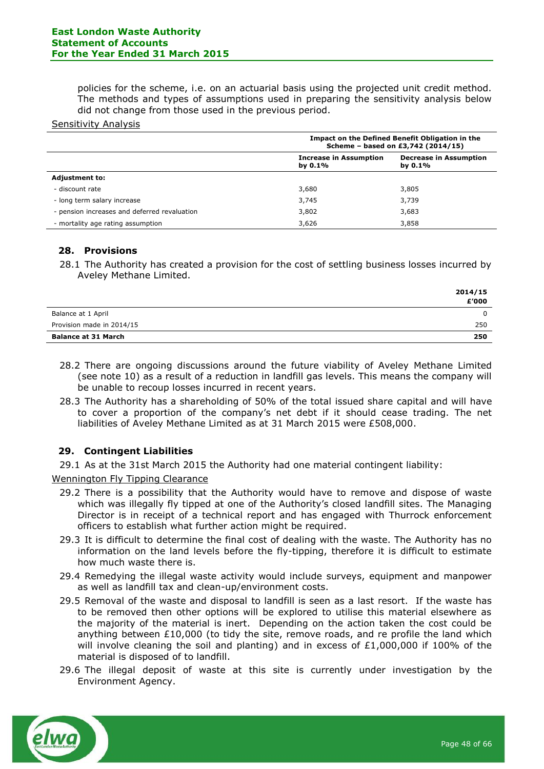policies for the scheme, i.e. on an actuarial basis using the projected unit credit method. The methods and types of assumptions used in preparing the sensitivity analysis below did not change from those used in the previous period.

Sensitivity Analysis

| | Impact on the Defined Benefit Obligation in the Scheme – based on £3,742 (2014/15) | |
|---|---|---|
| | **Increase in Assumption by 0.1%** | **Decrease in Assumption by 0.1%** |
| **Adjustment to:** | | |
| - discount rate | 3,680 | 3,805 |
| - long term salary increase | 3,745 | 3,739 |
| - pension increases and deferred revaluation | 3,802 | 3,683 |
| - mortality age rating assumption | 3,626 | 3,858 |

## 28. Provisions

28.1 The Authority has created a provision for the cost of settling business losses incurred by Aveley Methane Limited.

| | 2014/15 £'000 |
|---|---|
| Balance at 1 April | 0 |
| Provision made in 2014/15 | 250 |
| **Balance at 31 March** | **250** |

28.2 There are ongoing discussions around the future viability of Aveley Methane Limited (see note 10) as a result of a reduction in landfill gas levels. This means the company will be unable to recoup losses incurred in recent years.

28.3 The Authority has a shareholding of 50% of the total issued share capital and will have to cover a proportion of the company's net debt if it should cease trading. The net liabilities of Aveley Methane Limited as at 31 March 2015 were £508,000.

## 29. Contingent Liabilities

29.1 As at the 31st March 2015 the Authority had one material contingent liability:

Wennington Fly Tipping Clearance

29.2 There is a possibility that the Authority would have to remove and dispose of waste which was illegally fly tipped at one of the Authority's closed landfill sites. The Managing Director is in receipt of a technical report and has engaged with Thurrock enforcement officers to establish what further action might be required.

29.3 It is difficult to determine the final cost of dealing with the waste. The Authority has no information on the land levels before the fly-tipping, therefore it is difficult to estimate how much waste there is.

29.4 Remedying the illegal waste activity would include surveys, equipment and manpower as well as landfill tax and clean-up/environment costs.

29.5 Removal of the waste and disposal to landfill is seen as a last resort. If the waste has to be removed then other options will be explored to utilise this material elsewhere as the majority of the material is inert. Depending on the action taken the cost could be anything between £10,000 (to tidy the site, remove roads, and re profile the land which will involve cleaning the soil and planting) and in excess of £1,000,000 if 100% of the material is disposed of to landfill.

29.6 The illegal deposit of waste at this site is currently under investigation by the Environment Agency.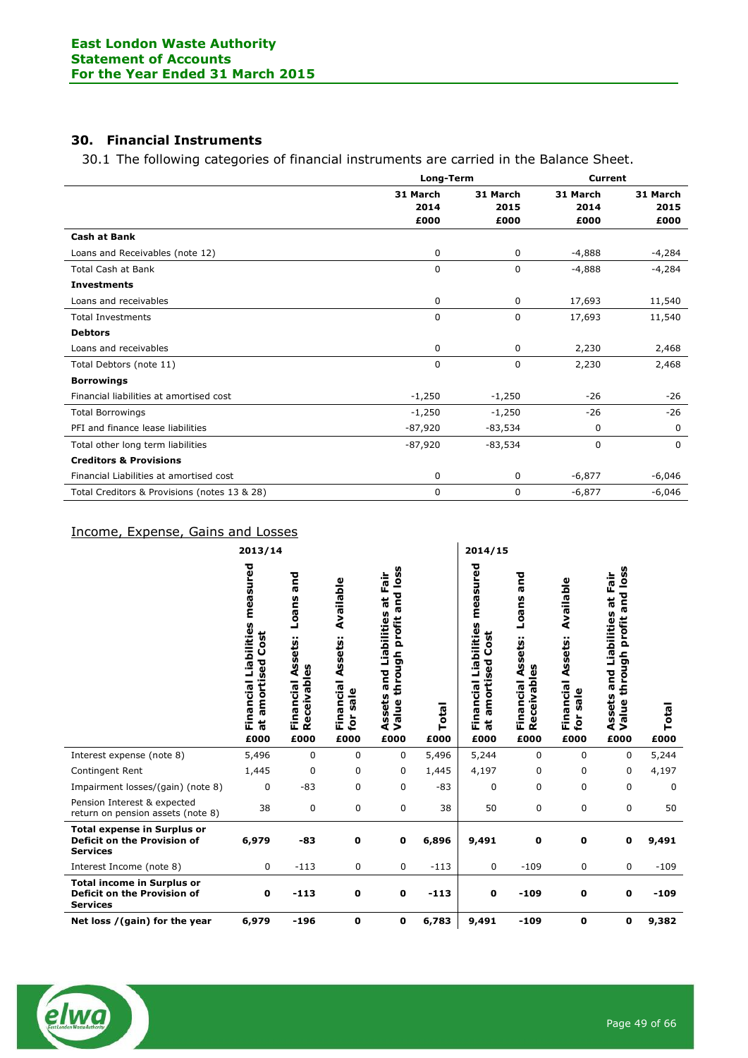## 30. Financial Instruments

30.1 The following categories of financial instruments are carried in the Balance Sheet.

| | Long-Term | | Current | |
|---|---|---|---|---|
| | 31 March 2014 £000 | 31 March 2015 £000 | 31 March 2014 £000 | 31 March 2015 £000 |
| **Cash at Bank** | | | | |
| Loans and Receivables (note 12) | 0 | 0 | -4,888 | -4,284 |
| Total Cash at Bank | 0 | 0 | -4,888 | -4,284 |
| **Investments** | | | | |
| Loans and receivables | 0 | 0 | 17,693 | 11,540 |
| Total Investments | 0 | 0 | 17,693 | 11,540 |
| **Debtors** | | | | |
| Loans and receivables | 0 | 0 | 2,230 | 2,468 |
| Total Debtors (note 11) | 0 | 0 | 2,230 | 2,468 |
| **Borrowings** | | | | |
| Financial liabilities at amortised cost | -1,250 | -1,250 | -26 | -26 |
| Total Borrowings | -1,250 | -1,250 | -26 | -26 |
| PFI and finance lease liabilities | -87,920 | -83,534 | 0 | 0 |
| Total other long term liabilities | -87,920 | -83,534 | 0 | 0 |
| **Creditors & Provisions** | | | | |
| Financial Liabilities at amortised cost | 0 | 0 | -6,877 | -6,046 |
| Total Creditors & Provisions (notes 13 & 28) | 0 | 0 | -6,877 | -6,046 |

Income, Expense, Gains and Losses

| | 2013/14 | | | | | 2014/15 | | | | |
|---|---|---|---|---|---|---|---|---|---|---|
| | Financial Liabilities measured at amortised Cost £000 | Financial Assets: Loans and Receivables £000 | Financial Assets: Available for sale £000 | Assets and Liabilities at Fair Value through profit and loss £000 | Total £000 | Financial Liabilities measured at amortised Cost £000 | Financial Assets: Loans and Receivables £000 | Financial Assets: Available for sale £000 | Assets and Liabilities at Fair Value through profit and loss £000 | Total £000 |
| Interest expense (note 8) | 5,496 | 0 | 0 | 0 | 5,496 | 5,244 | 0 | 0 | 0 | 5,244 |
| Contingent Rent | 1,445 | 0 | 0 | 0 | 1,445 | 4,197 | 0 | 0 | 0 | 4,197 |
| Impairment losses/(gain) (note 8) | 0 | -83 | 0 | 0 | -83 | 0 | 0 | 0 | 0 | 0 |
| Pension Interest & expected return on pension assets (note 8) | 38 | 0 | 0 | 0 | 38 | 50 | 0 | 0 | 0 | 50 |
| **Total expense in Surplus or Deficit on the Provision of Services** | **6,979** | **-83** | **0** | **0** | **6,896** | **9,491** | **0** | **0** | **0** | **9,491** |
| Interest Income (note 8) | 0 | -113 | 0 | 0 | -113 | 0 | -109 | 0 | 0 | -109 |
| **Total income in Surplus or Deficit on the Provision of Services** | **0** | **-113** | **0** | **0** | **-113** | **0** | **-109** | **0** | **0** | **-109** |
| **Net loss /(gain) for the year** | **6,979** | **-196** | **0** | **0** | **6,783** | **9,491** | **-109** | **0** | **0** | **9,382** |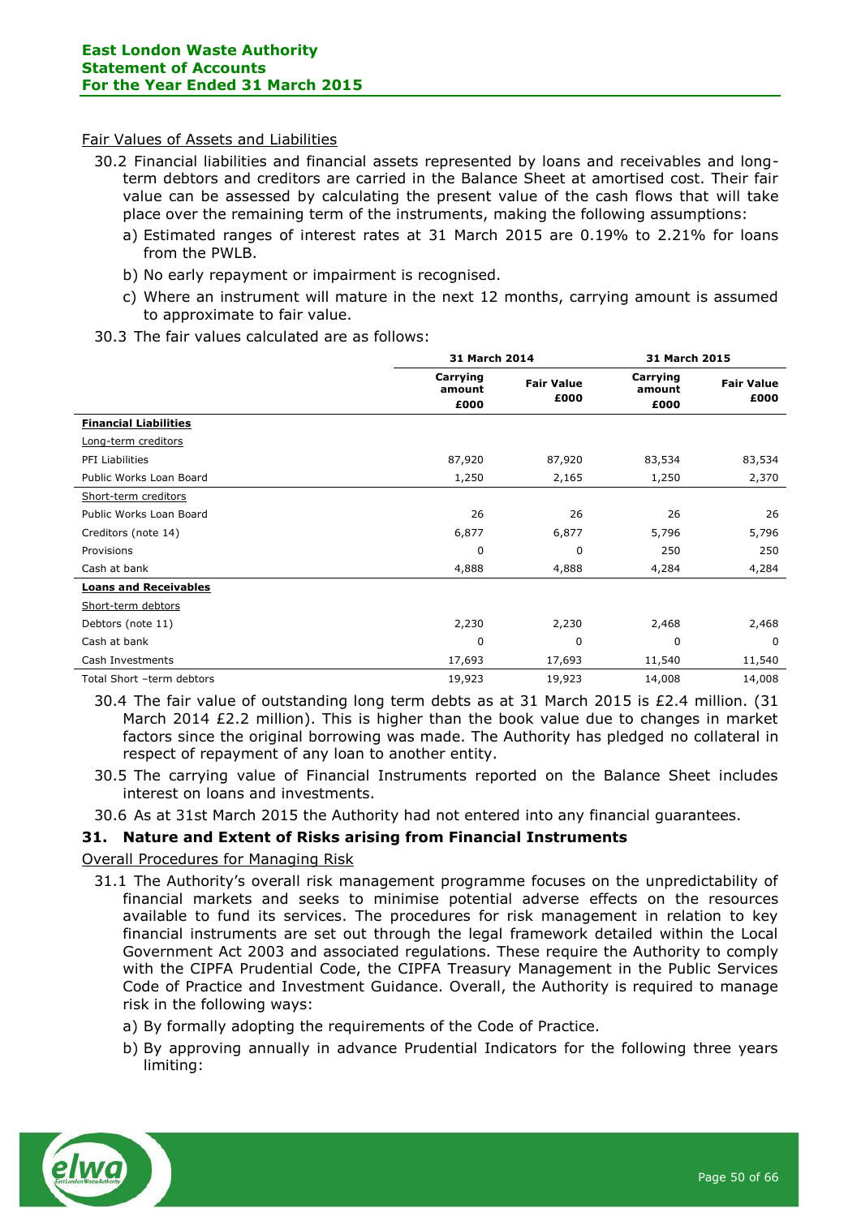Fair Values of Assets and Liabilities

30.2 Financial liabilities and financial assets represented by loans and receivables and long-term debtors and creditors are carried in the Balance Sheet at amortised cost. Their fair value can be assessed by calculating the present value of the cash flows that will take place over the remaining term of the instruments, making the following assumptions:

a) Estimated ranges of interest rates at 31 March 2015 are 0.19% to 2.21% for loans from the PWLB.

b) No early repayment or impairment is recognised.

c) Where an instrument will mature in the next 12 months, carrying amount is assumed to approximate to fair value.

30.3 The fair values calculated are as follows:

| | 31 March 2014 | | 31 March 2015 | |
|---|---|---|---|---|
| | Carrying amount £000 | Fair Value £000 | Carrying amount £000 | Fair Value £000 |
| **Financial Liabilities** | | | | |
| Long-term creditors | | | | |
| PFI Liabilities | 87,920 | 87,920 | 83,534 | 83,534 |
| Public Works Loan Board | 1,250 | 2,165 | 1,250 | 2,370 |
| Short-term creditors | | | | |
| Public Works Loan Board | 26 | 26 | 26 | 26 |
| Creditors (note 14) | 6,877 | 6,877 | 5,796 | 5,796 |
| Provisions | 0 | 0 | 250 | 250 |
| Cash at bank | 4,888 | 4,888 | 4,284 | 4,284 |
| **Loans and Receivables** | | | | |
| Short-term debtors | | | | |
| Debtors (note 11) | 2,230 | 2,230 | 2,468 | 2,468 |
| Cash at bank | 0 | 0 | 0 | 0 |
| Cash Investments | 17,693 | 17,693 | 11,540 | 11,540 |
| Total Short –term debtors | 19,923 | 19,923 | 14,008 | 14,008 |

30.4 The fair value of outstanding long term debts as at 31 March 2015 is £2.4 million. (31 March 2014 £2.2 million). This is higher than the book value due to changes in market factors since the original borrowing was made. The Authority has pledged no collateral in respect of repayment of any loan to another entity.

30.5 The carrying value of Financial Instruments reported on the Balance Sheet includes interest on loans and investments.

30.6 As at 31st March 2015 the Authority had not entered into any financial guarantees.

## 31. Nature and Extent of Risks arising from Financial Instruments

Overall Procedures for Managing Risk

31.1 The Authority's overall risk management programme focuses on the unpredictability of financial markets and seeks to minimise potential adverse effects on the resources available to fund its services. The procedures for risk management in relation to key financial instruments are set out through the legal framework detailed within the Local Government Act 2003 and associated regulations. These require the Authority to comply with the CIPFA Prudential Code, the CIPFA Treasury Management in the Public Services Code of Practice and Investment Guidance. Overall, the Authority is required to manage risk in the following ways:

a) By formally adopting the requirements of the Code of Practice.

b) By approving annually in advance Prudential Indicators for the following three years limiting: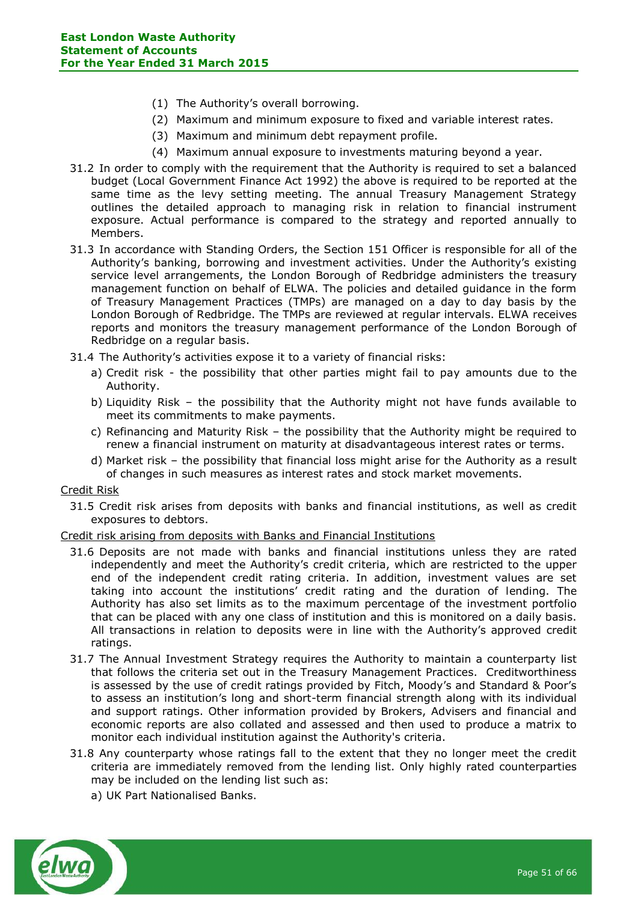(1) The Authority's overall borrowing.
(2) Maximum and minimum exposure to fixed and variable interest rates.
(3) Maximum and minimum debt repayment profile.
(4) Maximum annual exposure to investments maturing beyond a year.

31.2 In order to comply with the requirement that the Authority is required to set a balanced budget (Local Government Finance Act 1992) the above is required to be reported at the same time as the levy setting meeting. The annual Treasury Management Strategy outlines the detailed approach to managing risk in relation to financial instrument exposure. Actual performance is compared to the strategy and reported annually to Members.

31.3 In accordance with Standing Orders, the Section 151 Officer is responsible for all of the Authority's banking, borrowing and investment activities. Under the Authority's existing service level arrangements, the London Borough of Redbridge administers the treasury management function on behalf of ELWA. The policies and detailed guidance in the form of Treasury Management Practices (TMPs) are managed on a day to day basis by the London Borough of Redbridge. The TMPs are reviewed at regular intervals. ELWA receives reports and monitors the treasury management performance of the London Borough of Redbridge on a regular basis.

31.4 The Authority's activities expose it to a variety of financial risks:

a) Credit risk - the possibility that other parties might fail to pay amounts due to the Authority.
b) Liquidity Risk – the possibility that the Authority might not have funds available to meet its commitments to make payments.
c) Refinancing and Maturity Risk – the possibility that the Authority might be required to renew a financial instrument on maturity at disadvantageous interest rates or terms.
d) Market risk – the possibility that financial loss might arise for the Authority as a result of changes in such measures as interest rates and stock market movements.

Credit Risk

31.5 Credit risk arises from deposits with banks and financial institutions, as well as credit exposures to debtors.

Credit risk arising from deposits with Banks and Financial Institutions

31.6 Deposits are not made with banks and financial institutions unless they are rated independently and meet the Authority's credit criteria, which are restricted to the upper end of the independent credit rating criteria. In addition, investment values are set taking into account the institutions' credit rating and the duration of lending. The Authority has also set limits as to the maximum percentage of the investment portfolio that can be placed with any one class of institution and this is monitored on a daily basis. All transactions in relation to deposits were in line with the Authority's approved credit ratings.

31.7 The Annual Investment Strategy requires the Authority to maintain a counterparty list that follows the criteria set out in the Treasury Management Practices. Creditworthiness is assessed by the use of credit ratings provided by Fitch, Moody's and Standard & Poor's to assess an institution's long and short-term financial strength along with its individual and support ratings. Other information provided by Brokers, Advisers and financial and economic reports are also collated and assessed and then used to produce a matrix to monitor each individual institution against the Authority's criteria.

31.8 Any counterparty whose ratings fall to the extent that they no longer meet the credit criteria are immediately removed from the lending list. Only highly rated counterparties may be included on the lending list such as:

a) UK Part Nationalised Banks.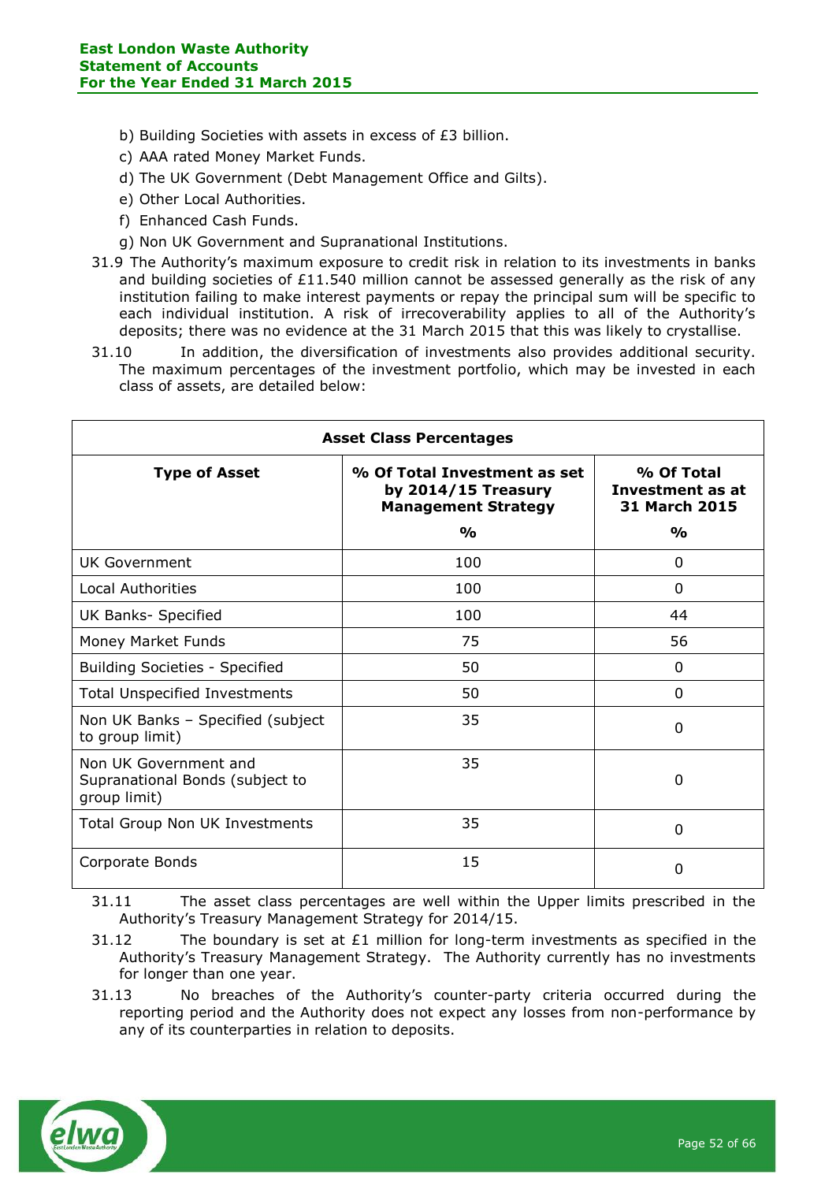b) Building Societies with assets in excess of £3 billion.

c) AAA rated Money Market Funds.

d) The UK Government (Debt Management Office and Gilts).

e) Other Local Authorities.

f) Enhanced Cash Funds.

g) Non UK Government and Supranational Institutions.

31.9 The Authority's maximum exposure to credit risk in relation to its investments in banks and building societies of £11.540 million cannot be assessed generally as the risk of any institution failing to make interest payments or repay the principal sum will be specific to each individual institution. A risk of irrecoverability applies to all of the Authority's deposits; there was no evidence at the 31 March 2015 that this was likely to crystallise.

31.10 In addition, the diversification of investments also provides additional security. The maximum percentages of the investment portfolio, which may be invested in each class of assets, are detailed below:

| Asset Class Percentages | | |
|---|---|---|
| **Type of Asset** | **% Of Total Investment as set by 2014/15 Treasury Management Strategy** | **% Of Total Investment as at 31 March 2015** |
| | **%** | **%** |
| UK Government | 100 | 0 |
| Local Authorities | 100 | 0 |
| UK Banks- Specified | 100 | 44 |
| Money Market Funds | 75 | 56 |
| Building Societies - Specified | 50 | 0 |
| Total Unspecified Investments | 50 | 0 |
| Non UK Banks – Specified (subject to group limit) | 35 | 0 |
| Non UK Government and Supranational Bonds (subject to group limit) | 35 | 0 |
| Total Group Non UK Investments | 35 | 0 |
| Corporate Bonds | 15 | 0 |

31.11 The asset class percentages are well within the Upper limits prescribed in the Authority's Treasury Management Strategy for 2014/15.

31.12 The boundary is set at £1 million for long-term investments as specified in the Authority's Treasury Management Strategy. The Authority currently has no investments for longer than one year.

31.13 No breaches of the Authority's counter-party criteria occurred during the reporting period and the Authority does not expect any losses from non-performance by any of its counterparties in relation to deposits.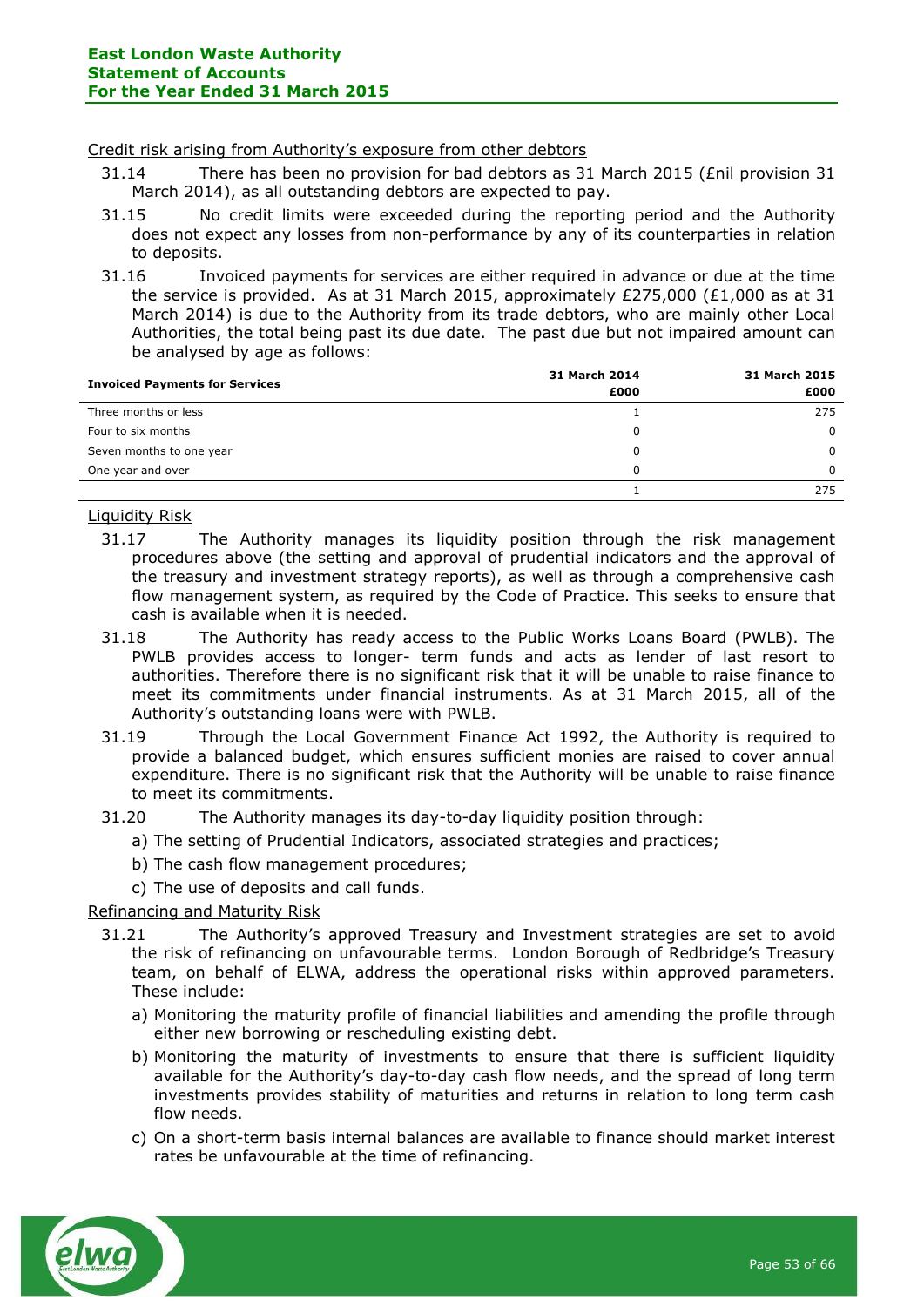Credit risk arising from Authority's exposure from other debtors

31.14 There has been no provision for bad debtors as 31 March 2015 (£nil provision 31 March 2014), as all outstanding debtors are expected to pay.

31.15 No credit limits were exceeded during the reporting period and the Authority does not expect any losses from non-performance by any of its counterparties in relation to deposits.

31.16 Invoiced payments for services are either required in advance or due at the time the service is provided. As at 31 March 2015, approximately £275,000 (£1,000 as at 31 March 2014) is due to the Authority from its trade debtors, who are mainly other Local Authorities, the total being past its due date. The past due but not impaired amount can be analysed by age as follows:

| Invoiced Payments for Services | 31 March 2014 £000 | 31 March 2015 £000 |
|---|---|---|
| Three months or less | 1 | 275 |
| Four to six months | 0 | 0 |
| Seven months to one year | 0 | 0 |
| One year and over | 0 | 0 |
| | 1 | 275 |

Liquidity Risk

31.17 The Authority manages its liquidity position through the risk management procedures above (the setting and approval of prudential indicators and the approval of the treasury and investment strategy reports), as well as through a comprehensive cash flow management system, as required by the Code of Practice. This seeks to ensure that cash is available when it is needed.

31.18 The Authority has ready access to the Public Works Loans Board (PWLB). The PWLB provides access to longer- term funds and acts as lender of last resort to authorities. Therefore there is no significant risk that it will be unable to raise finance to meet its commitments under financial instruments. As at 31 March 2015, all of the Authority's outstanding loans were with PWLB.

31.19 Through the Local Government Finance Act 1992, the Authority is required to provide a balanced budget, which ensures sufficient monies are raised to cover annual expenditure. There is no significant risk that the Authority will be unable to raise finance to meet its commitments.

31.20 The Authority manages its day-to-day liquidity position through:

a) The setting of Prudential Indicators, associated strategies and practices;
b) The cash flow management procedures;
c) The use of deposits and call funds.

Refinancing and Maturity Risk

31.21 The Authority's approved Treasury and Investment strategies are set to avoid the risk of refinancing on unfavourable terms. London Borough of Redbridge's Treasury team, on behalf of ELWA, address the operational risks within approved parameters. These include:

a) Monitoring the maturity profile of financial liabilities and amending the profile through either new borrowing or rescheduling existing debt.
b) Monitoring the maturity of investments to ensure that there is sufficient liquidity available for the Authority's day-to-day cash flow needs, and the spread of long term investments provides stability of maturities and returns in relation to long term cash flow needs.
c) On a short-term basis internal balances are available to finance should market interest rates be unfavourable at the time of refinancing.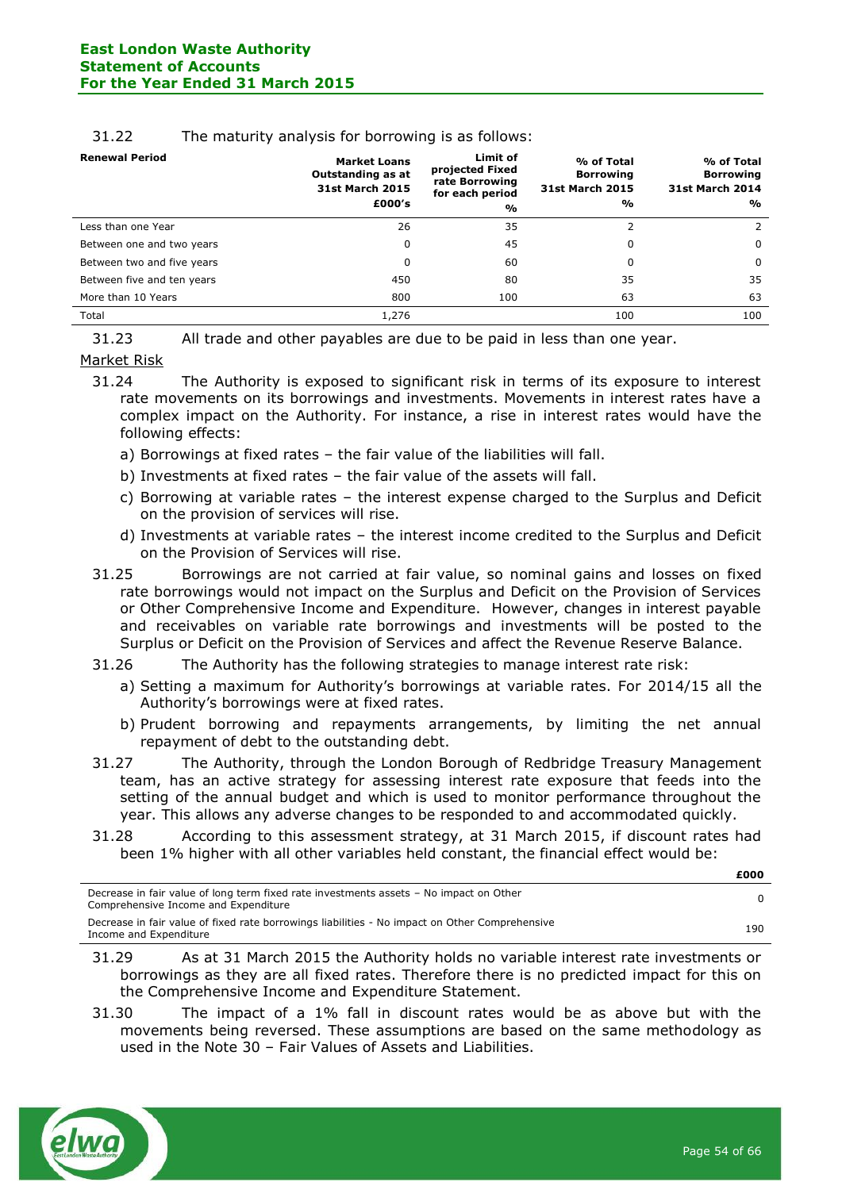31.22 The maturity analysis for borrowing is as follows:

| Renewal Period | Market Loans Outstanding as at 31st March 2015 £000's | Limit of projected Fixed rate Borrowing for each period % | % of Total Borrowing 31st March 2015 % | % of Total Borrowing 31st March 2014 % |
|---|---|---|---|---|
| Less than one Year | 26 | 35 | 2 | 2 |
| Between one and two years | 0 | 45 | 0 | 0 |
| Between two and five years | 0 | 60 | 0 | 0 |
| Between five and ten years | 450 | 80 | 35 | 35 |
| More than 10 Years | 800 | 100 | 63 | 63 |
| Total | 1,276 | | 100 | 100 |

31.23 All trade and other payables are due to be paid in less than one year.

## Market Risk

31.24 The Authority is exposed to significant risk in terms of its exposure to interest rate movements on its borrowings and investments. Movements in interest rates have a complex impact on the Authority. For instance, a rise in interest rates would have the following effects:

a) Borrowings at fixed rates – the fair value of the liabilities will fall.

b) Investments at fixed rates – the fair value of the assets will fall.

c) Borrowing at variable rates – the interest expense charged to the Surplus and Deficit on the provision of services will rise.

d) Investments at variable rates – the interest income credited to the Surplus and Deficit on the Provision of Services will rise.

31.25 Borrowings are not carried at fair value, so nominal gains and losses on fixed rate borrowings would not impact on the Surplus and Deficit on the Provision of Services or Other Comprehensive Income and Expenditure. However, changes in interest payable and receivables on variable rate borrowings and investments will be posted to the Surplus or Deficit on the Provision of Services and affect the Revenue Reserve Balance.

31.26 The Authority has the following strategies to manage interest rate risk:

a) Setting a maximum for Authority's borrowings at variable rates. For 2014/15 all the Authority's borrowings were at fixed rates.

b) Prudent borrowing and repayments arrangements, by limiting the net annual repayment of debt to the outstanding debt.

31.27 The Authority, through the London Borough of Redbridge Treasury Management team, has an active strategy for assessing interest rate exposure that feeds into the setting of the annual budget and which is used to monitor performance throughout the year. This allows any adverse changes to be responded to and accommodated quickly.

31.28 According to this assessment strategy, at 31 March 2015, if discount rates had been 1% higher with all other variables held constant, the financial effect would be:

| | £000 |
|---|---|
| Decrease in fair value of long term fixed rate investments assets – No impact on Other Comprehensive Income and Expenditure | 0 |
| Decrease in fair value of fixed rate borrowings liabilities - No impact on Other Comprehensive Income and Expenditure | 190 |

31.29 As at 31 March 2015 the Authority holds no variable interest rate investments or borrowings as they are all fixed rates. Therefore there is no predicted impact for this on the Comprehensive Income and Expenditure Statement.

31.30 The impact of a 1% fall in discount rates would be as above but with the movements being reversed. These assumptions are based on the same methodology as used in the Note 30 – Fair Values of Assets and Liabilities.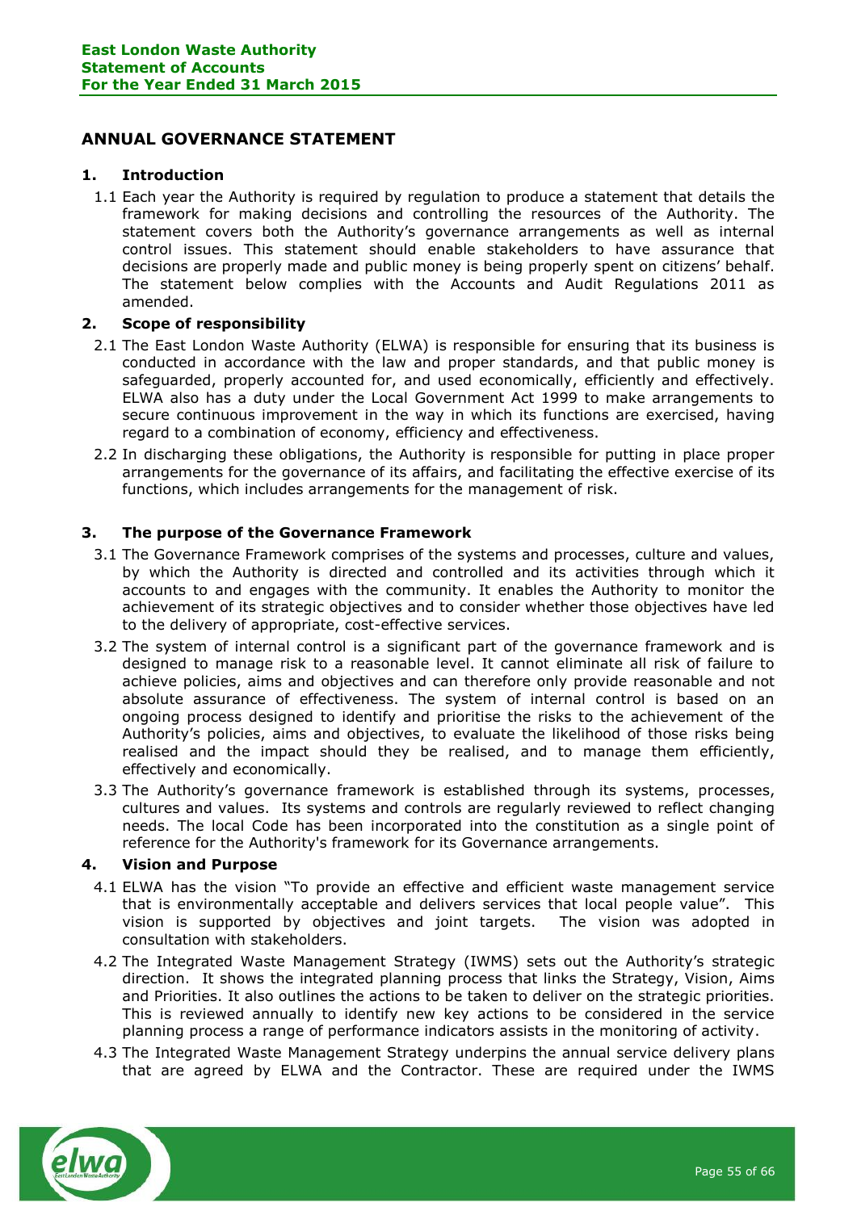# ANNUAL GOVERNANCE STATEMENT

## 1. Introduction

1.1 Each year the Authority is required by regulation to produce a statement that details the framework for making decisions and controlling the resources of the Authority. The statement covers both the Authority's governance arrangements as well as internal control issues. This statement should enable stakeholders to have assurance that decisions are properly made and public money is being properly spent on citizens' behalf. The statement below complies with the Accounts and Audit Regulations 2011 as amended.

## 2. Scope of responsibility

2.1 The East London Waste Authority (ELWA) is responsible for ensuring that its business is conducted in accordance with the law and proper standards, and that public money is safeguarded, properly accounted for, and used economically, efficiently and effectively. ELWA also has a duty under the Local Government Act 1999 to make arrangements to secure continuous improvement in the way in which its functions are exercised, having regard to a combination of economy, efficiency and effectiveness.

2.2 In discharging these obligations, the Authority is responsible for putting in place proper arrangements for the governance of its affairs, and facilitating the effective exercise of its functions, which includes arrangements for the management of risk.

## 3. The purpose of the Governance Framework

3.1 The Governance Framework comprises of the systems and processes, culture and values, by which the Authority is directed and controlled and its activities through which it accounts to and engages with the community. It enables the Authority to monitor the achievement of its strategic objectives and to consider whether those objectives have led to the delivery of appropriate, cost-effective services.

3.2 The system of internal control is a significant part of the governance framework and is designed to manage risk to a reasonable level. It cannot eliminate all risk of failure to achieve policies, aims and objectives and can therefore only provide reasonable and not absolute assurance of effectiveness. The system of internal control is based on an ongoing process designed to identify and prioritise the risks to the achievement of the Authority's policies, aims and objectives, to evaluate the likelihood of those risks being realised and the impact should they be realised, and to manage them efficiently, effectively and economically.

3.3 The Authority's governance framework is established through its systems, processes, cultures and values. Its systems and controls are regularly reviewed to reflect changing needs. The local Code has been incorporated into the constitution as a single point of reference for the Authority's framework for its Governance arrangements.

## 4. Vision and Purpose

4.1 ELWA has the vision "To provide an effective and efficient waste management service that is environmentally acceptable and delivers services that local people value". This vision is supported by objectives and joint targets. The vision was adopted in consultation with stakeholders.

4.2 The Integrated Waste Management Strategy (IWMS) sets out the Authority's strategic direction. It shows the integrated planning process that links the Strategy, Vision, Aims and Priorities. It also outlines the actions to be taken to deliver on the strategic priorities. This is reviewed annually to identify new key actions to be considered in the service planning process a range of performance indicators assists in the monitoring of activity.

4.3 The Integrated Waste Management Strategy underpins the annual service delivery plans that are agreed by ELWA and the Contractor. These are required under the IWMS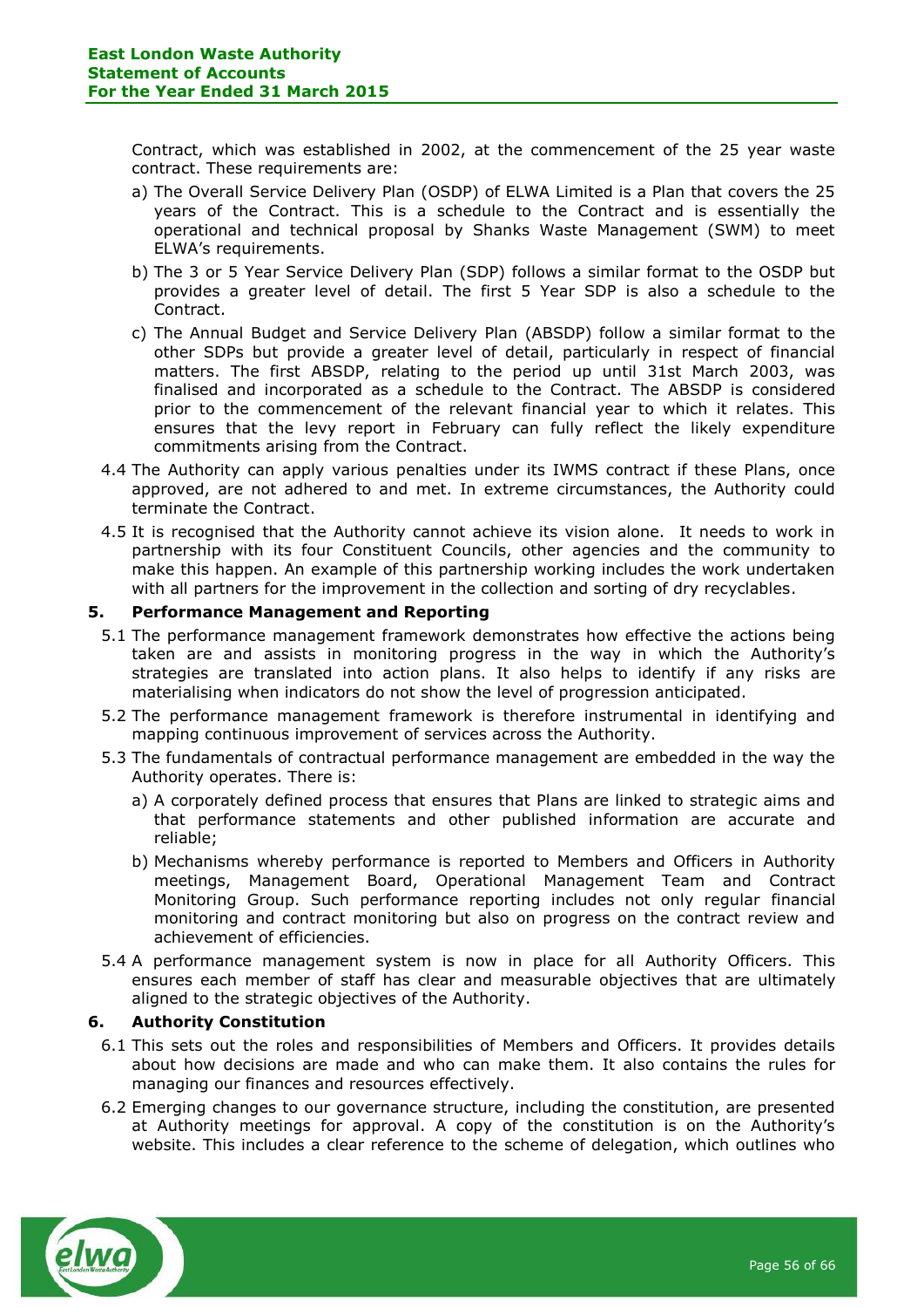Contract, which was established in 2002, at the commencement of the 25 year waste contract. These requirements are:

a) The Overall Service Delivery Plan (OSDP) of ELWA Limited is a Plan that covers the 25 years of the Contract. This is a schedule to the Contract and is essentially the operational and technical proposal by Shanks Waste Management (SWM) to meet ELWA's requirements.

b) The 3 or 5 Year Service Delivery Plan (SDP) follows a similar format to the OSDP but provides a greater level of detail. The first 5 Year SDP is also a schedule to the Contract.

c) The Annual Budget and Service Delivery Plan (ABSDP) follow a similar format to the other SDPs but provide a greater level of detail, particularly in respect of financial matters. The first ABSDP, relating to the period up until 31st March 2003, was finalised and incorporated as a schedule to the Contract. The ABSDP is considered prior to the commencement of the relevant financial year to which it relates. This ensures that the levy report in February can fully reflect the likely expenditure commitments arising from the Contract.

4.4 The Authority can apply various penalties under its IWMS contract if these Plans, once approved, are not adhered to and met. In extreme circumstances, the Authority could terminate the Contract.

4.5 It is recognised that the Authority cannot achieve its vision alone. It needs to work in partnership with its four Constituent Councils, other agencies and the community to make this happen. An example of this partnership working includes the work undertaken with all partners for the improvement in the collection and sorting of dry recyclables.

## 5. Performance Management and Reporting

5.1 The performance management framework demonstrates how effective the actions being taken are and assists in monitoring progress in the way in which the Authority's strategies are translated into action plans. It also helps to identify if any risks are materialising when indicators do not show the level of progression anticipated.

5.2 The performance management framework is therefore instrumental in identifying and mapping continuous improvement of services across the Authority.

5.3 The fundamentals of contractual performance management are embedded in the way the Authority operates. There is:

a) A corporately defined process that ensures that Plans are linked to strategic aims and that performance statements and other published information are accurate and reliable;

b) Mechanisms whereby performance is reported to Members and Officers in Authority meetings, Management Board, Operational Management Team and Contract Monitoring Group. Such performance reporting includes not only regular financial monitoring and contract monitoring but also on progress on the contract review and achievement of efficiencies.

5.4 A performance management system is now in place for all Authority Officers. This ensures each member of staff has clear and measurable objectives that are ultimately aligned to the strategic objectives of the Authority.

## 6. Authority Constitution

6.1 This sets out the roles and responsibilities of Members and Officers. It provides details about how decisions are made and who can make them. It also contains the rules for managing our finances and resources effectively.

6.2 Emerging changes to our governance structure, including the constitution, are presented at Authority meetings for approval. A copy of the constitution is on the Authority's website. This includes a clear reference to the scheme of delegation, which outlines who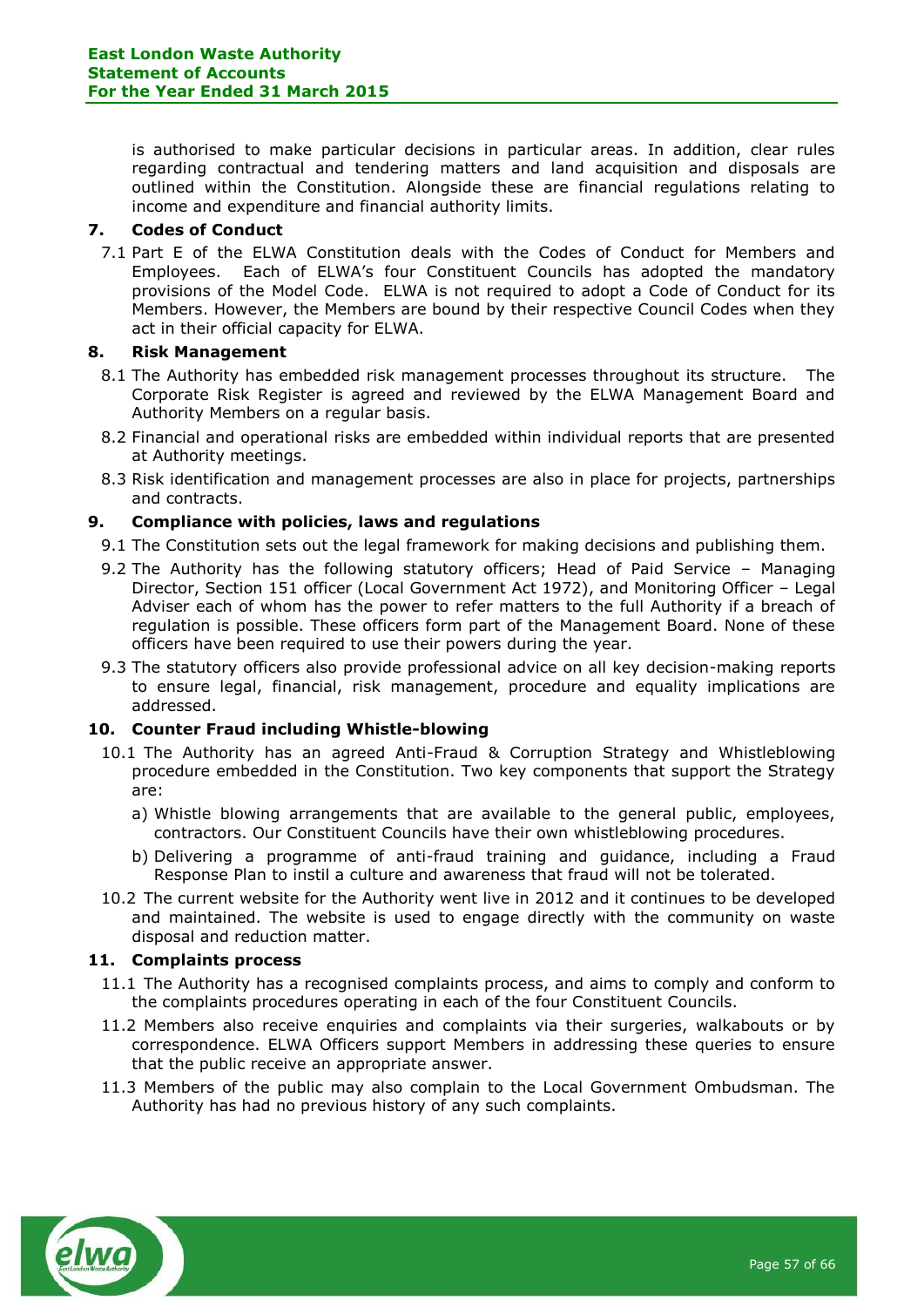is authorised to make particular decisions in particular areas. In addition, clear rules regarding contractual and tendering matters and land acquisition and disposals are outlined within the Constitution. Alongside these are financial regulations relating to income and expenditure and financial authority limits.

## 7. Codes of Conduct

7.1 Part E of the ELWA Constitution deals with the Codes of Conduct for Members and Employees. Each of ELWA's four Constituent Councils has adopted the mandatory provisions of the Model Code. ELWA is not required to adopt a Code of Conduct for its Members. However, the Members are bound by their respective Council Codes when they act in their official capacity for ELWA.

## 8. Risk Management

8.1 The Authority has embedded risk management processes throughout its structure. The Corporate Risk Register is agreed and reviewed by the ELWA Management Board and Authority Members on a regular basis.

8.2 Financial and operational risks are embedded within individual reports that are presented at Authority meetings.

8.3 Risk identification and management processes are also in place for projects, partnerships and contracts.

## 9. Compliance with policies, laws and regulations

9.1 The Constitution sets out the legal framework for making decisions and publishing them.

9.2 The Authority has the following statutory officers; Head of Paid Service – Managing Director, Section 151 officer (Local Government Act 1972), and Monitoring Officer – Legal Adviser each of whom has the power to refer matters to the full Authority if a breach of regulation is possible. These officers form part of the Management Board. None of these officers have been required to use their powers during the year.

9.3 The statutory officers also provide professional advice on all key decision-making reports to ensure legal, financial, risk management, procedure and equality implications are addressed.

## 10. Counter Fraud including Whistle-blowing

10.1 The Authority has an agreed Anti-Fraud & Corruption Strategy and Whistleblowing procedure embedded in the Constitution. Two key components that support the Strategy are:

a) Whistle blowing arrangements that are available to the general public, employees, contractors. Our Constituent Councils have their own whistleblowing procedures.

b) Delivering a programme of anti-fraud training and guidance, including a Fraud Response Plan to instil a culture and awareness that fraud will not be tolerated.

10.2 The current website for the Authority went live in 2012 and it continues to be developed and maintained. The website is used to engage directly with the community on waste disposal and reduction matter.

## 11. Complaints process

11.1 The Authority has a recognised complaints process, and aims to comply and conform to the complaints procedures operating in each of the four Constituent Councils.

11.2 Members also receive enquiries and complaints via their surgeries, walkabouts or by correspondence. ELWA Officers support Members in addressing these queries to ensure that the public receive an appropriate answer.

11.3 Members of the public may also complain to the Local Government Ombudsman. The Authority has had no previous history of any such complaints.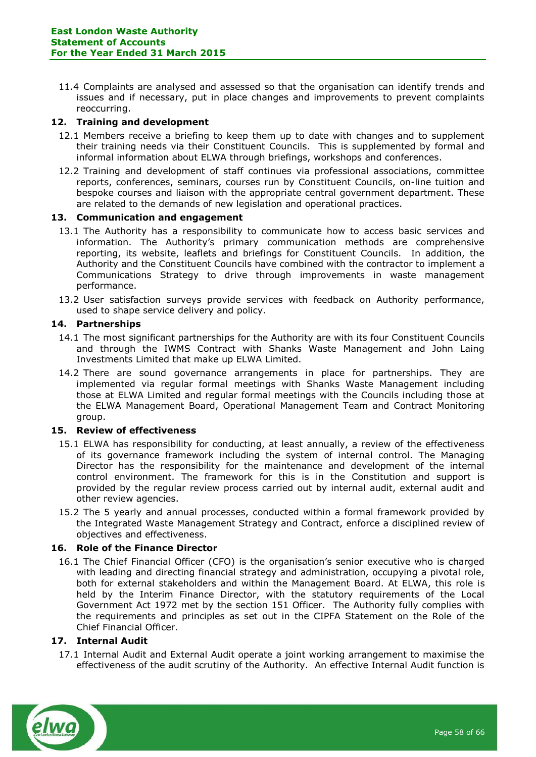11.4 Complaints are analysed and assessed so that the organisation can identify trends and issues and if necessary, put in place changes and improvements to prevent complaints reoccurring.

## 12. Training and development

12.1 Members receive a briefing to keep them up to date with changes and to supplement their training needs via their Constituent Councils. This is supplemented by formal and informal information about ELWA through briefings, workshops and conferences.

12.2 Training and development of staff continues via professional associations, committee reports, conferences, seminars, courses run by Constituent Councils, on-line tuition and bespoke courses and liaison with the appropriate central government department. These are related to the demands of new legislation and operational practices.

## 13. Communication and engagement

13.1 The Authority has a responsibility to communicate how to access basic services and information. The Authority's primary communication methods are comprehensive reporting, its website, leaflets and briefings for Constituent Councils. In addition, the Authority and the Constituent Councils have combined with the contractor to implement a Communications Strategy to drive through improvements in waste management performance.

13.2 User satisfaction surveys provide services with feedback on Authority performance, used to shape service delivery and policy.

## 14. Partnerships

14.1 The most significant partnerships for the Authority are with its four Constituent Councils and through the IWMS Contract with Shanks Waste Management and John Laing Investments Limited that make up ELWA Limited.

14.2 There are sound governance arrangements in place for partnerships. They are implemented via regular formal meetings with Shanks Waste Management including those at ELWA Limited and regular formal meetings with the Councils including those at the ELWA Management Board, Operational Management Team and Contract Monitoring group.

## 15. Review of effectiveness

15.1 ELWA has responsibility for conducting, at least annually, a review of the effectiveness of its governance framework including the system of internal control. The Managing Director has the responsibility for the maintenance and development of the internal control environment. The framework for this is in the Constitution and support is provided by the regular review process carried out by internal audit, external audit and other review agencies.

15.2 The 5 yearly and annual processes, conducted within a formal framework provided by the Integrated Waste Management Strategy and Contract, enforce a disciplined review of objectives and effectiveness.

## 16. Role of the Finance Director

16.1 The Chief Financial Officer (CFO) is the organisation's senior executive who is charged with leading and directing financial strategy and administration, occupying a pivotal role, both for external stakeholders and within the Management Board. At ELWA, this role is held by the Interim Finance Director, with the statutory requirements of the Local Government Act 1972 met by the section 151 Officer. The Authority fully complies with the requirements and principles as set out in the CIPFA Statement on the Role of the Chief Financial Officer.

## 17. Internal Audit

17.1 Internal Audit and External Audit operate a joint working arrangement to maximise the effectiveness of the audit scrutiny of the Authority. An effective Internal Audit function is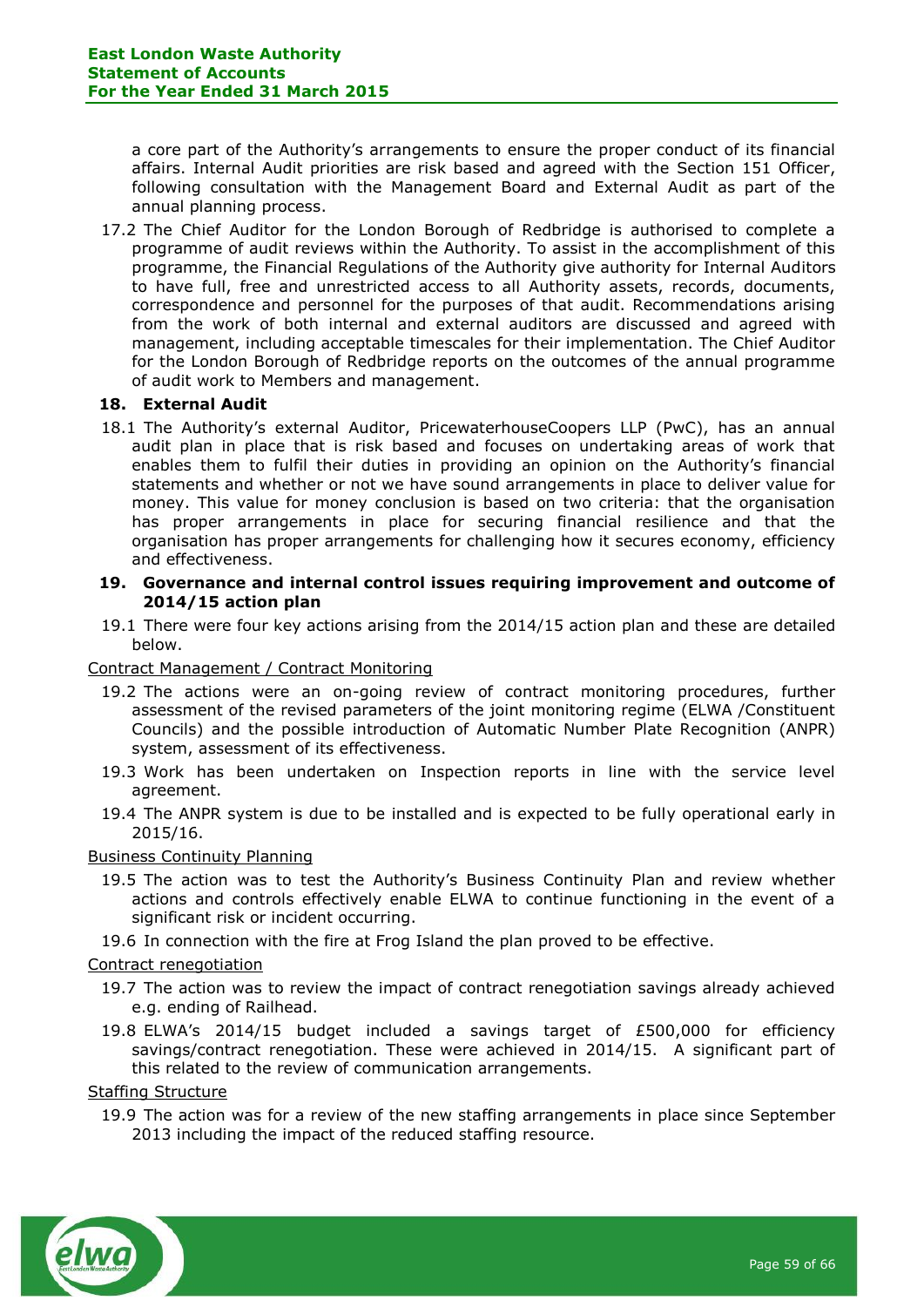a core part of the Authority's arrangements to ensure the proper conduct of its financial affairs. Internal Audit priorities are risk based and agreed with the Section 151 Officer, following consultation with the Management Board and External Audit as part of the annual planning process.

17.2 The Chief Auditor for the London Borough of Redbridge is authorised to complete a programme of audit reviews within the Authority. To assist in the accomplishment of this programme, the Financial Regulations of the Authority give authority for Internal Auditors to have full, free and unrestricted access to all Authority assets, records, documents, correspondence and personnel for the purposes of that audit. Recommendations arising from the work of both internal and external auditors are discussed and agreed with management, including acceptable timescales for their implementation. The Chief Auditor for the London Borough of Redbridge reports on the outcomes of the annual programme of audit work to Members and management.

### 18. External Audit

18.1 The Authority's external Auditor, PricewaterhouseCoopers LLP (PwC), has an annual audit plan in place that is risk based and focuses on undertaking areas of work that enables them to fulfil their duties in providing an opinion on the Authority's financial statements and whether or not we have sound arrangements in place to deliver value for money. This value for money conclusion is based on two criteria: that the organisation has proper arrangements in place for securing financial resilience and that the organisation has proper arrangements for challenging how it secures economy, efficiency and effectiveness.

### 19. Governance and internal control issues requiring improvement and outcome of 2014/15 action plan

19.1 There were four key actions arising from the 2014/15 action plan and these are detailed below.

Contract Management / Contract Monitoring

19.2 The actions were an on-going review of contract monitoring procedures, further assessment of the revised parameters of the joint monitoring regime (ELWA /Constituent Councils) and the possible introduction of Automatic Number Plate Recognition (ANPR) system, assessment of its effectiveness.

19.3 Work has been undertaken on Inspection reports in line with the service level agreement.

19.4 The ANPR system is due to be installed and is expected to be fully operational early in 2015/16.

Business Continuity Planning

19.5 The action was to test the Authority's Business Continuity Plan and review whether actions and controls effectively enable ELWA to continue functioning in the event of a significant risk or incident occurring.

19.6 In connection with the fire at Frog Island the plan proved to be effective.

Contract renegotiation

19.7 The action was to review the impact of contract renegotiation savings already achieved e.g. ending of Railhead.

19.8 ELWA's 2014/15 budget included a savings target of £500,000 for efficiency savings/contract renegotiation. These were achieved in 2014/15. A significant part of this related to the review of communication arrangements.

Staffing Structure

19.9 The action was for a review of the new staffing arrangements in place since September 2013 including the impact of the reduced staffing resource.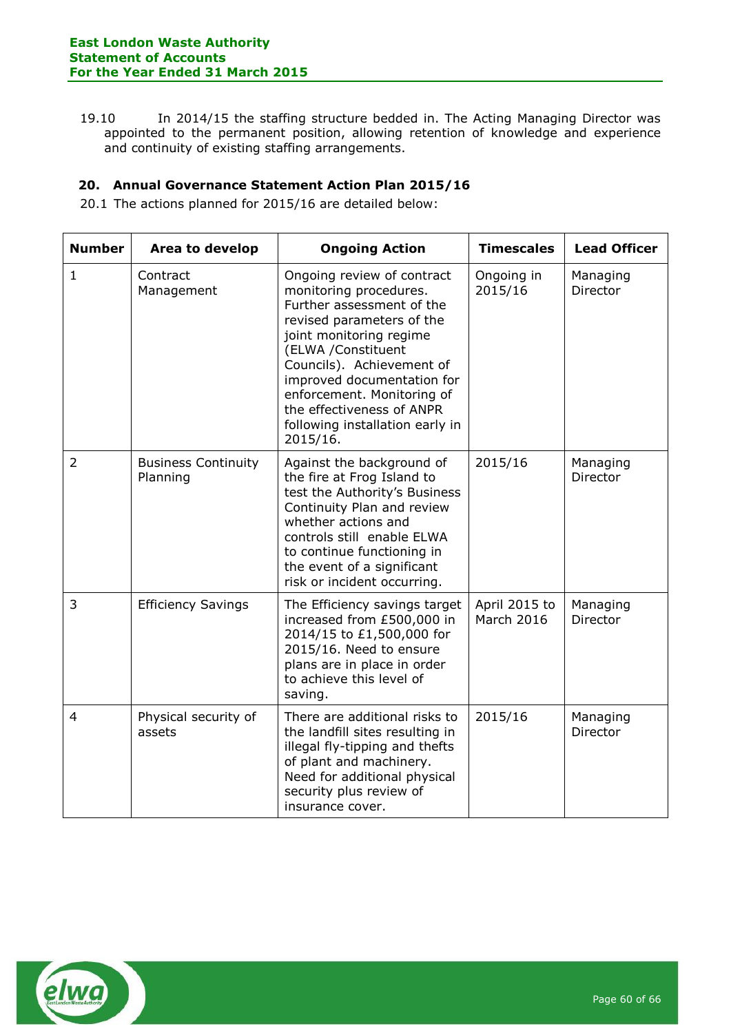19.10 In 2014/15 the staffing structure bedded in. The Acting Managing Director was appointed to the permanent position, allowing retention of knowledge and experience and continuity of existing staffing arrangements.

## 20. Annual Governance Statement Action Plan 2015/16

20.1 The actions planned for 2015/16 are detailed below:

| Number | Area to develop | Ongoing Action | Timescales | Lead Officer |
|---|---|---|---|---|
| 1 | Contract Management | Ongoing review of contract monitoring procedures. Further assessment of the revised parameters of the joint monitoring regime (ELWA /Constituent Councils). Achievement of improved documentation for enforcement. Monitoring of the effectiveness of ANPR following installation early in 2015/16. | Ongoing in 2015/16 | Managing Director |
| 2 | Business Continuity Planning | Against the background of the fire at Frog Island to test the Authority's Business Continuity Plan and review whether actions and controls still enable ELWA to continue functioning in the event of a significant risk or incident occurring. | 2015/16 | Managing Director |
| 3 | Efficiency Savings | The Efficiency savings target increased from £500,000 in 2014/15 to £1,500,000 for 2015/16. Need to ensure plans are in place in order to achieve this level of saving. | April 2015 to March 2016 | Managing Director |
| 4 | Physical security of assets | There are additional risks to the landfill sites resulting in illegal fly-tipping and thefts of plant and machinery. Need for additional physical security plus review of insurance cover. | 2015/16 | Managing Director |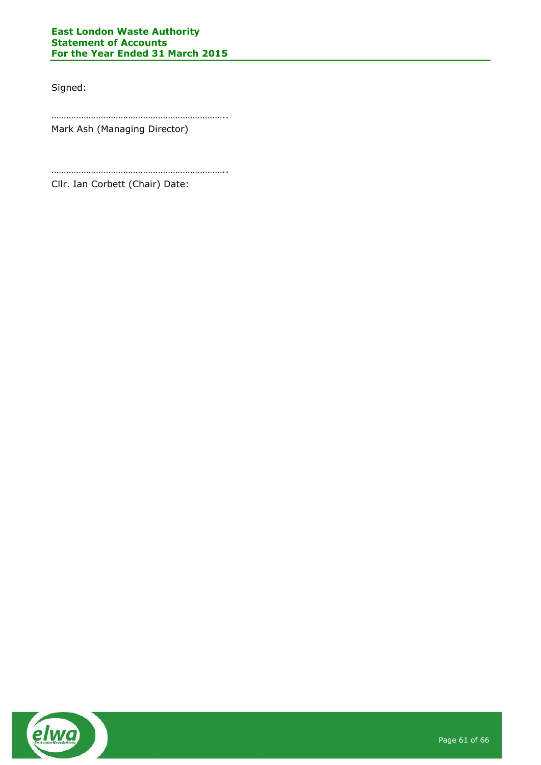Signed:

……………………………………………………………..
Mark Ash (Managing Director)

……………………………………………………………..
Cllr. Ian Corbett (Chair) Date: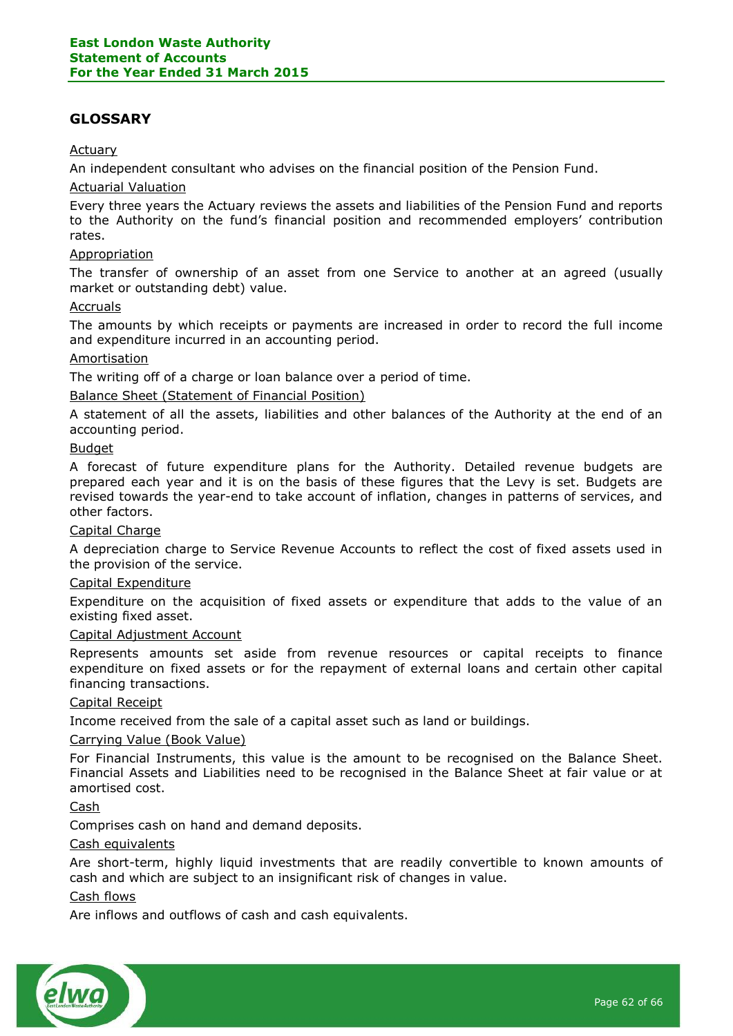## GLOSSARY

Actuary

An independent consultant who advises on the financial position of the Pension Fund.

Actuarial Valuation

Every three years the Actuary reviews the assets and liabilities of the Pension Fund and reports to the Authority on the fund's financial position and recommended employers' contribution rates.

Appropriation

The transfer of ownership of an asset from one Service to another at an agreed (usually market or outstanding debt) value.

Accruals

The amounts by which receipts or payments are increased in order to record the full income and expenditure incurred in an accounting period.

Amortisation

The writing off of a charge or loan balance over a period of time.

Balance Sheet (Statement of Financial Position)

A statement of all the assets, liabilities and other balances of the Authority at the end of an accounting period.

Budget

A forecast of future expenditure plans for the Authority. Detailed revenue budgets are prepared each year and it is on the basis of these figures that the Levy is set. Budgets are revised towards the year-end to take account of inflation, changes in patterns of services, and other factors.

Capital Charge

A depreciation charge to Service Revenue Accounts to reflect the cost of fixed assets used in the provision of the service.

Capital Expenditure

Expenditure on the acquisition of fixed assets or expenditure that adds to the value of an existing fixed asset.

Capital Adjustment Account

Represents amounts set aside from revenue resources or capital receipts to finance expenditure on fixed assets or for the repayment of external loans and certain other capital financing transactions.

Capital Receipt

Income received from the sale of a capital asset such as land or buildings.

Carrying Value (Book Value)

For Financial Instruments, this value is the amount to be recognised on the Balance Sheet. Financial Assets and Liabilities need to be recognised in the Balance Sheet at fair value or at amortised cost.

Cash

Comprises cash on hand and demand deposits.

Cash equivalents

Are short-term, highly liquid investments that are readily convertible to known amounts of cash and which are subject to an insignificant risk of changes in value.

Cash flows

Are inflows and outflows of cash and cash equivalents.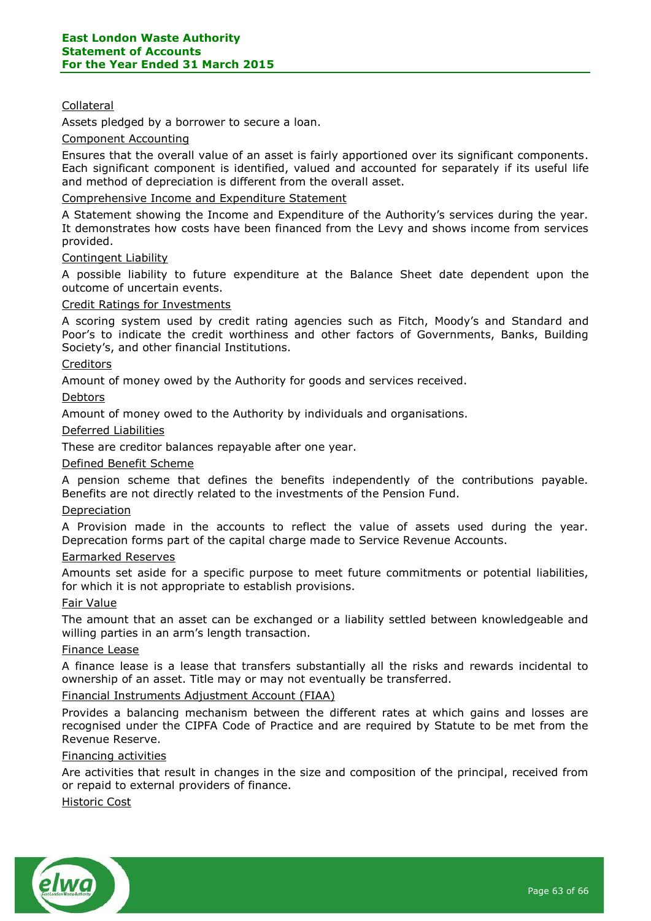Collateral

Assets pledged by a borrower to secure a loan.

Component Accounting

Ensures that the overall value of an asset is fairly apportioned over its significant components. Each significant component is identified, valued and accounted for separately if its useful life and method of depreciation is different from the overall asset.

Comprehensive Income and Expenditure Statement

A Statement showing the Income and Expenditure of the Authority's services during the year. It demonstrates how costs have been financed from the Levy and shows income from services provided.

Contingent Liability

A possible liability to future expenditure at the Balance Sheet date dependent upon the outcome of uncertain events.

Credit Ratings for Investments

A scoring system used by credit rating agencies such as Fitch, Moody's and Standard and Poor's to indicate the credit worthiness and other factors of Governments, Banks, Building Society's, and other financial Institutions.

Creditors

Amount of money owed by the Authority for goods and services received.

Debtors

Amount of money owed to the Authority by individuals and organisations.

Deferred Liabilities

These are creditor balances repayable after one year.

Defined Benefit Scheme

A pension scheme that defines the benefits independently of the contributions payable. Benefits are not directly related to the investments of the Pension Fund.

Depreciation

A Provision made in the accounts to reflect the value of assets used during the year. Deprecation forms part of the capital charge made to Service Revenue Accounts.

Earmarked Reserves

Amounts set aside for a specific purpose to meet future commitments or potential liabilities, for which it is not appropriate to establish provisions.

Fair Value

The amount that an asset can be exchanged or a liability settled between knowledgeable and willing parties in an arm's length transaction.

Finance Lease

A finance lease is a lease that transfers substantially all the risks and rewards incidental to ownership of an asset. Title may or may not eventually be transferred.

Financial Instruments Adjustment Account (FIAA)

Provides a balancing mechanism between the different rates at which gains and losses are recognised under the CIPFA Code of Practice and are required by Statute to be met from the Revenue Reserve.

Financing activities

Are activities that result in changes in the size and composition of the principal, received from or repaid to external providers of finance.

Historic Cost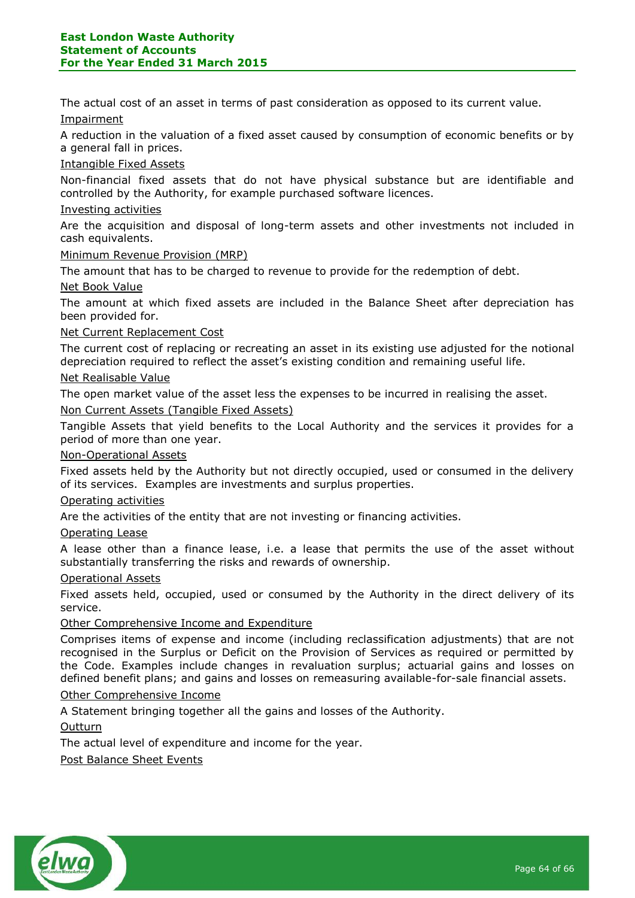The actual cost of an asset in terms of past consideration as opposed to its current value.

Impairment

A reduction in the valuation of a fixed asset caused by consumption of economic benefits or by a general fall in prices.

Intangible Fixed Assets

Non-financial fixed assets that do not have physical substance but are identifiable and controlled by the Authority, for example purchased software licences.

Investing activities

Are the acquisition and disposal of long-term assets and other investments not included in cash equivalents.

Minimum Revenue Provision (MRP)

The amount that has to be charged to revenue to provide for the redemption of debt.

Net Book Value

The amount at which fixed assets are included in the Balance Sheet after depreciation has been provided for.

Net Current Replacement Cost

The current cost of replacing or recreating an asset in its existing use adjusted for the notional depreciation required to reflect the asset's existing condition and remaining useful life.

Net Realisable Value

The open market value of the asset less the expenses to be incurred in realising the asset.

Non Current Assets (Tangible Fixed Assets)

Tangible Assets that yield benefits to the Local Authority and the services it provides for a period of more than one year.

Non-Operational Assets

Fixed assets held by the Authority but not directly occupied, used or consumed in the delivery of its services. Examples are investments and surplus properties.

Operating activities

Are the activities of the entity that are not investing or financing activities.

Operating Lease

A lease other than a finance lease, i.e. a lease that permits the use of the asset without substantially transferring the risks and rewards of ownership.

Operational Assets

Fixed assets held, occupied, used or consumed by the Authority in the direct delivery of its service.

Other Comprehensive Income and Expenditure

Comprises items of expense and income (including reclassification adjustments) that are not recognised in the Surplus or Deficit on the Provision of Services as required or permitted by the Code. Examples include changes in revaluation surplus; actuarial gains and losses on defined benefit plans; and gains and losses on remeasuring available-for-sale financial assets.

Other Comprehensive Income

A Statement bringing together all the gains and losses of the Authority.

Outturn

The actual level of expenditure and income for the year.

Post Balance Sheet Events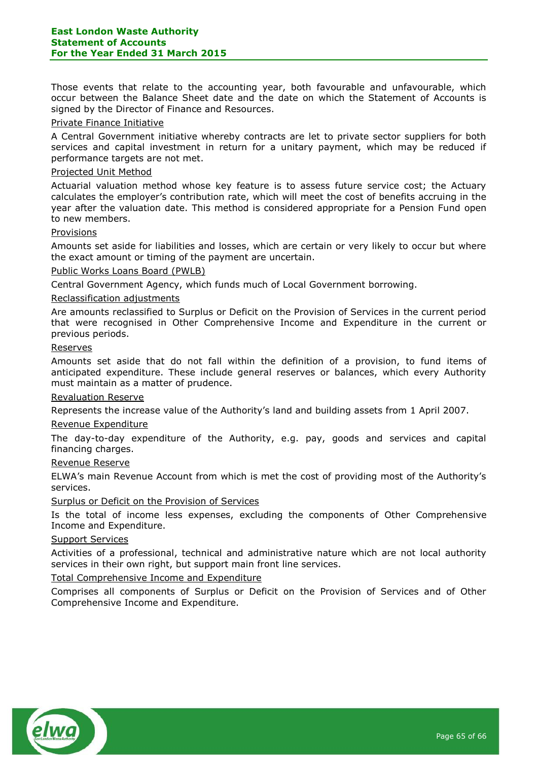Those events that relate to the accounting year, both favourable and unfavourable, which occur between the Balance Sheet date and the date on which the Statement of Accounts is signed by the Director of Finance and Resources.

Private Finance Initiative

A Central Government initiative whereby contracts are let to private sector suppliers for both services and capital investment in return for a unitary payment, which may be reduced if performance targets are not met.

Projected Unit Method

Actuarial valuation method whose key feature is to assess future service cost; the Actuary calculates the employer's contribution rate, which will meet the cost of benefits accruing in the year after the valuation date. This method is considered appropriate for a Pension Fund open to new members.

Provisions

Amounts set aside for liabilities and losses, which are certain or very likely to occur but where the exact amount or timing of the payment are uncertain.

Public Works Loans Board (PWLB)

Central Government Agency, which funds much of Local Government borrowing.

Reclassification adjustments

Are amounts reclassified to Surplus or Deficit on the Provision of Services in the current period that were recognised in Other Comprehensive Income and Expenditure in the current or previous periods.

Reserves

Amounts set aside that do not fall within the definition of a provision, to fund items of anticipated expenditure. These include general reserves or balances, which every Authority must maintain as a matter of prudence.

Revaluation Reserve

Represents the increase value of the Authority's land and building assets from 1 April 2007.

Revenue Expenditure

The day-to-day expenditure of the Authority, e.g. pay, goods and services and capital financing charges.

Revenue Reserve

ELWA's main Revenue Account from which is met the cost of providing most of the Authority's services.

Surplus or Deficit on the Provision of Services

Is the total of income less expenses, excluding the components of Other Comprehensive Income and Expenditure.

Support Services

Activities of a professional, technical and administrative nature which are not local authority services in their own right, but support main front line services.

Total Comprehensive Income and Expenditure

Comprises all components of Surplus or Deficit on the Provision of Services and of Other Comprehensive Income and Expenditure.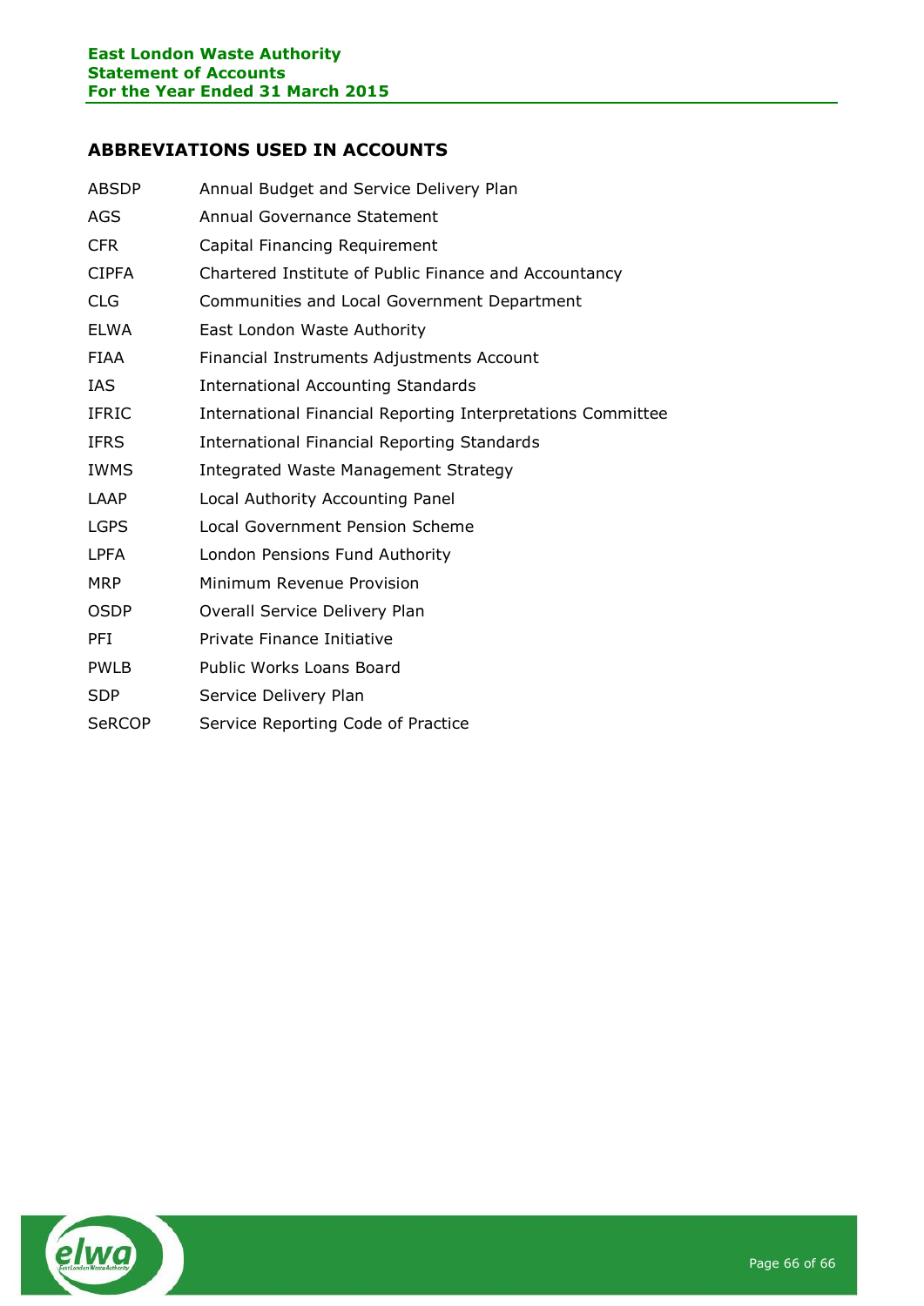## ABBREVIATIONS USED IN ACCOUNTS

| | |
|---|---|
| ABSDP | Annual Budget and Service Delivery Plan |
| AGS | Annual Governance Statement |
| CFR | Capital Financing Requirement |
| CIPFA | Chartered Institute of Public Finance and Accountancy |
| CLG | Communities and Local Government Department |
| ELWA | East London Waste Authority |
| FIAA | Financial Instruments Adjustments Account |
| IAS | International Accounting Standards |
| IFRIC | International Financial Reporting Interpretations Committee |
| IFRS | International Financial Reporting Standards |
| IWMS | Integrated Waste Management Strategy |
| LAAP | Local Authority Accounting Panel |
| LGPS | Local Government Pension Scheme |
| LPFA | London Pensions Fund Authority |
| MRP | Minimum Revenue Provision |
| OSDP | Overall Service Delivery Plan |
| PFI | Private Finance Initiative |
| PWLB | Public Works Loans Board |
| SDP | Service Delivery Plan |
| SeRCOP | Service Reporting Code of Practice |